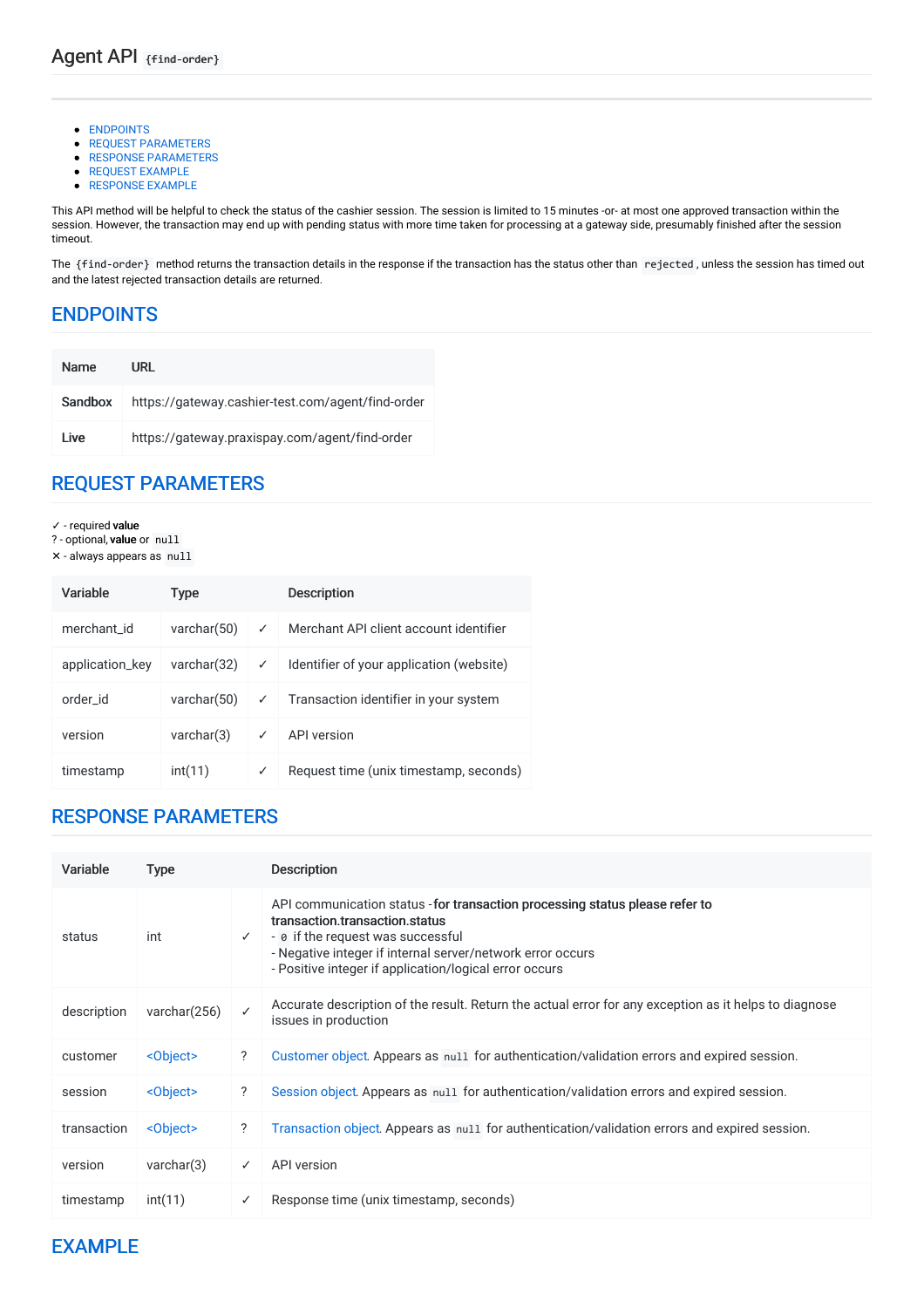# Agent API `{find-order}`

- ENDPOINTS
- REQUEST PARAMETERS
- RESPONSE PARAMETERS
- REQUEST EXAMPLE
- RESPONSE EXAMPLE

This API method will be helpful to check the status of the cashier session. The session is limited to 15 minutes -or- at most one approved transaction within the session. However, the transaction may end up with pending status with more time taken for processing at a gateway side, presumably finished after the session timeout.

The `{find-order}` method returns the transaction details in the response if the transaction has the status other than `rejected`, unless the session has timed out and the latest rejected transaction details are returned.

## ENDPOINTS

| Name | URL |
|---|---|
| **Sandbox** | https://gateway.cashier-test.com/agent/find-order |
| **Live** | https://gateway.praxispay.com/agent/find-order |

## REQUEST PARAMETERS

✓ - required **value**
? - optional, **value** or `null`
✕ - always appears as `null`

| Variable | Type | | Description |
|---|---|---|---|
| merchant_id | varchar(50) | ✓ | Merchant API client account identifier |
| application_key | varchar(32) | ✓ | Identifier of your application (website) |
| order_id | varchar(50) | ✓ | Transaction identifier in your system |
| version | varchar(3) | ✓ | API version |
| timestamp | int(11) | ✓ | Request time (unix timestamp, seconds) |

## RESPONSE PARAMETERS

| Variable | Type | | Description |
|---|---|---|---|
| status | int | ✓ | API communication status -**for transaction processing status please refer to transaction.transaction.status**<br>- `0` if the request was successful<br>- Negative integer if internal server/network error occurs<br>- Positive integer if application/logical error occurs |
| description | varchar(256) | ✓ | Accurate description of the result. Return the actual error for any exception as it helps to diagnose issues in production |
| customer | <Object> | ? | Customer object. Appears as `null` for authentication/validation errors and expired session. |
| session | <Object> | ? | Session object. Appears as `null` for authentication/validation errors and expired session. |
| transaction | <Object> | ? | Transaction object. Appears as `null` for authentication/validation errors and expired session. |
| version | varchar(3) | ✓ | API version |
| timestamp | int(11) | ✓ | Response time (unix timestamp, seconds) |

## EXAMPLE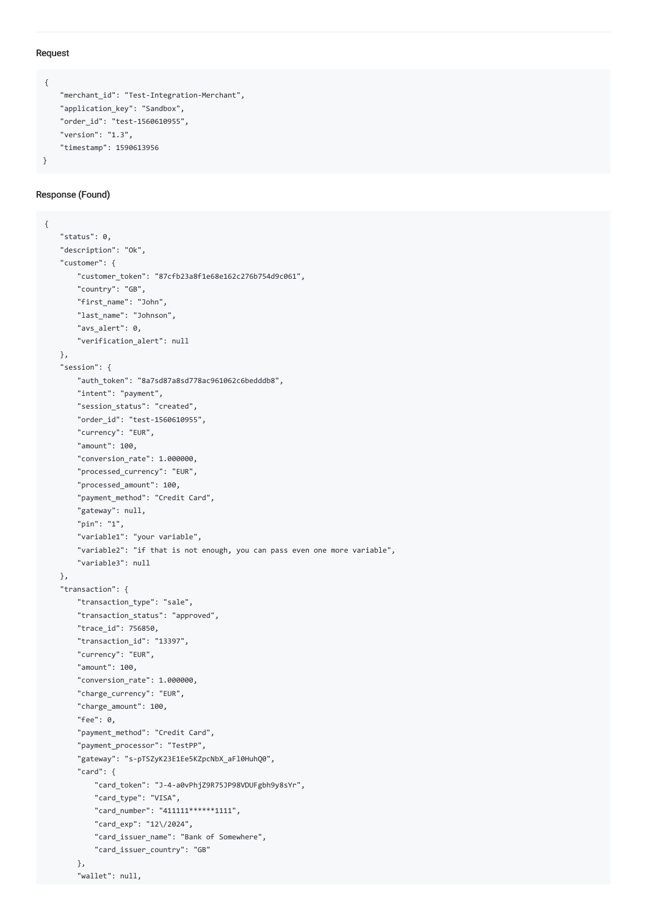### Request

```
{
    "merchant_id": "Test-Integration-Merchant",
    "application_key": "Sandbox",
    "order_id": "test-1560610955",
    "version": "1.3",
    "timestamp": 1590613956
}
```

### Response (Found)

```
{
    "status": 0,
    "description": "Ok",
    "customer": {
        "customer_token": "87cfb23a8f1e68e162c276b754d9c061",
        "country": "GB",
        "first_name": "John",
        "last_name": "Johnson",
        "avs_alert": 0,
        "verification_alert": null
    },
    "session": {
        "auth_token": "8a7sd87a8sd778ac961062c6bedddb8",
        "intent": "payment",
        "session_status": "created",
        "order_id": "test-1560610955",
        "currency": "EUR",
        "amount": 100,
        "conversion_rate": 1.000000,
        "processed_currency": "EUR",
        "processed_amount": 100,
        "payment_method": "Credit Card",
        "gateway": null,
        "pin": "1",
        "variable1": "your variable",
        "variable2": "if that is not enough, you can pass even one more variable",
        "variable3": null
    },
    "transaction": {
        "transaction_type": "sale",
        "transaction_status": "approved",
        "trace_id": 756850,
        "transaction_id": "13397",
        "currency": "EUR",
        "amount": 100,
        "conversion_rate": 1.000000,
        "charge_currency": "EUR",
        "charge_amount": 100,
        "fee": 0,
        "payment_method": "Credit Card",
        "payment_processor": "TestPP",
        "gateway": "s-pTSZyK23E1Ee5KZpcNbX_aFl0HuhQ0",
        "card": {
            "card_token": "J-4-a0vPhjZ9R75JP98VDUFgbh9y8sYr",
            "card_type": "VISA",
            "card_number": "411111******1111",
            "card_exp": "12\/2024",
            "card_issuer_name": "Bank of Somewhere",
            "card_issuer_country": "GB"
        },
        "wallet": null,
```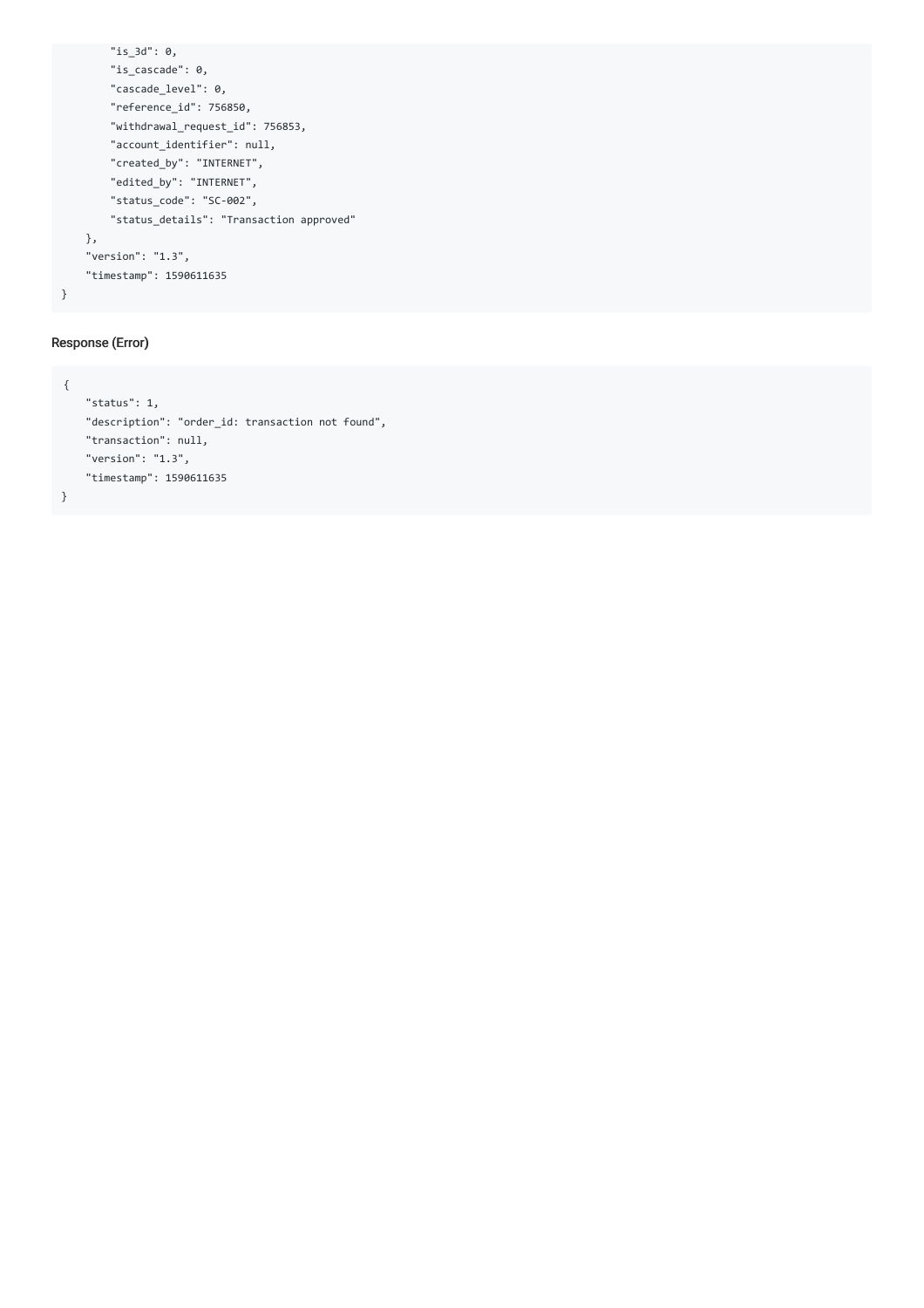```
        "is_3d": 0,
        "is_cascade": 0,
        "cascade_level": 0,
        "reference_id": 756850,
        "withdrawal_request_id": 756853,
        "account_identifier": null,
        "created_by": "INTERNET",
        "edited_by": "INTERNET",
        "status_code": "SC-002",
        "status_details": "Transaction approved"
    },
    "version": "1.3",
    "timestamp": 1590611635
}
```

Response (Error)

```
{
    "status": 1,
    "description": "order_id: transaction not found",
    "transaction": null,
    "version": "1.3",
    "timestamp": 1590611635
}
```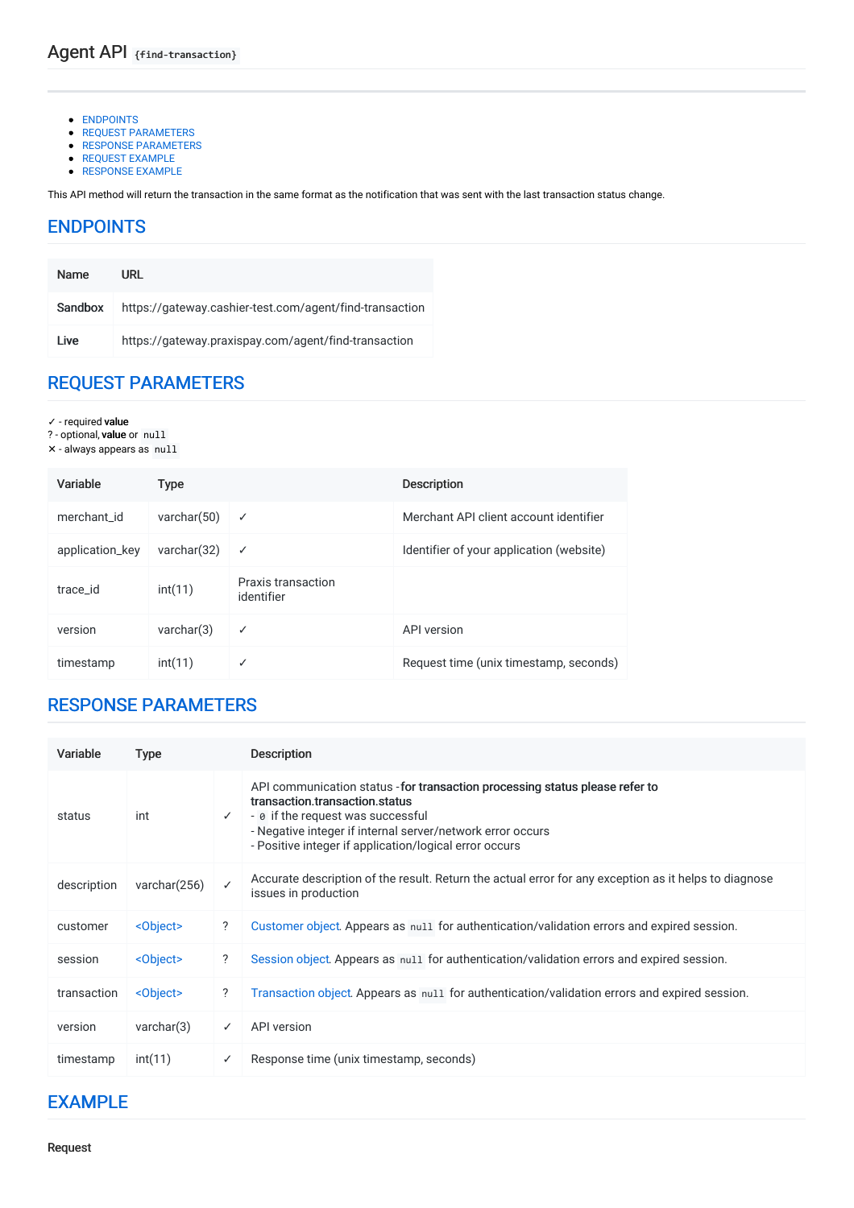# Agent API `{find-transaction}`

- ENDPOINTS
- REQUEST PARAMETERS
- RESPONSE PARAMETERS
- REQUEST EXAMPLE
- RESPONSE EXAMPLE

This API method will return the transaction in the same format as the notification that was sent with the last transaction status change.

## ENDPOINTS

| Name | URL |
|---|---|
| Sandbox | https://gateway.cashier-test.com/agent/find-transaction |
| Live | https://gateway.praxispay.com/agent/find-transaction |

## REQUEST PARAMETERS

✓ - required **value**
? - optional, **value** or `null`
✕ - always appears as `null`

| Variable | Type | | Description |
|---|---|---|---|
| merchant_id | varchar(50) | ✓ | Merchant API client account identifier |
| application_key | varchar(32) | ✓ | Identifier of your application (website) |
| trace_id | int(11) | Praxis transaction identifier | |
| version | varchar(3) | ✓ | API version |
| timestamp | int(11) | ✓ | Request time (unix timestamp, seconds) |

## RESPONSE PARAMETERS

| Variable | Type | | Description |
|---|---|---|---|
| status | int | ✓ | API communication status -**for transaction processing status please refer to transaction.transaction.status**<br>- `0` if the request was successful<br>- Negative integer if internal server/network error occurs<br>- Positive integer if application/logical error occurs |
| description | varchar(256) | ✓ | Accurate description of the result. Return the actual error for any exception as it helps to diagnose issues in production |
| customer | <Object> | ? | Customer object. Appears as `null` for authentication/validation errors and expired session. |
| session | <Object> | ? | Session object. Appears as `null` for authentication/validation errors and expired session. |
| transaction | <Object> | ? | Transaction object. Appears as `null` for authentication/validation errors and expired session. |
| version | varchar(3) | ✓ | API version |
| timestamp | int(11) | ✓ | Response time (unix timestamp, seconds) |

## EXAMPLE

**Request**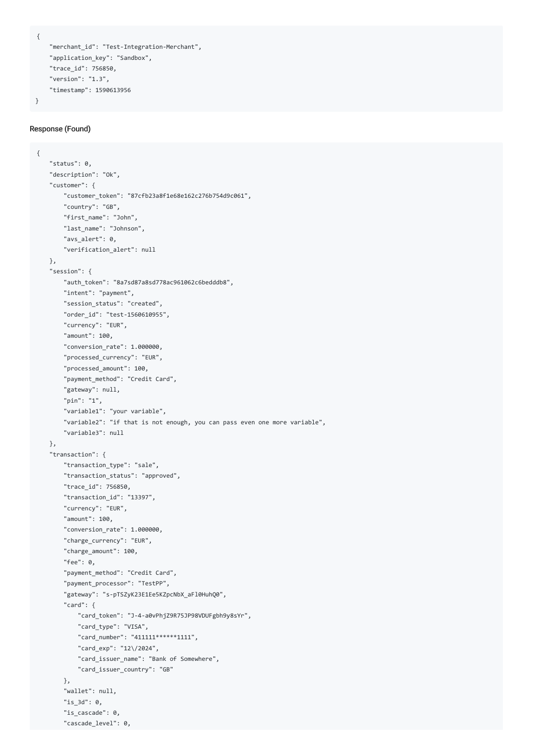```
{
    "merchant_id": "Test-Integration-Merchant",
    "application_key": "Sandbox",
    "trace_id": 756850,
    "version": "1.3",
    "timestamp": 1590613956
}
```

#### Response (Found)

```
{
    "status": 0,
    "description": "Ok",
    "customer": {
        "customer_token": "87cfb23a8f1e68e162c276b754d9c061",
        "country": "GB",
        "first_name": "John",
        "last_name": "Johnson",
        "avs_alert": 0,
        "verification_alert": null
    },
    "session": {
        "auth_token": "8a7sd87a8sd778ac961062c6bedddb8",
        "intent": "payment",
        "session_status": "created",
        "order_id": "test-1560610955",
        "currency": "EUR",
        "amount": 100,
        "conversion_rate": 1.000000,
        "processed_currency": "EUR",
        "processed_amount": 100,
        "payment_method": "Credit Card",
        "gateway": null,
        "pin": "1",
        "variable1": "your variable",
        "variable2": "if that is not enough, you can pass even one more variable",
        "variable3": null
    },
    "transaction": {
        "transaction_type": "sale",
        "transaction_status": "approved",
        "trace_id": 756850,
        "transaction_id": "13397",
        "currency": "EUR",
        "amount": 100,
        "conversion_rate": 1.000000,
        "charge_currency": "EUR",
        "charge_amount": 100,
        "fee": 0,
        "payment_method": "Credit Card",
        "payment_processor": "TestPP",
        "gateway": "s-pTSZyK23E1Ee5KZpcNbX_aFl0HuhQ0",
        "card": {
            "card_token": "J-4-a0vPhjZ9R75JP98VDUFgbh9y8sYr",
            "card_type": "VISA",
            "card_number": "411111******1111",
            "card_exp": "12\/2024",
            "card_issuer_name": "Bank of Somewhere",
            "card_issuer_country": "GB"
        },
        "wallet": null,
        "is_3d": 0,
        "is_cascade": 0,
        "cascade_level": 0,
```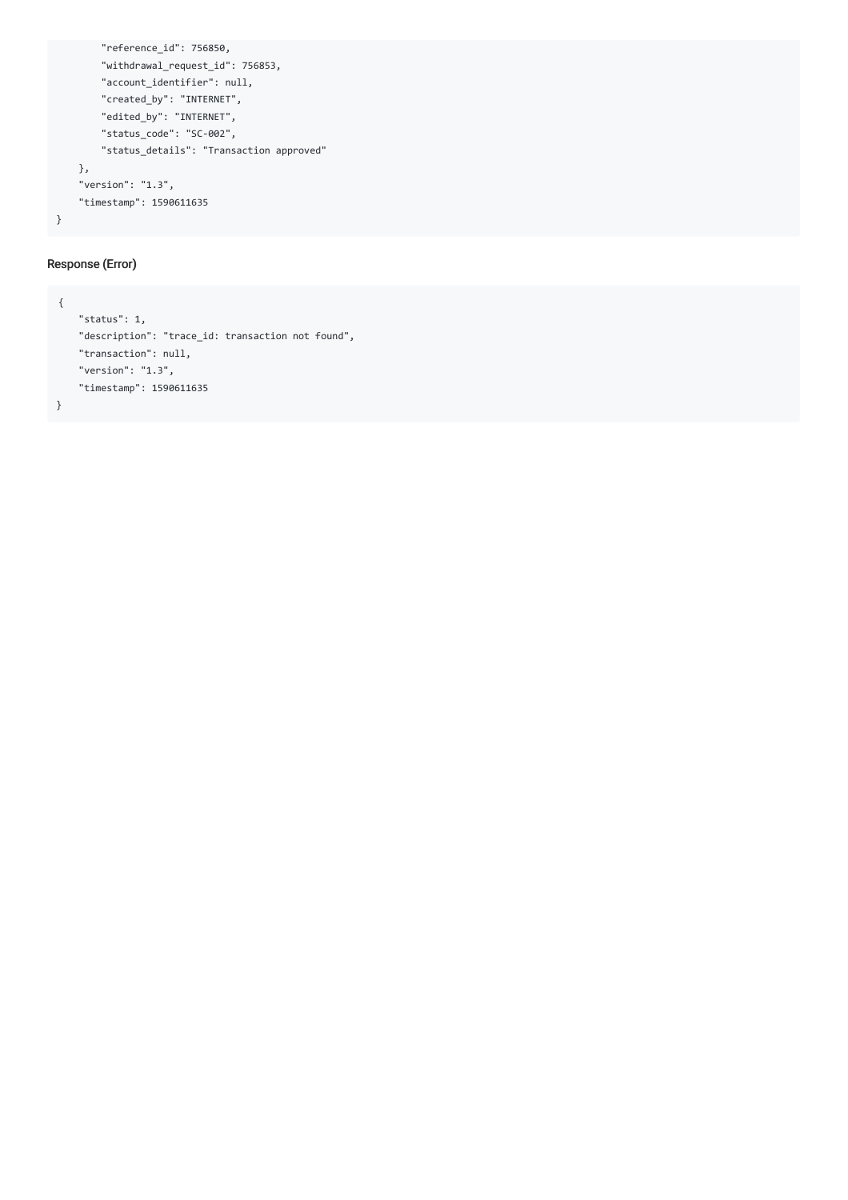```
        "reference_id": 756850,
        "withdrawal_request_id": 756853,
        "account_identifier": null,
        "created_by": "INTERNET",
        "edited_by": "INTERNET",
        "status_code": "SC-002",
        "status_details": "Transaction approved"
    },
    "version": "1.3",
    "timestamp": 1590611635
}
```

#### Response (Error)

```
{
    "status": 1,
    "description": "trace_id: transaction not found",
    "transaction": null,
    "version": "1.3",
    "timestamp": 1590611635
}
```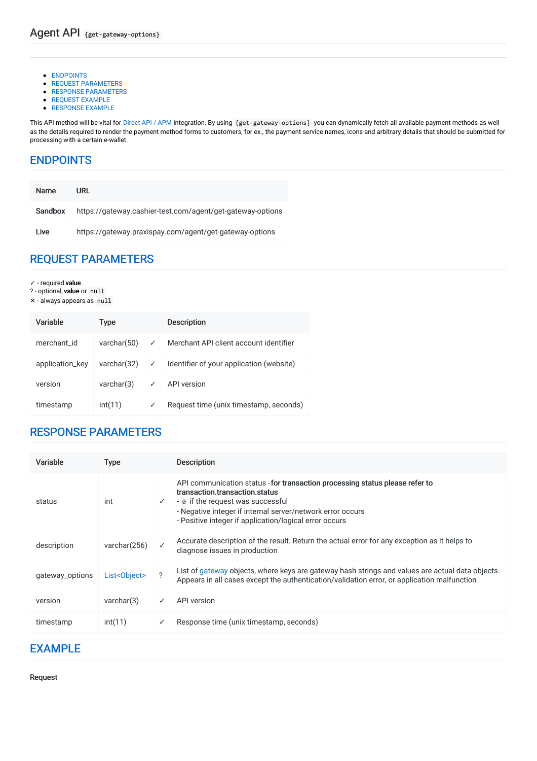# Agent API `{get-gateway-options}`

- ENDPOINTS
- REQUEST PARAMETERS
- RESPONSE PARAMETERS
- REQUEST EXAMPLE
- RESPONSE EXAMPLE

This API method will be vital for Direct API / APM integration. By using `{get-gateway-options}` you can dynamically fetch all available payment methods as well as the details required to render the payment method forms to customers, for ex., the payment service names, icons and arbitrary details that should be submitted for processing with a certain e-wallet.

## ENDPOINTS

| Name | URL |
|---|---|
| **Sandbox** | https://gateway.cashier-test.com/agent/get-gateway-options |
| **Live** | https://gateway.praxispay.com/agent/get-gateway-options |

## REQUEST PARAMETERS

✓ - required **value**
? - optional, **value** or `null`
✕ - always appears as `null`

| Variable | Type | | Description |
|---|---|---|---|
| merchant_id | varchar(50) | ✓ | Merchant API client account identifier |
| application_key | varchar(32) | ✓ | Identifier of your application (website) |
| version | varchar(3) | ✓ | API version |
| timestamp | int(11) | ✓ | Request time (unix timestamp, seconds) |

## RESPONSE PARAMETERS

| Variable | Type | | Description |
|---|---|---|---|
| status | int | ✓ | API communication status - **for transaction processing status please refer to transaction.transaction.status**<br>- `0` if the request was successful<br>- Negative integer if internal server/network error occurs<br>- Positive integer if application/logical error occurs |
| description | varchar(256) | ✓ | Accurate description of the result. Return the actual error for any exception as it helps to diagnose issues in production |
| gateway_options | List<Object> | ? | List of gateway objects, where keys are gateway hash strings and values are actual data objects. Appears in all cases except the authentication/validation error, or application malfunction |
| version | varchar(3) | ✓ | API version |
| timestamp | int(11) | ✓ | Response time (unix timestamp, seconds) |

## EXAMPLE

**Request**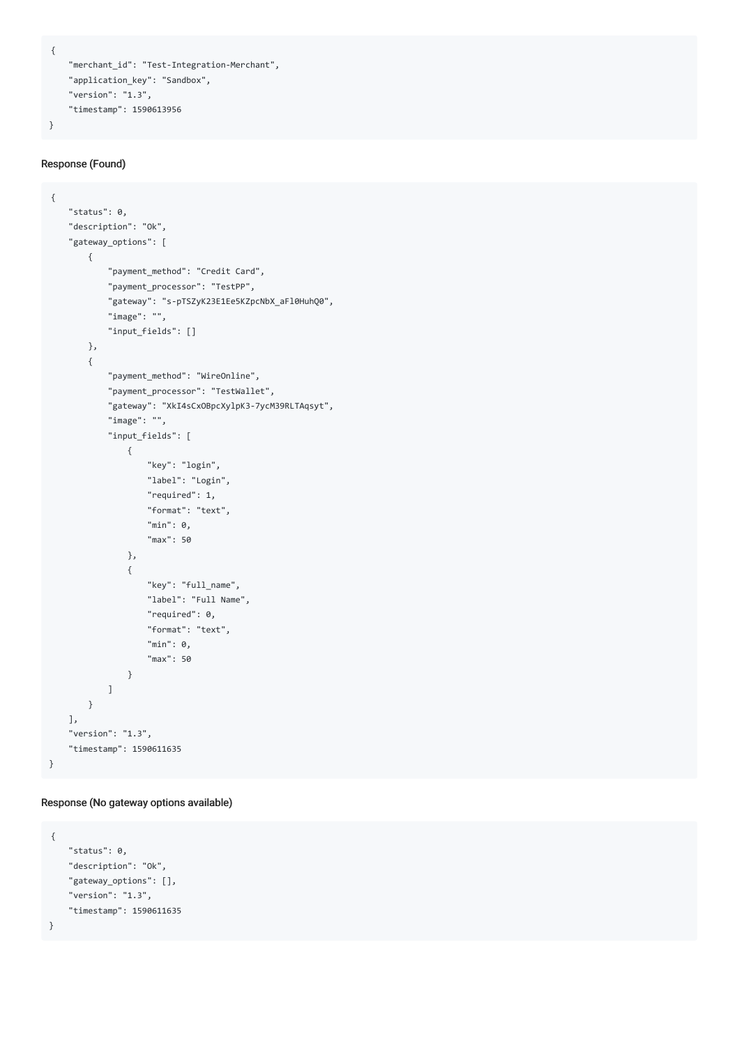```
{
    "merchant_id": "Test-Integration-Merchant",
    "application_key": "Sandbox",
    "version": "1.3",
    "timestamp": 1590613956
}
```

#### Response (Found)

```
{
    "status": 0,
    "description": "Ok",
    "gateway_options": [
        {
            "payment_method": "Credit Card",
            "payment_processor": "TestPP",
            "gateway": "s-pTSZyK23E1Ee5KZpcNbX_aFl0HuhQ0",
            "image": "",
            "input_fields": []
        },
        {
            "payment_method": "WireOnline",
            "payment_processor": "TestWallet",
            "gateway": "XkI4sCxOBpcXylpK3-7ycM39RLTAqsyt",
            "image": "",
            "input_fields": [
                {
                    "key": "login",
                    "label": "Login",
                    "required": 1,
                    "format": "text",
                    "min": 0,
                    "max": 50
                },
                {
                    "key": "full_name",
                    "label": "Full Name",
                    "required": 0,
                    "format": "text",
                    "min": 0,
                    "max": 50
                }
            ]
        }
    ],
    "version": "1.3",
    "timestamp": 1590611635
}
```

#### Response (No gateway options available)

```
{
    "status": 0,
    "description": "Ok",
    "gateway_options": [],
    "version": "1.3",
    "timestamp": 1590611635
}
```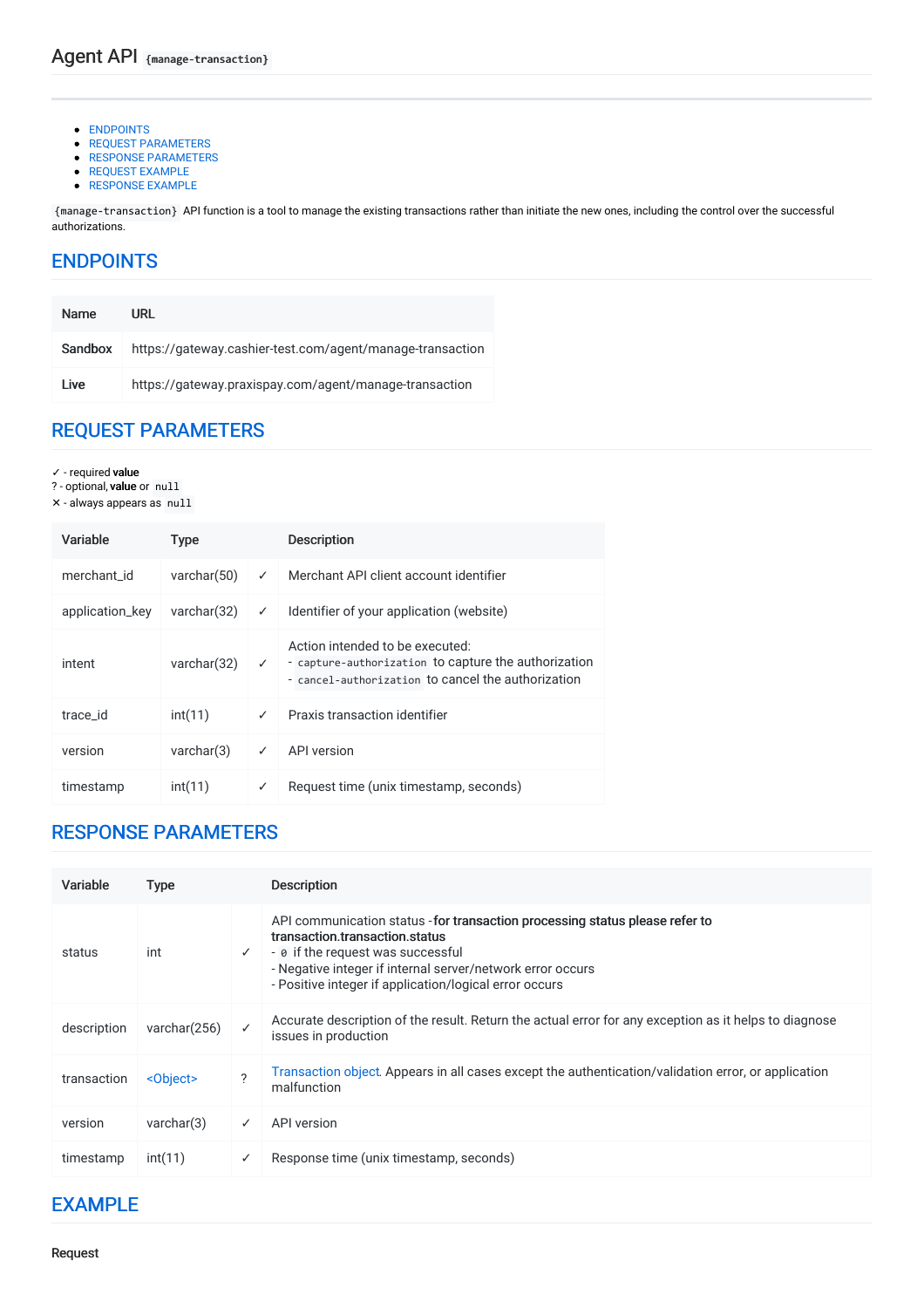# Agent API `{manage-transaction}`

- ENDPOINTS
- REQUEST PARAMETERS
- RESPONSE PARAMETERS
- REQUEST EXAMPLE
- RESPONSE EXAMPLE

`{manage-transaction}` API function is a tool to manage the existing transactions rather than initiate the new ones, including the control over the successful authorizations.

## ENDPOINTS

| Name | URL |
|---|---|
| **Sandbox** | https://gateway.cashier-test.com/agent/manage-transaction |
| **Live** | https://gateway.praxispay.com/agent/manage-transaction |

## REQUEST PARAMETERS

✓ - required **value**
? - optional, **value** or `null`
✕ - always appears as `null`

| Variable | Type | | Description |
|---|---|---|---|
| merchant_id | varchar(50) | ✓ | Merchant API client account identifier |
| application_key | varchar(32) | ✓ | Identifier of your application (website) |
| intent | varchar(32) | ✓ | Action intended to be executed:<br>- `capture-authorization` to capture the authorization<br>- `cancel-authorization` to cancel the authorization |
| trace_id | int(11) | ✓ | Praxis transaction identifier |
| version | varchar(3) | ✓ | API version |
| timestamp | int(11) | ✓ | Request time (unix timestamp, seconds) |

## RESPONSE PARAMETERS

| Variable | Type | | Description |
|---|---|---|---|
| status | int | ✓ | API communication status - **for transaction processing status please refer to transaction.transaction.status**<br>- `0` if the request was successful<br>- Negative integer if internal server/network error occurs<br>- Positive integer if application/logical error occurs |
| description | varchar(256) | ✓ | Accurate description of the result. Return the actual error for any exception as it helps to diagnose issues in production |
| transaction | <Object> | ? | Transaction object. Appears in all cases except the authentication/validation error, or application malfunction |
| version | varchar(3) | ✓ | API version |
| timestamp | int(11) | ✓ | Response time (unix timestamp, seconds) |

## EXAMPLE

**Request**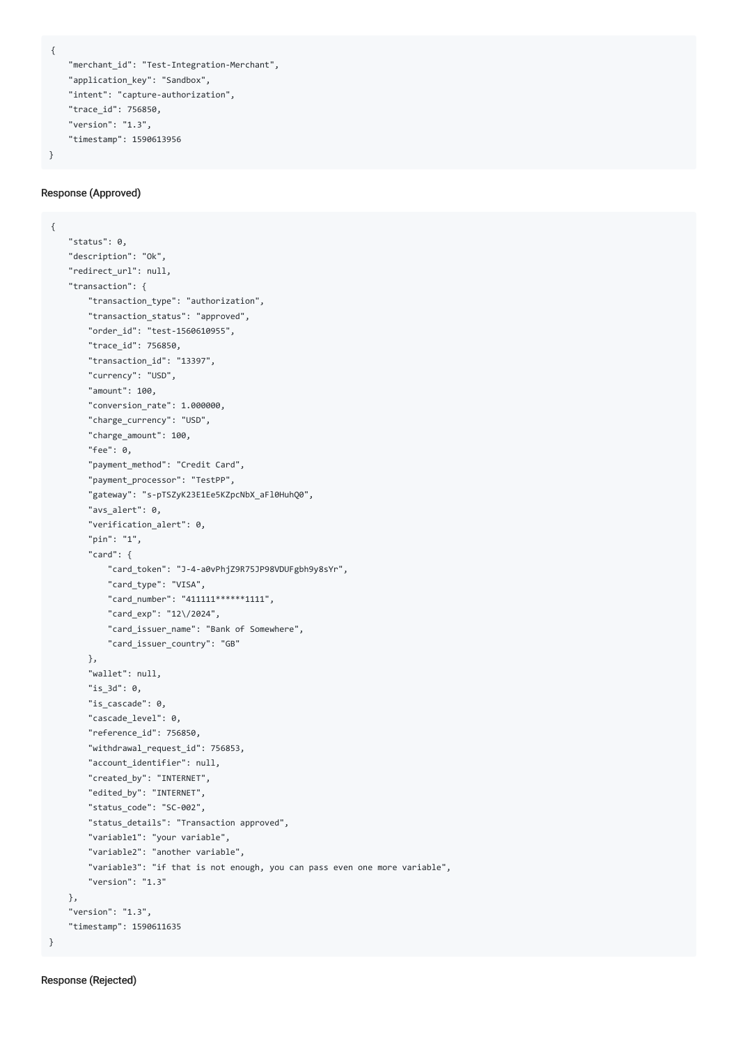```
{
    "merchant_id": "Test-Integration-Merchant",
    "application_key": "Sandbox",
    "intent": "capture-authorization",
    "trace_id": 756850,
    "version": "1.3",
    "timestamp": 1590613956
}
```

#### Response (Approved)

```
{
    "status": 0,
    "description": "Ok",
    "redirect_url": null,
    "transaction": {
        "transaction_type": "authorization",
        "transaction_status": "approved",
        "order_id": "test-1560610955",
        "trace_id": 756850,
        "transaction_id": "13397",
        "currency": "USD",
        "amount": 100,
        "conversion_rate": 1.000000,
        "charge_currency": "USD",
        "charge_amount": 100,
        "fee": 0,
        "payment_method": "Credit Card",
        "payment_processor": "TestPP",
        "gateway": "s-pTSZyK23E1Ee5KZpcNbX_aFl0HuhQ0",
        "avs_alert": 0,
        "verification_alert": 0,
        "pin": "1",
        "card": {
            "card_token": "J-4-a0vPhjZ9R75JP98VDUFgbh9y8sYr",
            "card_type": "VISA",
            "card_number": "411111******1111",
            "card_exp": "12\/2024",
            "card_issuer_name": "Bank of Somewhere",
            "card_issuer_country": "GB"
        },
        "wallet": null,
        "is_3d": 0,
        "is_cascade": 0,
        "cascade_level": 0,
        "reference_id": 756850,
        "withdrawal_request_id": 756853,
        "account_identifier": null,
        "created_by": "INTERNET",
        "edited_by": "INTERNET",
        "status_code": "SC-002",
        "status_details": "Transaction approved",
        "variable1": "your variable",
        "variable2": "another variable",
        "variable3": "if that is not enough, you can pass even one more variable",
        "version": "1.3"
    },
    "version": "1.3",
    "timestamp": 1590611635
}
```

#### Response (Rejected)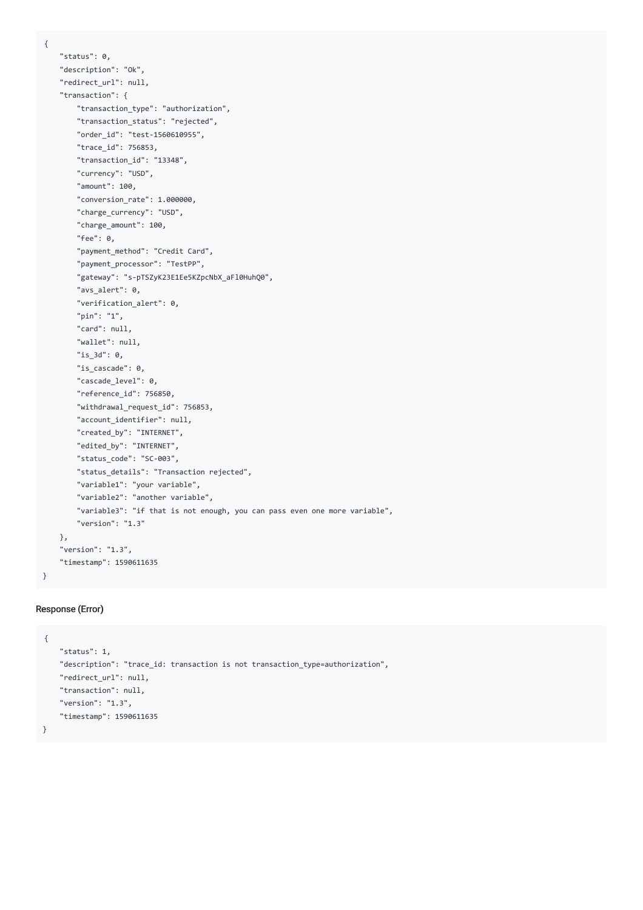```
{
    "status": 0,
    "description": "Ok",
    "redirect_url": null,
    "transaction": {
        "transaction_type": "authorization",
        "transaction_status": "rejected",
        "order_id": "test-1560610955",
        "trace_id": 756853,
        "transaction_id": "13348",
        "currency": "USD",
        "amount": 100,
        "conversion_rate": 1.000000,
        "charge_currency": "USD",
        "charge_amount": 100,
        "fee": 0,
        "payment_method": "Credit Card",
        "payment_processor": "TestPP",
        "gateway": "s-pTSZyK23E1Ee5KZpcNbX_aFl0HuhQ0",
        "avs_alert": 0,
        "verification_alert": 0,
        "pin": "1",
        "card": null,
        "wallet": null,
        "is_3d": 0,
        "is_cascade": 0,
        "cascade_level": 0,
        "reference_id": 756850,
        "withdrawal_request_id": 756853,
        "account_identifier": null,
        "created_by": "INTERNET",
        "edited_by": "INTERNET",
        "status_code": "SC-003",
        "status_details": "Transaction rejected",
        "variable1": "your variable",
        "variable2": "another variable",
        "variable3": "if that is not enough, you can pass even one more variable",
        "version": "1.3"
    },
    "version": "1.3",
    "timestamp": 1590611635
}
```

#### Response (Error)

```
{
    "status": 1,
    "description": "trace_id: transaction is not transaction_type=authorization",
    "redirect_url": null,
    "transaction": null,
    "version": "1.3",
    "timestamp": 1590611635
}
```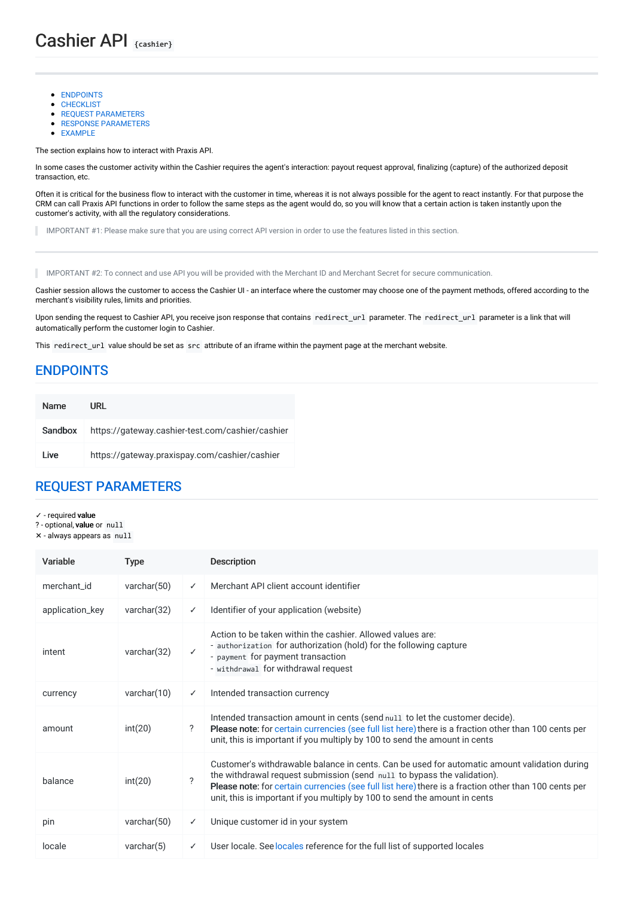# Cashier API `{cashier}`

---

- ENDPOINTS
- CHECKLIST
- REQUEST PARAMETERS
- RESPONSE PARAMETERS
- EXAMPLE

The section explains how to interact with Praxis API.

In some cases the customer activity within the Cashier requires the agent's interaction: payout request approval, finalizing (capture) of the authorized deposit transaction, etc.

Often it is critical for the business flow to interact with the customer in time, whereas it is not always possible for the agent to react instantly. For that purpose the CRM can call Praxis API functions in order to follow the same steps as the agent would do, so you will know that a certain action is taken instantly upon the customer's activity, with all the regulatory considerations.

> IMPORTANT #1: Please make sure that you are using correct API version in order to use the features listed in this section.

---

> IMPORTANT #2: To connect and use API you will be provided with the Merchant ID and Merchant Secret for secure communication.

Cashier session allows the customer to access the Cashier UI - an interface where the customer may choose one of the payment methods, offered according to the merchant's visibility rules, limits and priorities.

Upon sending the request to Cashier API, you receive json response that contains `redirect_url` parameter. The `redirect_url` parameter is a link that will automatically perform the customer login to Cashier.

This `redirect_url` value should be set as `src` attribute of an iframe within the payment page at the merchant website.

## ENDPOINTS

| Name | URL |
|---|---|
| **Sandbox** | https://gateway.cashier-test.com/cashier/cashier |
| **Live** | https://gateway.praxispay.com/cashier/cashier |

## REQUEST PARAMETERS

✓ - required **value**
? - optional, **value** or `null`
✕ - always appears as `null`

| Variable | Type | | Description |
|---|---|---|---|
| merchant_id | varchar(50) | ✓ | Merchant API client account identifier |
| application_key | varchar(32) | ✓ | Identifier of your application (website) |
| intent | varchar(32) | ✓ | Action to be taken within the cashier. Allowed values are:<br>- `authorization` for authorization (hold) for the following capture<br>- `payment` for payment transaction<br>- `withdrawal` for withdrawal request |
| currency | varchar(10) | ✓ | Intended transaction currency |
| amount | int(20) | ? | Intended transaction amount in cents (send `null` to let the customer decide).<br>**Please note:** for certain currencies (see full list here) there is a fraction other than 100 cents per unit, this is important if you multiply by 100 to send the amount in cents |
| balance | int(20) | ? | Customer's withdrawable balance in cents. Can be used for automatic amount validation during the withdrawal request submission (send `null` to bypass the validation).<br>**Please note:** for certain currencies (see full list here) there is a fraction other than 100 cents per unit, this is important if you multiply by 100 to send the amount in cents |
| pin | varchar(50) | ✓ | Unique customer id in your system |
| locale | varchar(5) | ✓ | User locale. See locales reference for the full list of supported locales |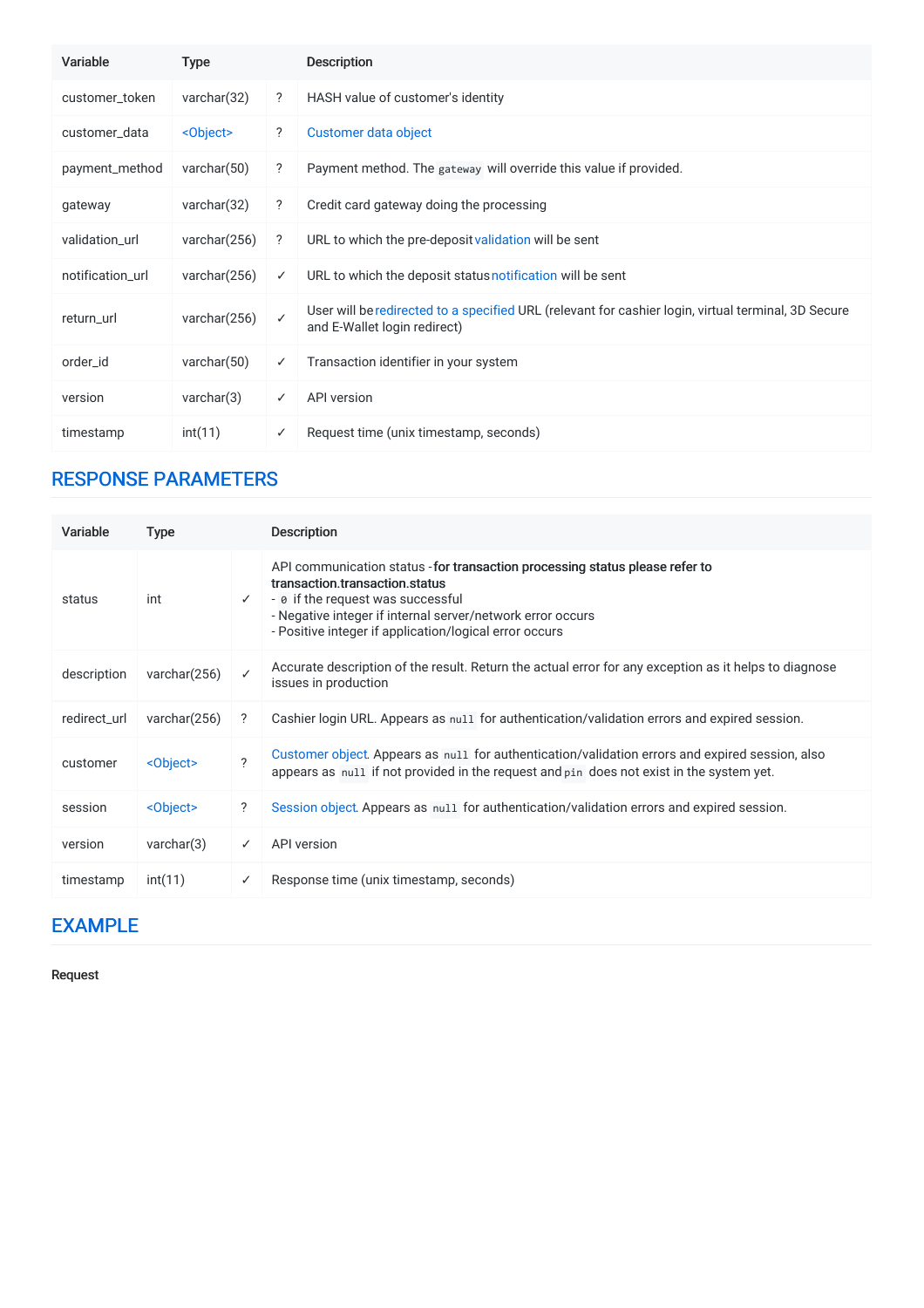| Variable | Type | | Description |
|---|---|---|---|
| customer_token | varchar(32) | ? | HASH value of customer's identity |
| customer_data | <Object> | ? | Customer data object |
| payment_method | varchar(50) | ? | Payment method. The `gateway` will override this value if provided. |
| gateway | varchar(32) | ? | Credit card gateway doing the processing |
| validation_url | varchar(256) | ? | URL to which the pre-deposit validation will be sent |
| notification_url | varchar(256) | ✓ | URL to which the deposit status notification will be sent |
| return_url | varchar(256) | ✓ | User will be redirected to a specified URL (relevant for cashier login, virtual terminal, 3D Secure and E-Wallet login redirect) |
| order_id | varchar(50) | ✓ | Transaction identifier in your system |
| version | varchar(3) | ✓ | API version |
| timestamp | int(11) | ✓ | Request time (unix timestamp, seconds) |

## RESPONSE PARAMETERS

| Variable | Type | | Description |
|---|---|---|---|
| status | int | ✓ | API communication status - **for transaction processing status please refer to transaction.transaction.status**<br>- `0` if the request was successful<br>- Negative integer if internal server/network error occurs<br>- Positive integer if application/logical error occurs |
| description | varchar(256) | ✓ | Accurate description of the result. Return the actual error for any exception as it helps to diagnose issues in production |
| redirect_url | varchar(256) | ? | Cashier login URL. Appears as `null` for authentication/validation errors and expired session. |
| customer | <Object> | ? | Customer object. Appears as `null` for authentication/validation errors and expired session, also appears as `null` if not provided in the request and `pin` does not exist in the system yet. |
| session | <Object> | ? | Session object. Appears as `null` for authentication/validation errors and expired session. |
| version | varchar(3) | ✓ | API version |
| timestamp | int(11) | ✓ | Response time (unix timestamp, seconds) |

## EXAMPLE

**Request**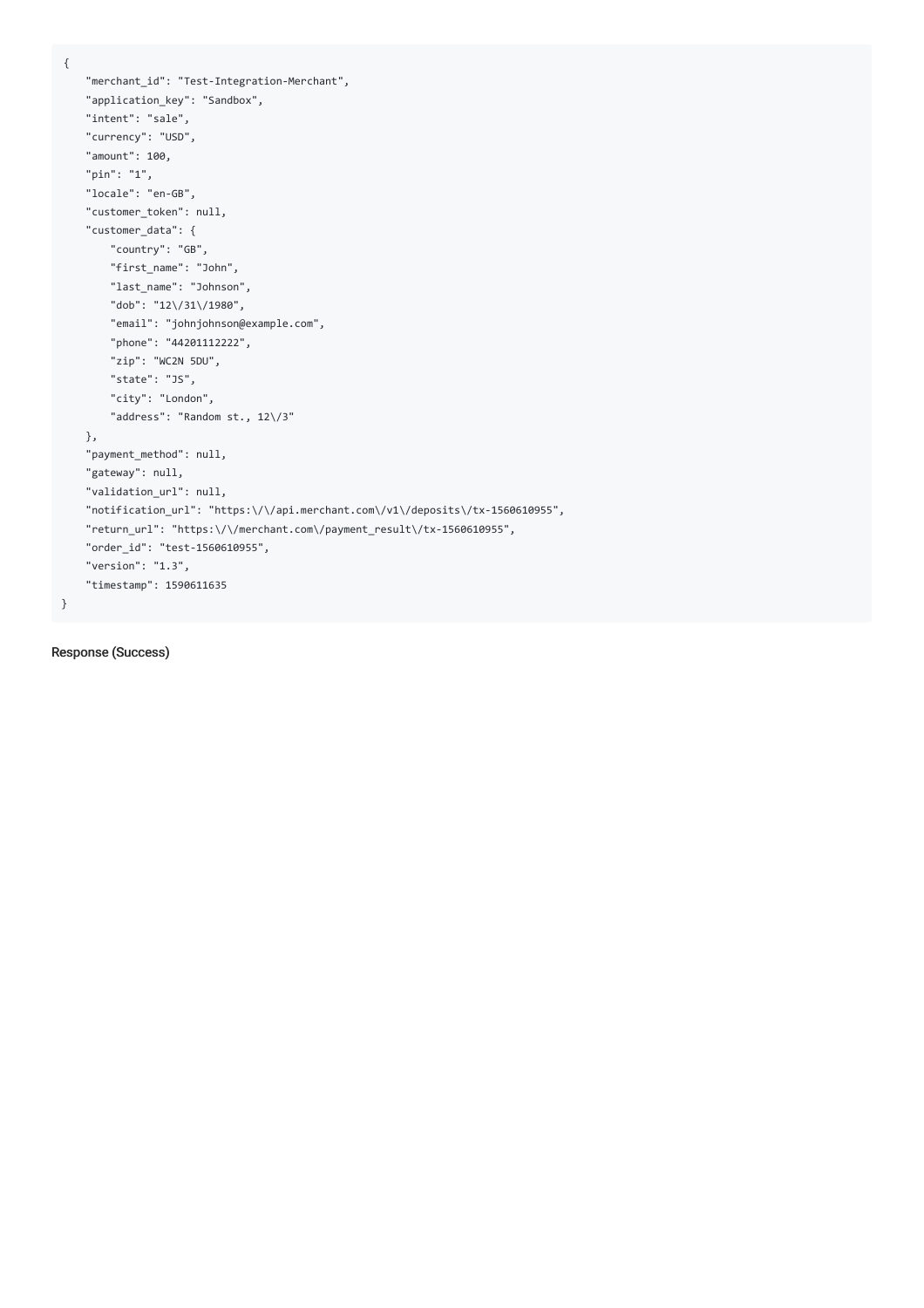```
{
    "merchant_id": "Test-Integration-Merchant",
    "application_key": "Sandbox",
    "intent": "sale",
    "currency": "USD",
    "amount": 100,
    "pin": "1",
    "locale": "en-GB",
    "customer_token": null,
    "customer_data": {
        "country": "GB",
        "first_name": "John",
        "last_name": "Johnson",
        "dob": "12\/31\/1980",
        "email": "johnjohnson@example.com",
        "phone": "44201112222",
        "zip": "WC2N 5DU",
        "state": "JS",
        "city": "London",
        "address": "Random st., 12\/3"
    },
    "payment_method": null,
    "gateway": null,
    "validation_url": null,
    "notification_url": "https:\/\/api.merchant.com\/v1\/deposits\/tx-1560610955",
    "return_url": "https:\/\/merchant.com\/payment_result\/tx-1560610955",
    "order_id": "test-1560610955",
    "version": "1.3",
    "timestamp": 1590611635
}
```

Response (Success)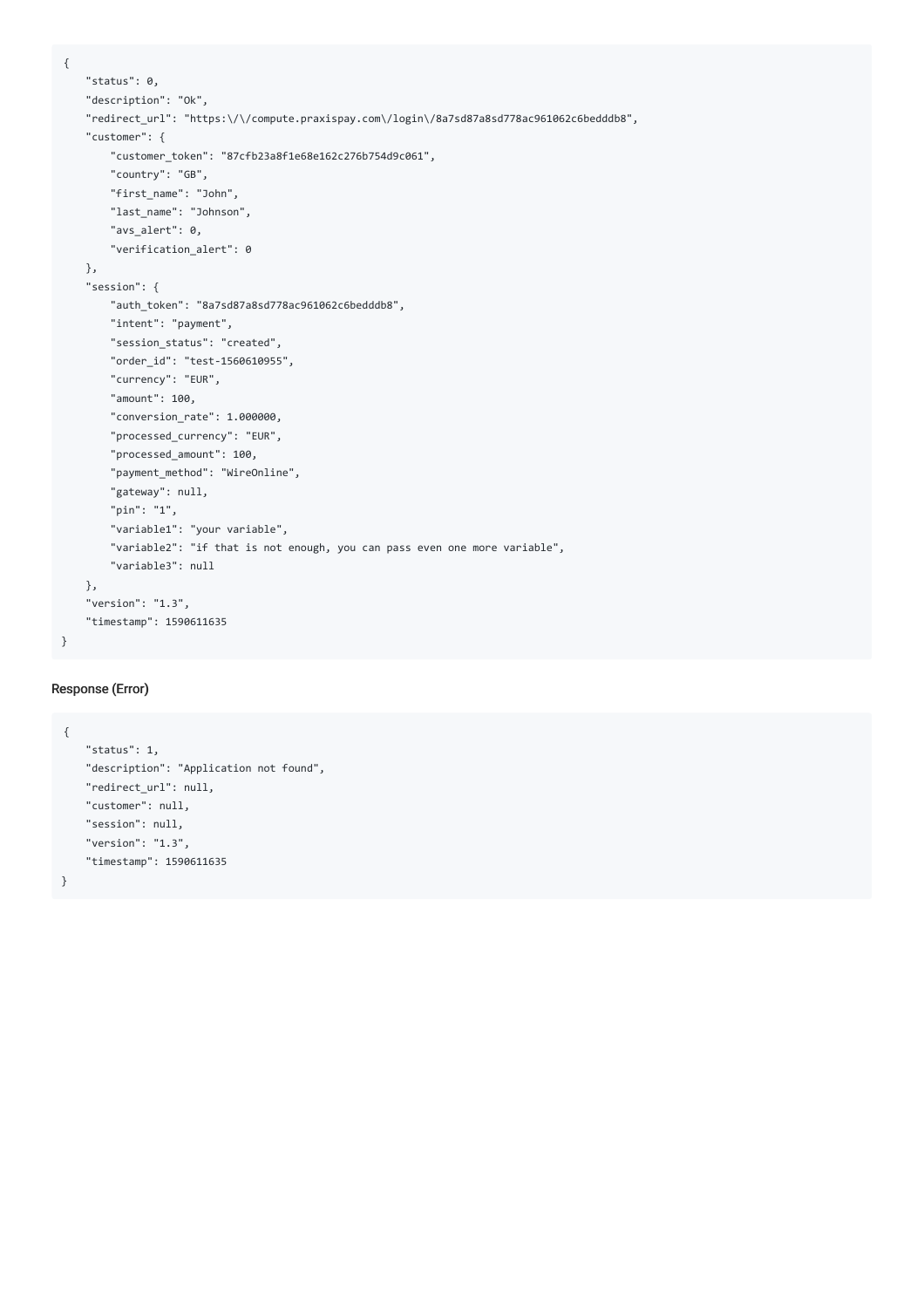```
{
    "status": 0,
    "description": "Ok",
    "redirect_url": "https:\/\/compute.praxispay.com\/login\/8a7sd87a8sd778ac961062c6bedddb8",
    "customer": {
        "customer_token": "87cfb23a8f1e68e162c276b754d9c061",
        "country": "GB",
        "first_name": "John",
        "last_name": "Johnson",
        "avs_alert": 0,
        "verification_alert": 0
    },
    "session": {
        "auth_token": "8a7sd87a8sd778ac961062c6bedddb8",
        "intent": "payment",
        "session_status": "created",
        "order_id": "test-1560610955",
        "currency": "EUR",
        "amount": 100,
        "conversion_rate": 1.000000,
        "processed_currency": "EUR",
        "processed_amount": 100,
        "payment_method": "WireOnline",
        "gateway": null,
        "pin": "1",
        "variable1": "your variable",
        "variable2": "if that is not enough, you can pass even one more variable",
        "variable3": null
    },
    "version": "1.3",
    "timestamp": 1590611635
}
```

#### Response (Error)

```
{
    "status": 1,
    "description": "Application not found",
    "redirect_url": null,
    "customer": null,
    "session": null,
    "version": "1.3",
    "timestamp": 1590611635
}
```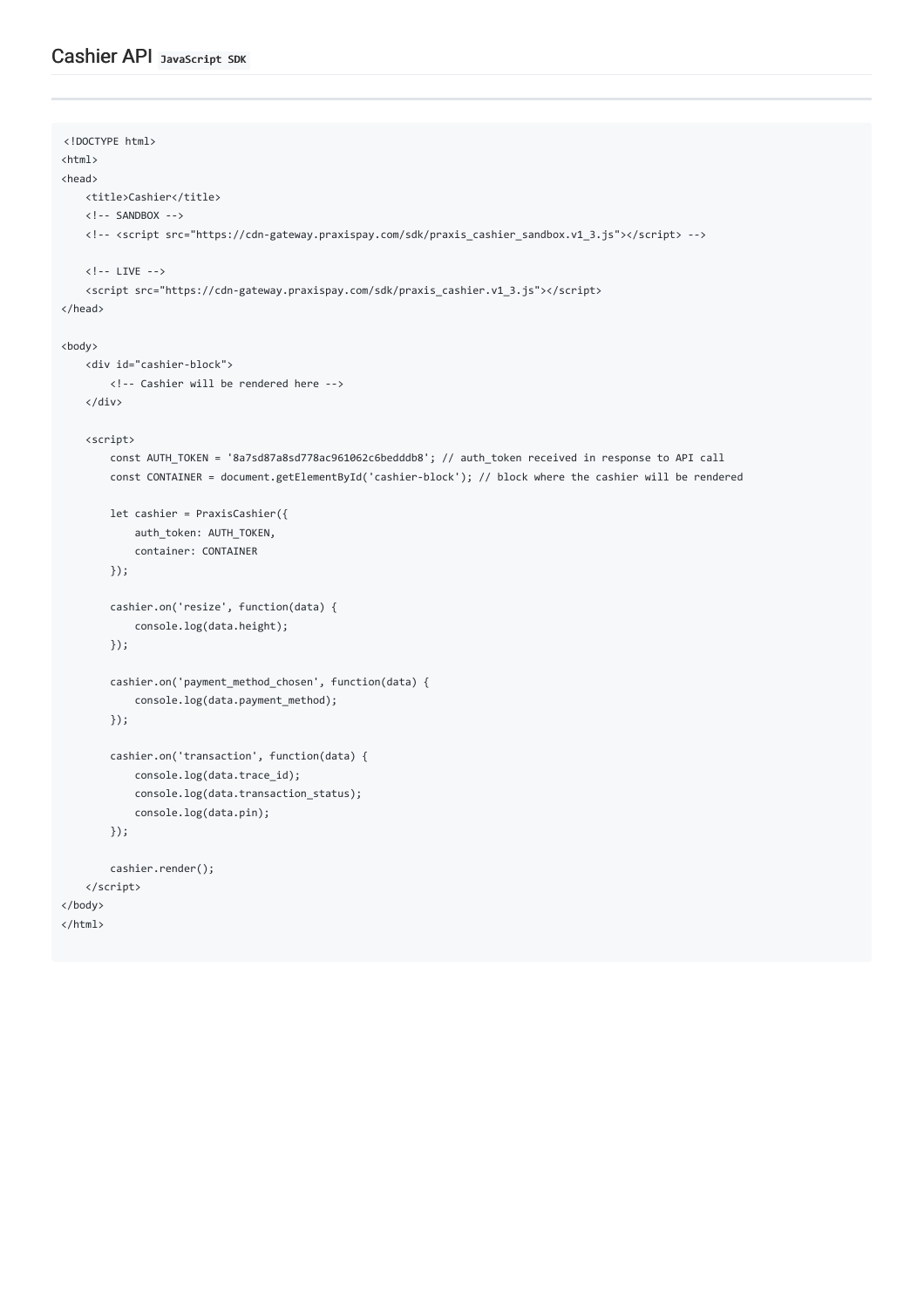## Cashier API `JavaScript SDK`

```
<!DOCTYPE html>
<html>
<head>
    <title>Cashier</title>
    <!-- SANDBOX -->
    <!-- <script src="https://cdn-gateway.praxispay.com/sdk/praxis_cashier_sandbox.v1_3.js"></script> -->

    <!-- LIVE -->
    <script src="https://cdn-gateway.praxispay.com/sdk/praxis_cashier.v1_3.js"></script>
</head>

<body>
    <div id="cashier-block">
        <!-- Cashier will be rendered here -->
    </div>

    <script>
        const AUTH_TOKEN = '8a7sd87a8sd778ac961062c6bedddb8'; // auth_token received in response to API call
        const CONTAINER = document.getElementById('cashier-block'); // block where the cashier will be rendered

        let cashier = PraxisCashier({
            auth_token: AUTH_TOKEN,
            container: CONTAINER
        });

        cashier.on('resize', function(data) {
            console.log(data.height);
        });

        cashier.on('payment_method_chosen', function(data) {
            console.log(data.payment_method);
        });

        cashier.on('transaction', function(data) {
            console.log(data.trace_id);
            console.log(data.transaction_status);
            console.log(data.pin);
        });

        cashier.render();
    </script>
</body>
</html>
```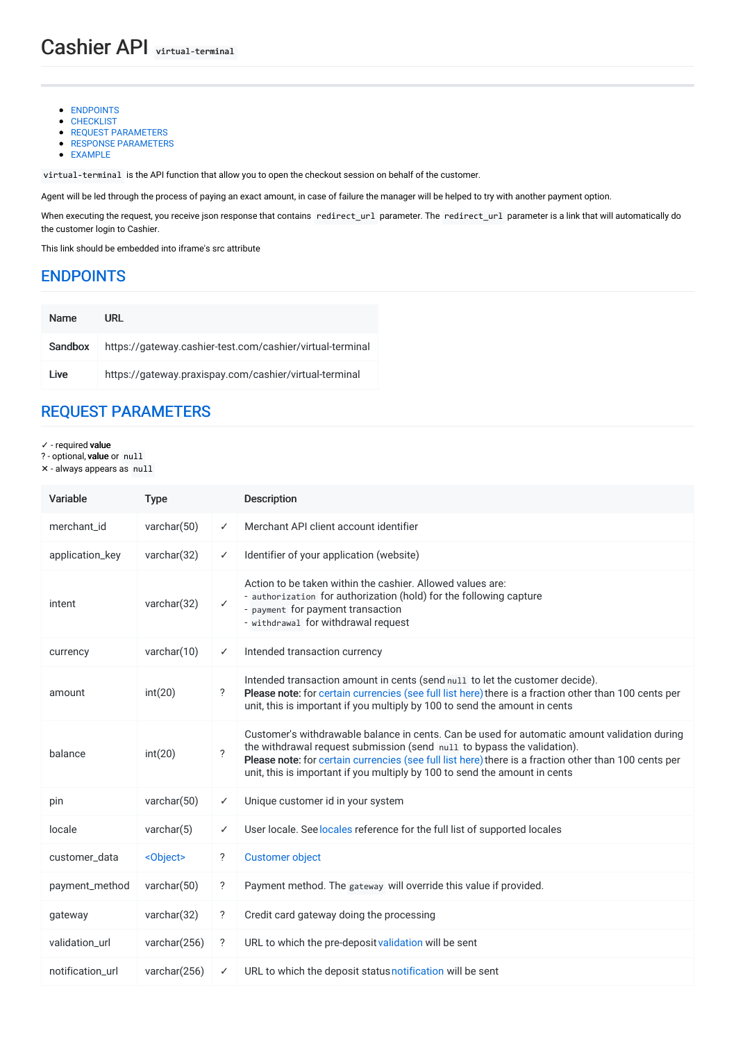# Cashier API `virtual-terminal`

- ENDPOINTS
- CHECKLIST
- REQUEST PARAMETERS
- RESPONSE PARAMETERS
- EXAMPLE

`virtual-terminal` is the API function that allow you to open the checkout session on behalf of the customer.

Agent will be led through the process of paying an exact amount, in case of failure the manager will be helped to try with another payment option.

When executing the request, you receive json response that contains `redirect_url` parameter. The `redirect_url` parameter is a link that will automatically do the customer login to Cashier.

This link should be embedded into iframe's src attribute

## ENDPOINTS

| Name | URL |
|---|---|
| **Sandbox** | https://gateway.cashier-test.com/cashier/virtual-terminal |
| **Live** | https://gateway.praxispay.com/cashier/virtual-terminal |

## REQUEST PARAMETERS

✓ - required **value**
? - optional, **value** or `null`
✕ - always appears as `null`

| Variable | Type | | Description |
|---|---|---|---|
| merchant_id | varchar(50) | ✓ | Merchant API client account identifier |
| application_key | varchar(32) | ✓ | Identifier of your application (website) |
| intent | varchar(32) | ✓ | Action to be taken within the cashier. Allowed values are:<br>- `authorization` for authorization (hold) for the following capture<br>- `payment` for payment transaction<br>- `withdrawal` for withdrawal request |
| currency | varchar(10) | ✓ | Intended transaction currency |
| amount | int(20) | ? | Intended transaction amount in cents (send `null` to let the customer decide).<br>**Please note:** for certain currencies (see full list here) there is a fraction other than 100 cents per unit, this is important if you multiply by 100 to send the amount in cents |
| balance | int(20) | ? | Customer's withdrawable balance in cents. Can be used for automatic amount validation during the withdrawal request submission (send `null` to bypass the validation).<br>**Please note:** for certain currencies (see full list here) there is a fraction other than 100 cents per unit, this is important if you multiply by 100 to send the amount in cents |
| pin | varchar(50) | ✓ | Unique customer id in your system |
| locale | varchar(5) | ✓ | User locale. See locales reference for the full list of supported locales |
| customer_data | <Object> | ? | Customer object |
| payment_method | varchar(50) | ? | Payment method. The `gateway` will override this value if provided. |
| gateway | varchar(32) | ? | Credit card gateway doing the processing |
| validation_url | varchar(256) | ? | URL to which the pre-deposit validation will be sent |
| notification_url | varchar(256) | ✓ | URL to which the deposit status notification will be sent |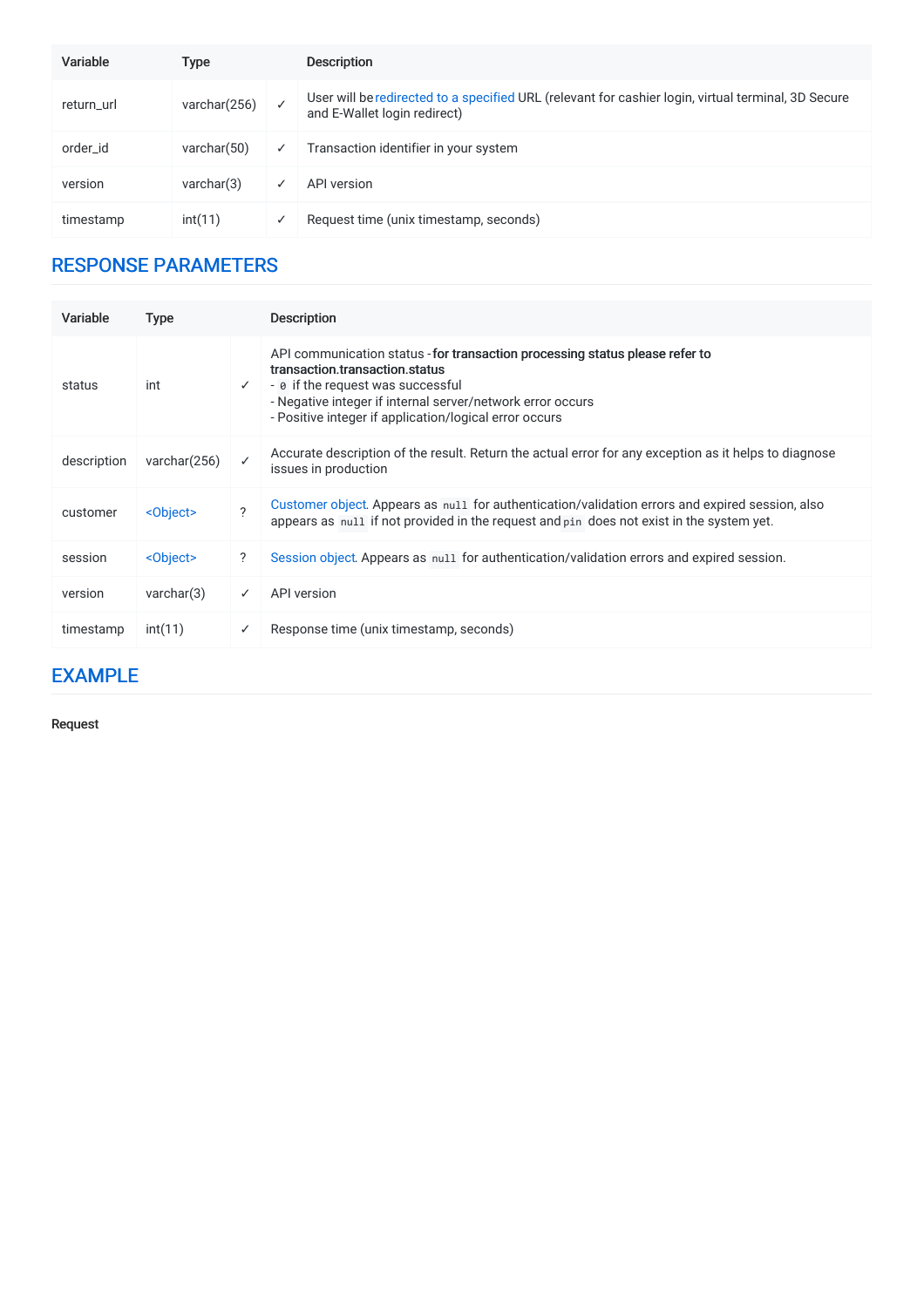| Variable | Type | | Description |
|---|---|---|---|
| return_url | varchar(256) | ✓ | User will be redirected to a specified URL (relevant for cashier login, virtual terminal, 3D Secure and E-Wallet login redirect) |
| order_id | varchar(50) | ✓ | Transaction identifier in your system |
| version | varchar(3) | ✓ | API version |
| timestamp | int(11) | ✓ | Request time (unix timestamp, seconds) |

## RESPONSE PARAMETERS

| Variable | Type | | Description |
|---|---|---|---|
| status | int | ✓ | API communication status - **for transaction processing status please refer to transaction.transaction.status**<br>- `0` if the request was successful<br>- Negative integer if internal server/network error occurs<br>- Positive integer if application/logical error occurs |
| description | varchar(256) | ✓ | Accurate description of the result. Return the actual error for any exception as it helps to diagnose issues in production |
| customer | <Object> | ? | Customer object. Appears as `null` for authentication/validation errors and expired session, also appears as `null` if not provided in the request and `pin` does not exist in the system yet. |
| session | <Object> | ? | Session object. Appears as `null` for authentication/validation errors and expired session. |
| version | varchar(3) | ✓ | API version |
| timestamp | int(11) | ✓ | Response time (unix timestamp, seconds) |

## EXAMPLE

**Request**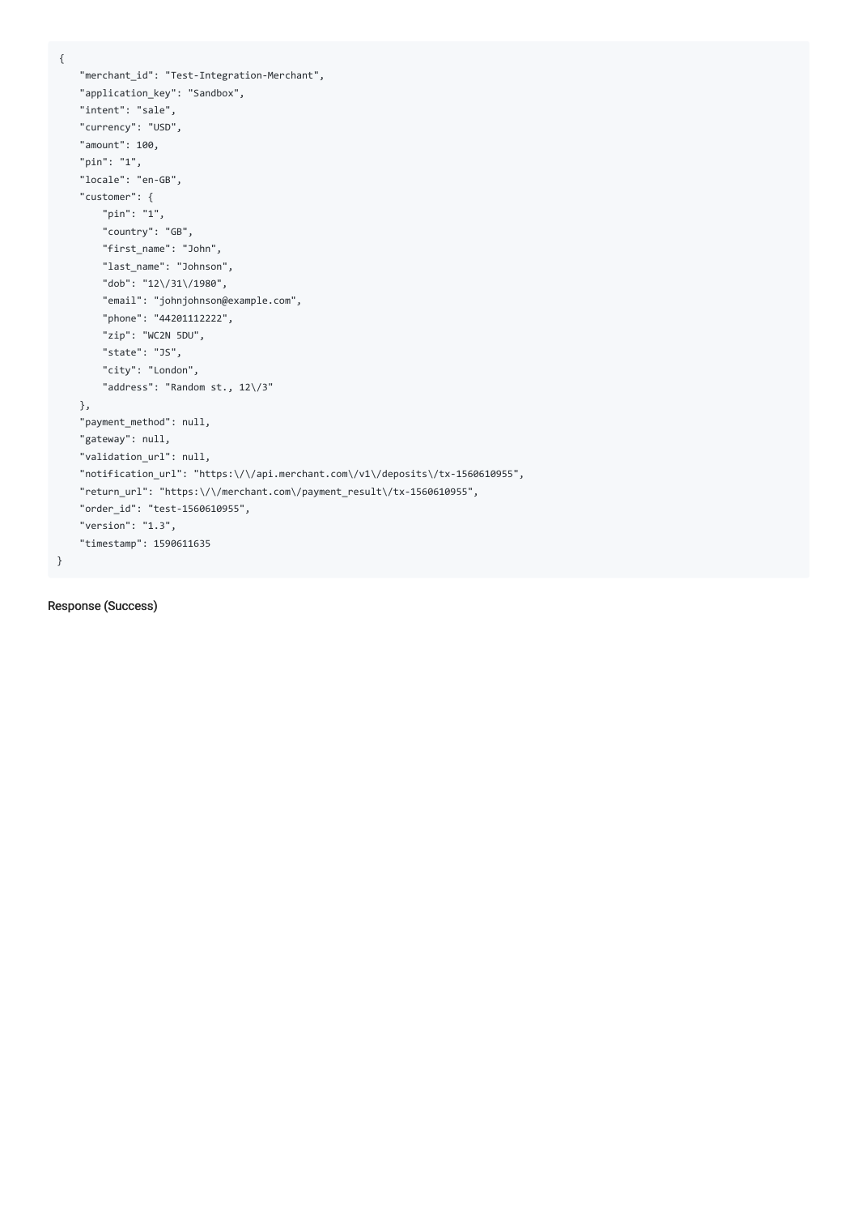```
{
    "merchant_id": "Test-Integration-Merchant",
    "application_key": "Sandbox",
    "intent": "sale",
    "currency": "USD",
    "amount": 100,
    "pin": "1",
    "locale": "en-GB",
    "customer": {
        "pin": "1",
        "country": "GB",
        "first_name": "John",
        "last_name": "Johnson",
        "dob": "12\/31\/1980",
        "email": "johnjohnson@example.com",
        "phone": "44201112222",
        "zip": "WC2N 5DU",
        "state": "JS",
        "city": "London",
        "address": "Random st., 12\/3"
    },
    "payment_method": null,
    "gateway": null,
    "validation_url": null,
    "notification_url": "https:\/\/api.merchant.com\/v1\/deposits\/tx-1560610955",
    "return_url": "https:\/\/merchant.com\/payment_result\/tx-1560610955",
    "order_id": "test-1560610955",
    "version": "1.3",
    "timestamp": 1590611635
}
```

Response (Success)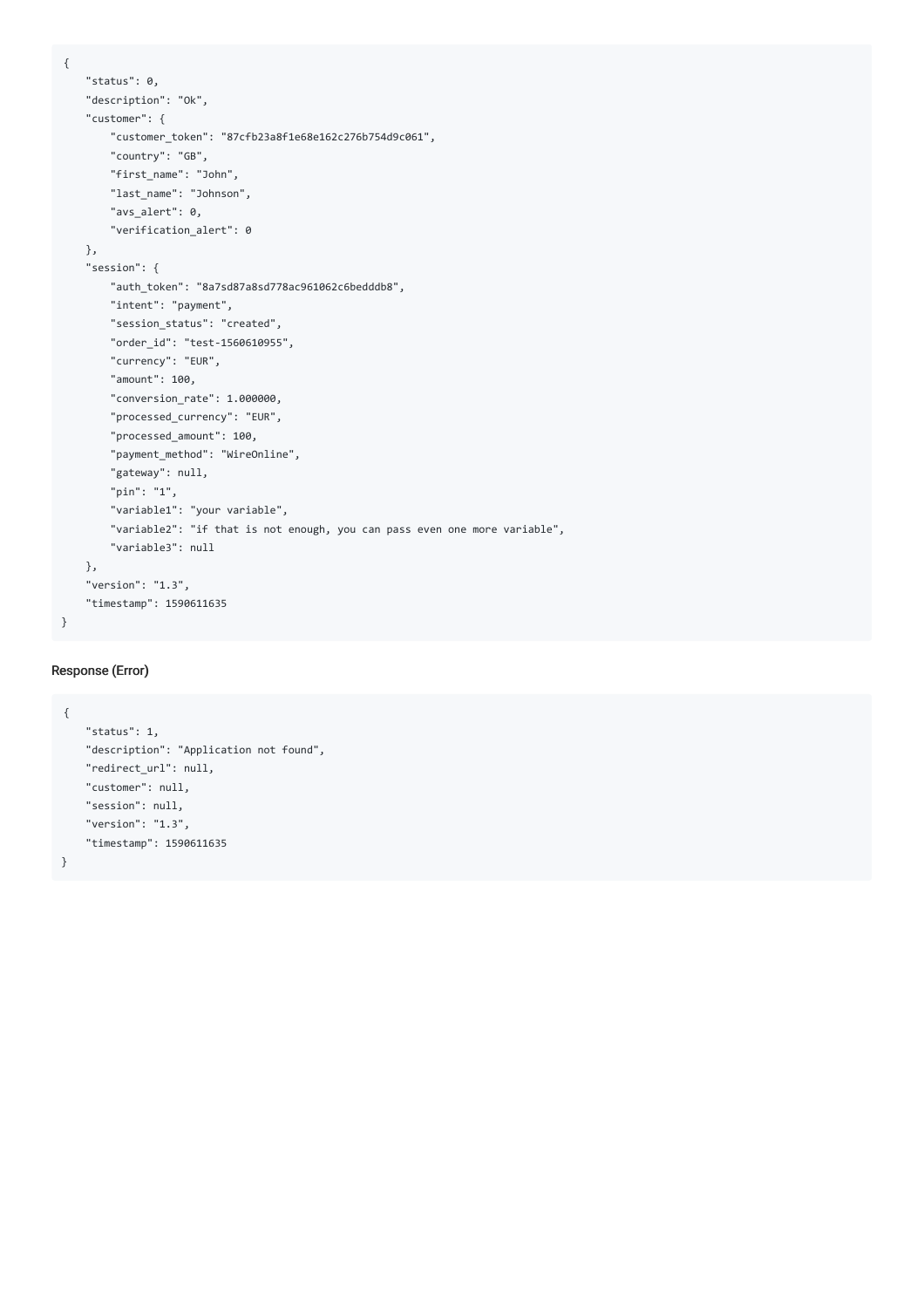```
{
    "status": 0,
    "description": "Ok",
    "customer": {
        "customer_token": "87cfb23a8f1e68e162c276b754d9c061",
        "country": "GB",
        "first_name": "John",
        "last_name": "Johnson",
        "avs_alert": 0,
        "verification_alert": 0
    },
    "session": {
        "auth_token": "8a7sd87a8sd778ac961062c6bedddb8",
        "intent": "payment",
        "session_status": "created",
        "order_id": "test-1560610955",
        "currency": "EUR",
        "amount": 100,
        "conversion_rate": 1.000000,
        "processed_currency": "EUR",
        "processed_amount": 100,
        "payment_method": "WireOnline",
        "gateway": null,
        "pin": "1",
        "variable1": "your variable",
        "variable2": "if that is not enough, you can pass even one more variable",
        "variable3": null
    },
    "version": "1.3",
    "timestamp": 1590611635
}
```

#### Response (Error)

```
{
    "status": 1,
    "description": "Application not found",
    "redirect_url": null,
    "customer": null,
    "session": null,
    "version": "1.3",
    "timestamp": 1590611635
}
```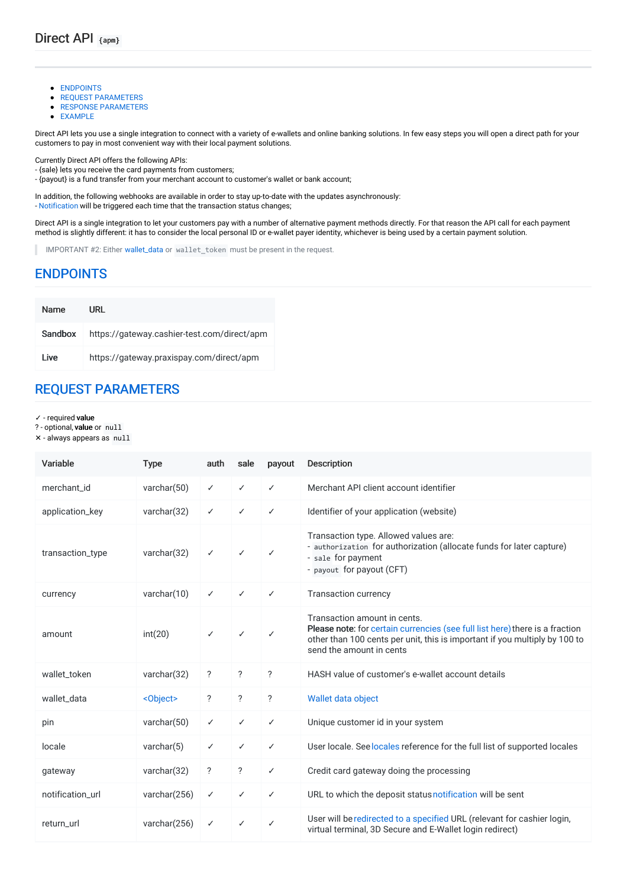# Direct API `{apm}`

- ENDPOINTS
- REQUEST PARAMETERS
- RESPONSE PARAMETERS
- EXAMPLE

Direct API lets you use a single integration to connect with a variety of e-wallets and online banking solutions. In few easy steps you will open a direct path for your customers to pay in most convenient way with their local payment solutions.

Currently Direct API offers the following APIs:
- {sale} lets you receive the card payments from customers;
- {payout} is a fund transfer from your merchant account to customer's wallet or bank account;

In addition, the following webhooks are available in order to stay up-to-date with the updates asynchronously:
- Notification will be triggered each time that the transaction status changes;

Direct API is a single integration to let your customers pay with a number of alternative payment methods directly. For that reason the API call for each payment method is slightly different: it has to consider the local personal ID or e-wallet payer identity, whichever is being used by a certain payment solution.

> IMPORTANT #2: Either wallet_data or `wallet_token` must be present in the request.

## ENDPOINTS

| Name | URL |
|---|---|
| **Sandbox** | https://gateway.cashier-test.com/direct/apm |
| **Live** | https://gateway.praxispay.com/direct/apm |

## REQUEST PARAMETERS

✓ - required **value**
? - optional, **value** or `null`
✕ - always appears as `null`

| Variable | Type | auth | sale | payout | Description |
|---|---|---|---|---|---|
| merchant_id | varchar(50) | ✓ | ✓ | ✓ | Merchant API client account identifier |
| application_key | varchar(32) | ✓ | ✓ | ✓ | Identifier of your application (website) |
| transaction_type | varchar(32) | ✓ | ✓ | ✓ | Transaction type. Allowed values are:<br>- `authorization` for authorization (allocate funds for later capture)<br>- `sale` for payment<br>- `payout` for payout (CFT) |
| currency | varchar(10) | ✓ | ✓ | ✓ | Transaction currency |
| amount | int(20) | ✓ | ✓ | ✓ | Transaction amount in cents.<br>**Please note:** for certain currencies (see full list here) there is a fraction other than 100 cents per unit, this is important if you multiply by 100 to send the amount in cents |
| wallet_token | varchar(32) | ? | ? | ? | HASH value of customer's e-wallet account details |
| wallet_data | <Object> | ? | ? | ? | Wallet data object |
| pin | varchar(50) | ✓ | ✓ | ✓ | Unique customer id in your system |
| locale | varchar(5) | ✓ | ✓ | ✓ | User locale. See locales reference for the full list of supported locales |
| gateway | varchar(32) | ? | ? | ✓ | Credit card gateway doing the processing |
| notification_url | varchar(256) | ✓ | ✓ | ✓ | URL to which the deposit status notification will be sent |
| return_url | varchar(256) | ✓ | ✓ | ✓ | User will be redirected to a specified URL (relevant for cashier login, virtual terminal, 3D Secure and E-Wallet login redirect) |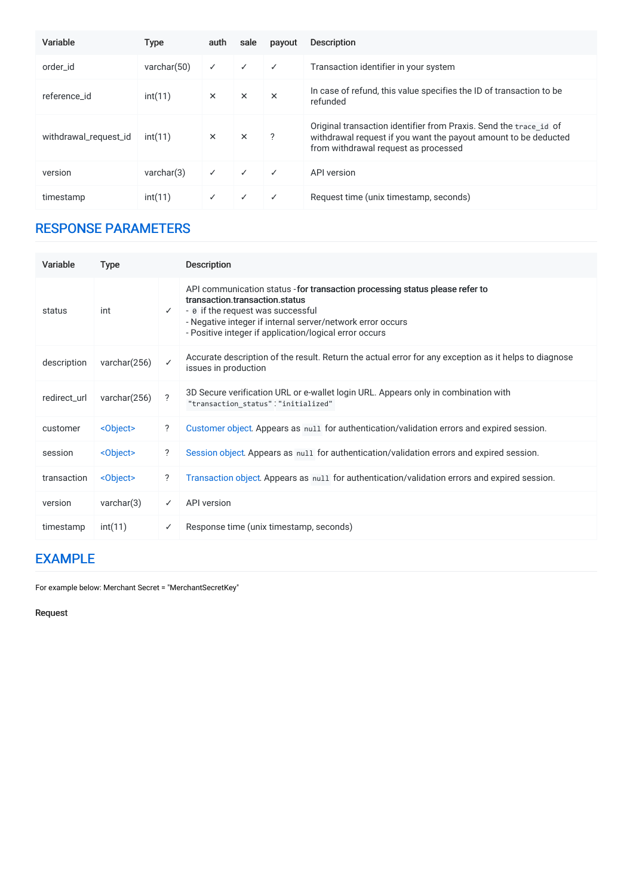| Variable | Type | auth | sale | payout | Description |
| --- | --- | --- | --- | --- | --- |
| order_id | varchar(50) | ✓ | ✓ | ✓ | Transaction identifier in your system |
| reference_id | int(11) | × | × | × | In case of refund, this value specifies the ID of transaction to be refunded |
| withdrawal_request_id | int(11) | × | × | ? | Original transaction identifier from Praxis. Send the `trace_id` of withdrawal request if you want the payout amount to be deducted from withdrawal request as processed |
| version | varchar(3) | ✓ | ✓ | ✓ | API version |
| timestamp | int(11) | ✓ | ✓ | ✓ | Request time (unix timestamp, seconds) |

## RESPONSE PARAMETERS

| Variable | Type | | Description |
| --- | --- | --- | --- |
| status | int | ✓ | API communication status - **for transaction processing status please refer to transaction.transaction.status**<br>- `0` if the request was successful<br>- Negative integer if internal server/network error occurs<br>- Positive integer if application/logical error occurs |
| description | varchar(256) | ✓ | Accurate description of the result. Return the actual error for any exception as it helps to diagnose issues in production |
| redirect_url | varchar(256) | ? | 3D Secure verification URL or e-wallet login URL. Appears only in combination with `"transaction_status":"initialized"` |
| customer | <Object> | ? | Customer object. Appears as `null` for authentication/validation errors and expired session. |
| session | <Object> | ? | Session object. Appears as `null` for authentication/validation errors and expired session. |
| transaction | <Object> | ? | Transaction object. Appears as `null` for authentication/validation errors and expired session. |
| version | varchar(3) | ✓ | API version |
| timestamp | int(11) | ✓ | Response time (unix timestamp, seconds) |

## EXAMPLE

For example below: Merchant Secret = "MerchantSecretKey"

**Request**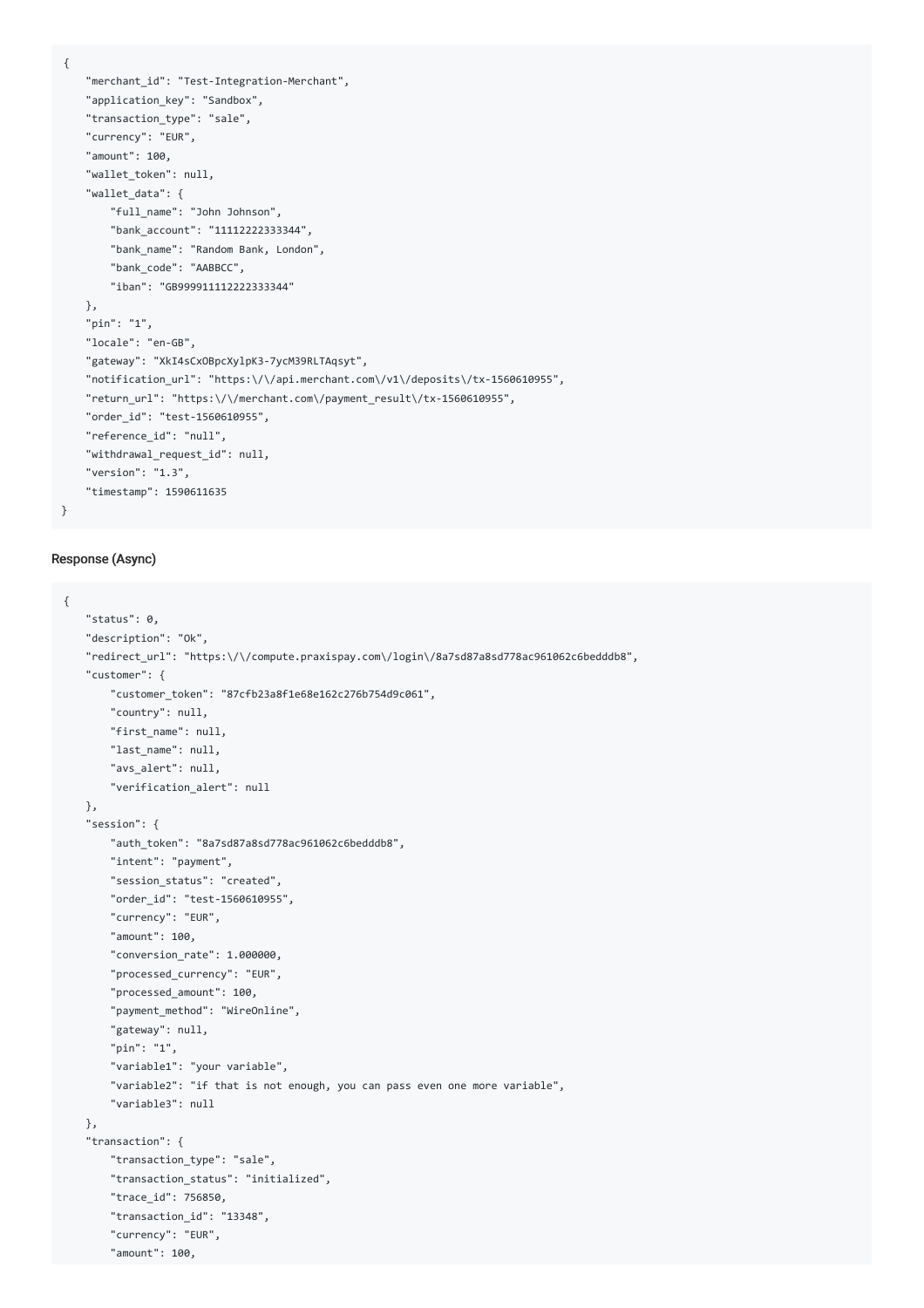```
{
    "merchant_id": "Test-Integration-Merchant",
    "application_key": "Sandbox",
    "transaction_type": "sale",
    "currency": "EUR",
    "amount": 100,
    "wallet_token": null,
    "wallet_data": {
        "full_name": "John Johnson",
        "bank_account": "11112222333344",
        "bank_name": "Random Bank, London",
        "bank_code": "AABBCC",
        "iban": "GB999911112222333344"
    },
    "pin": "1",
    "locale": "en-GB",
    "gateway": "XkI4sCxOBpcXylpK3-7ycM39RLTAqsyt",
    "notification_url": "https:\/\/api.merchant.com\/v1\/deposits\/tx-1560610955",
    "return_url": "https:\/\/merchant.com\/payment_result\/tx-1560610955",
    "order_id": "test-1560610955",
    "reference_id": "null",
    "withdrawal_request_id": null,
    "version": "1.3",
    "timestamp": 1590611635
}
```

#### Response (Async)

```
{
    "status": 0,
    "description": "Ok",
    "redirect_url": "https:\/\/compute.praxispay.com\/login\/8a7sd87a8sd778ac961062c6bedddb8",
    "customer": {
        "customer_token": "87cfb23a8f1e68e162c276b754d9c061",
        "country": null,
        "first_name": null,
        "last_name": null,
        "avs_alert": null,
        "verification_alert": null
    },
    "session": {
        "auth_token": "8a7sd87a8sd778ac961062c6bedddb8",
        "intent": "payment",
        "session_status": "created",
        "order_id": "test-1560610955",
        "currency": "EUR",
        "amount": 100,
        "conversion_rate": 1.000000,
        "processed_currency": "EUR",
        "processed_amount": 100,
        "payment_method": "WireOnline",
        "gateway": null,
        "pin": "1",
        "variable1": "your variable",
        "variable2": "if that is not enough, you can pass even one more variable",
        "variable3": null
    },
    "transaction": {
        "transaction_type": "sale",
        "transaction_status": "initialized",
        "trace_id": 756850,
        "transaction_id": "13348",
        "currency": "EUR",
        "amount": 100,
```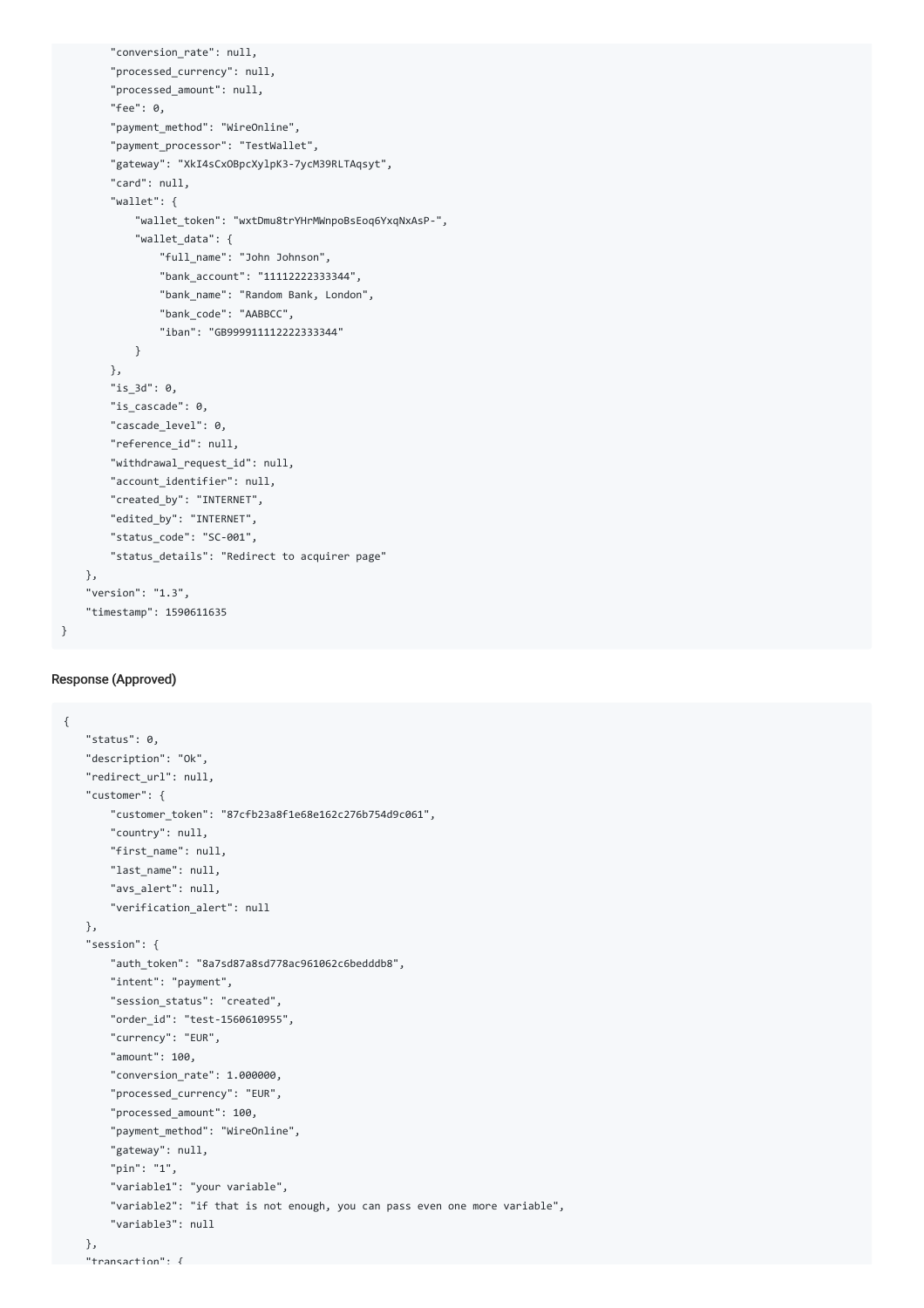```
        "conversion_rate": null,
        "processed_currency": null,
        "processed_amount": null,
        "fee": 0,
        "payment_method": "WireOnline",
        "payment_processor": "TestWallet",
        "gateway": "XkI4sCxOBpcXylpK3-7ycM39RLTAqsyt",
        "card": null,
        "wallet": {
            "wallet_token": "wxtDmu8trYHrMWnpoBsEoq6YxqNxAsP-",
            "wallet_data": {
                "full_name": "John Johnson",
                "bank_account": "11112222333344",
                "bank_name": "Random Bank, London",
                "bank_code": "AABBCC",
                "iban": "GB999911112222333344"
            }
        },
        "is_3d": 0,
        "is_cascade": 0,
        "cascade_level": 0,
        "reference_id": null,
        "withdrawal_request_id": null,
        "account_identifier": null,
        "created_by": "INTERNET",
        "edited_by": "INTERNET",
        "status_code": "SC-001",
        "status_details": "Redirect to acquirer page"
    },
    "version": "1.3",
    "timestamp": 1590611635
}
```

#### Response (Approved)

```
{
    "status": 0,
    "description": "Ok",
    "redirect_url": null,
    "customer": {
        "customer_token": "87cfb23a8f1e68e162c276b754d9c061",
        "country": null,
        "first_name": null,
        "last_name": null,
        "avs_alert": null,
        "verification_alert": null
    },
    "session": {
        "auth_token": "8a7sd87a8sd778ac961062c6bedddb8",
        "intent": "payment",
        "session_status": "created",
        "order_id": "test-1560610955",
        "currency": "EUR",
        "amount": 100,
        "conversion_rate": 1.000000,
        "processed_currency": "EUR",
        "processed_amount": 100,
        "payment_method": "WireOnline",
        "gateway": null,
        "pin": "1",
        "variable1": "your variable",
        "variable2": "if that is not enough, you can pass even one more variable",
        "variable3": null
    },
    "transaction": {
```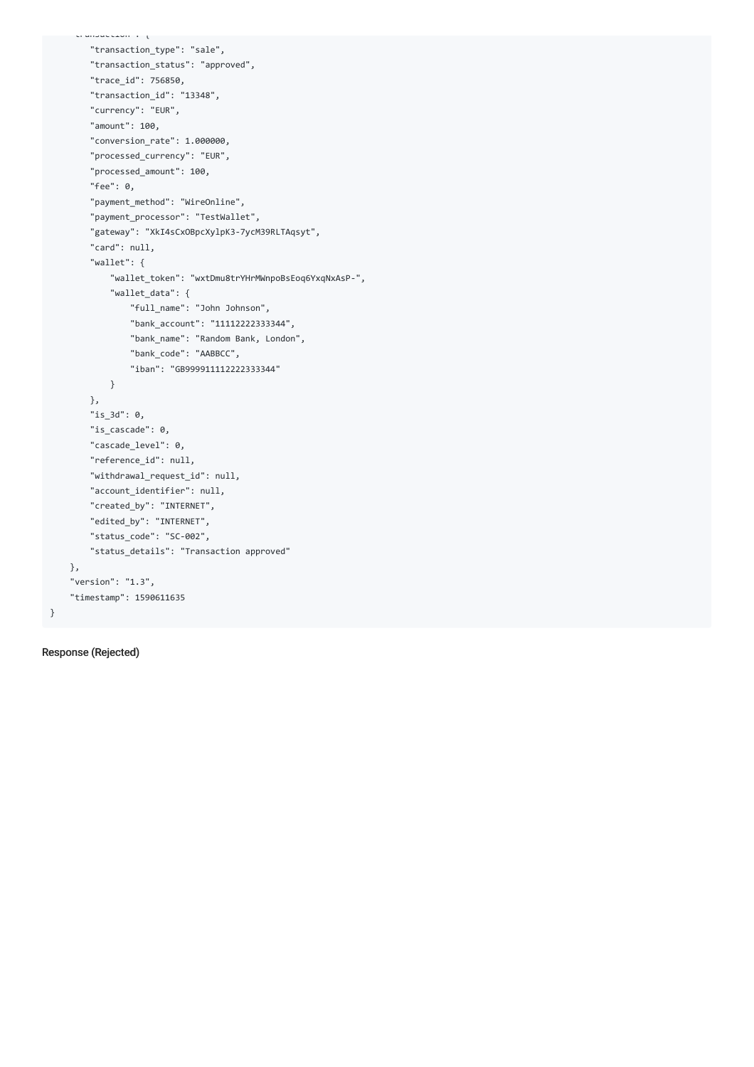```
    "transaction": {
        "transaction_type": "sale",
        "transaction_status": "approved",
        "trace_id": 756850,
        "transaction_id": "13348",
        "currency": "EUR",
        "amount": 100,
        "conversion_rate": 1.000000,
        "processed_currency": "EUR",
        "processed_amount": 100,
        "fee": 0,
        "payment_method": "WireOnline",
        "payment_processor": "TestWallet",
        "gateway": "XkI4sCxOBpcXylpK3-7ycM39RLTAqsyt",
        "card": null,
        "wallet": {
            "wallet_token": "wxtDmu8trYHrMWnpoBsEoq6YxqNxAsP-",
            "wallet_data": {
                "full_name": "John Johnson",
                "bank_account": "11112222333344",
                "bank_name": "Random Bank, London",
                "bank_code": "AABBCC",
                "iban": "GB999911112222333344"
            }
        },
        "is_3d": 0,
        "is_cascade": 0,
        "cascade_level": 0,
        "reference_id": null,
        "withdrawal_request_id": null,
        "account_identifier": null,
        "created_by": "INTERNET",
        "edited_by": "INTERNET",
        "status_code": "SC-002",
        "status_details": "Transaction approved"
    },
    "version": "1.3",
    "timestamp": 1590611635
}
```

Response (Rejected)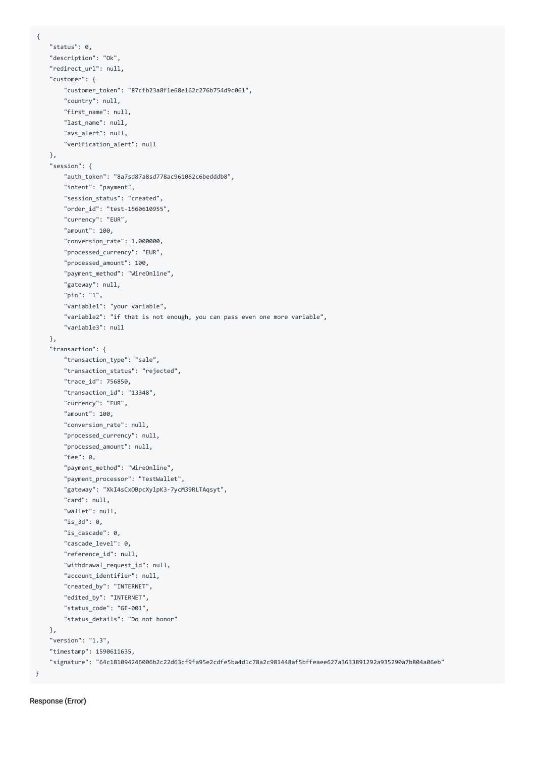```
{
    "status": 0,
    "description": "Ok",
    "redirect_url": null,
    "customer": {
        "customer_token": "87cfb23a8f1e68e162c276b754d9c061",
        "country": null,
        "first_name": null,
        "last_name": null,
        "avs_alert": null,
        "verification_alert": null
    },
    "session": {
        "auth_token": "8a7sd87a8sd778ac961062c6bedddb8",
        "intent": "payment",
        "session_status": "created",
        "order_id": "test-1560610955",
        "currency": "EUR",
        "amount": 100,
        "conversion_rate": 1.000000,
        "processed_currency": "EUR",
        "processed_amount": 100,
        "payment_method": "WireOnline",
        "gateway": null,
        "pin": "1",
        "variable1": "your variable",
        "variable2": "if that is not enough, you can pass even one more variable",
        "variable3": null
    },
    "transaction": {
        "transaction_type": "sale",
        "transaction_status": "rejected",
        "trace_id": 756850,
        "transaction_id": "13348",
        "currency": "EUR",
        "amount": 100,
        "conversion_rate": null,
        "processed_currency": null,
        "processed_amount": null,
        "fee": 0,
        "payment_method": "WireOnline",
        "payment_processor": "TestWallet",
        "gateway": "XkI4sCxOBpcXylpK3-7ycM39RLTAqsyt",
        "card": null,
        "wallet": null,
        "is_3d": 0,
        "is_cascade": 0,
        "cascade_level": 0,
        "reference_id": null,
        "withdrawal_request_id": null,
        "account_identifier": null,
        "created_by": "INTERNET",
        "edited_by": "INTERNET",
        "status_code": "GE-001",
        "status_details": "Do not honor"
    },
    "version": "1.3",
    "timestamp": 1590611635,
    "signature": "64c181094246006b2c22d63cf9fa95e2cdfe5ba4d1c78a2c981448af5bffeaee627a3633891292a935290a7b804a06eb"
}
```

Response (Error)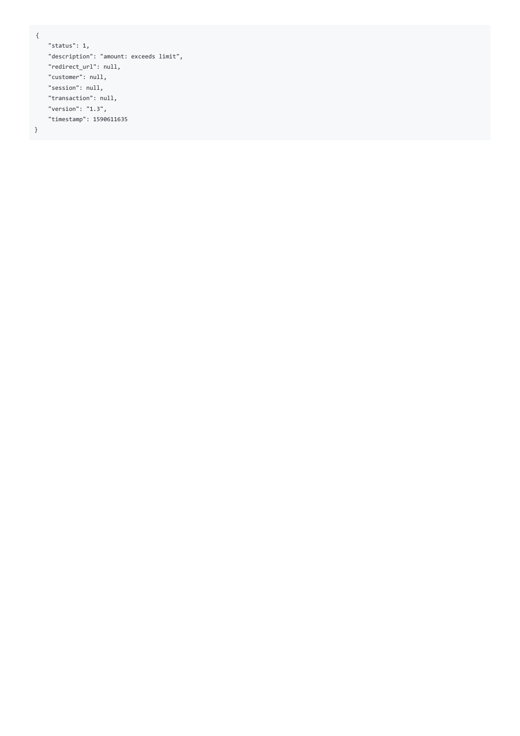```
{
    "status": 1,
    "description": "amount: exceeds limit",
    "redirect_url": null,
    "customer": null,
    "session": null,
    "transaction": null,
    "version": "1.3",
    "timestamp": 1590611635
}
```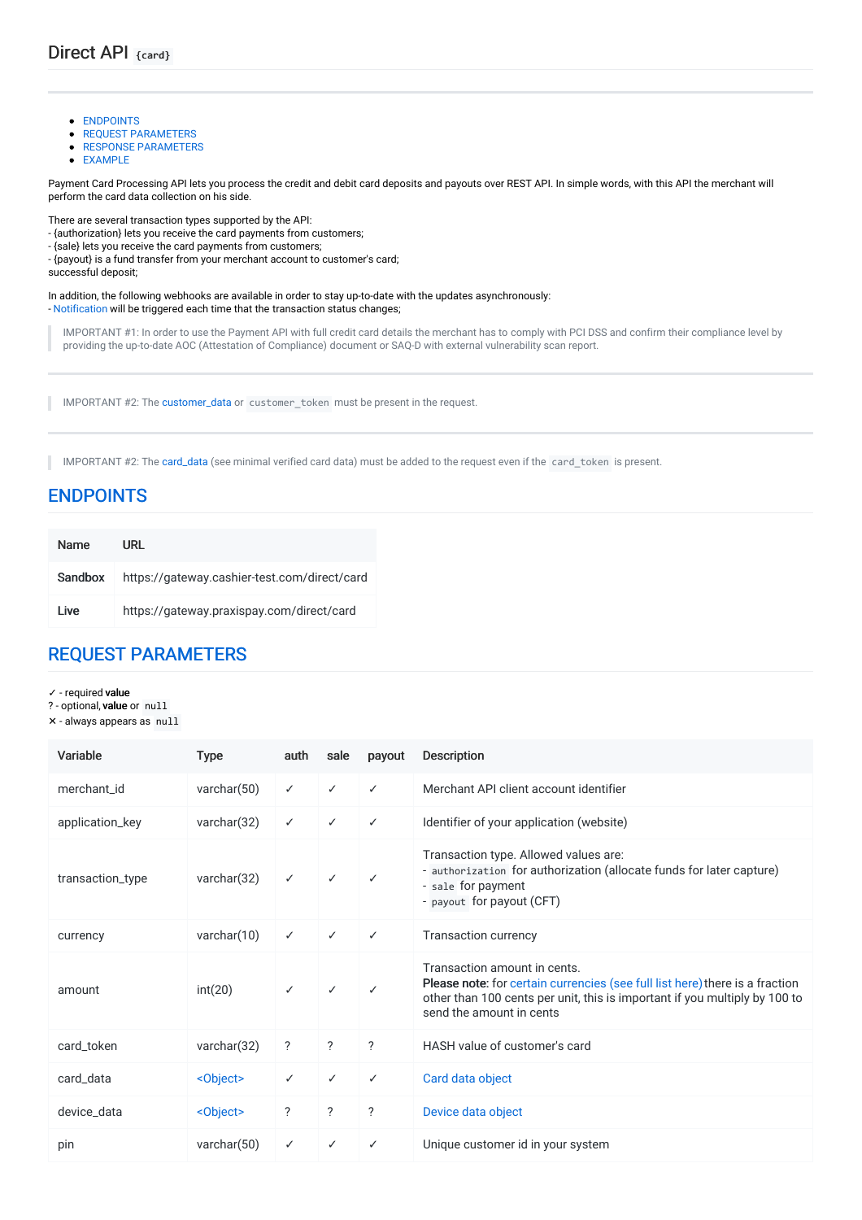# Direct API `{card}`

---

- ENDPOINTS
- REQUEST PARAMETERS
- RESPONSE PARAMETERS
- EXAMPLE

Payment Card Processing API lets you process the credit and debit card deposits and payouts over REST API. In simple words, with this API the merchant will perform the card data collection on his side.

There are several transaction types supported by the API:
- {authorization} lets you receive the card payments from customers;
- {sale} lets you receive the card payments from customers;
- {payout} is a fund transfer from your merchant account to customer's card;
successful deposit;

In addition, the following webhooks are available in order to stay up-to-date with the updates asynchronously:
- Notification will be triggered each time that the transaction status changes;

> IMPORTANT #1: In order to use the Payment API with full credit card details the merchant has to comply with PCI DSS and confirm their compliance level by providing the up-to-date AOC (Attestation of Compliance) document or SAQ-D with external vulnerability scan report.

---

> IMPORTANT #2: The customer_data or `customer_token` must be present in the request.

---

> IMPORTANT #2: The card_data (see minimal verified card data) must be added to the request even if the `card_token` is present.

## ENDPOINTS

| Name | URL |
|---|---|
| **Sandbox** | https://gateway.cashier-test.com/direct/card |
| **Live** | https://gateway.praxispay.com/direct/card |

## REQUEST PARAMETERS

✓ - required **value**
? - optional, **value** or `null`
✕ - always appears as `null`

| Variable | Type | auth | sale | payout | Description |
|---|---|---|---|---|---|
| merchant_id | varchar(50) | ✓ | ✓ | ✓ | Merchant API client account identifier |
| application_key | varchar(32) | ✓ | ✓ | ✓ | Identifier of your application (website) |
| transaction_type | varchar(32) | ✓ | ✓ | ✓ | Transaction type. Allowed values are:<br>- `authorization` for authorization (allocate funds for later capture)<br>- `sale` for payment<br>- `payout` for payout (CFT) |
| currency | varchar(10) | ✓ | ✓ | ✓ | Transaction currency |
| amount | int(20) | ✓ | ✓ | ✓ | Transaction amount in cents.<br>**Please note:** for certain currencies (see full list here) there is a fraction other than 100 cents per unit, this is important if you multiply by 100 to send the amount in cents |
| card_token | varchar(32) | ? | ? | ? | HASH value of customer's card |
| card_data | <Object> | ✓ | ✓ | ✓ | Card data object |
| device_data | <Object> | ? | ? | ? | Device data object |
| pin | varchar(50) | ✓ | ✓ | ✓ | Unique customer id in your system |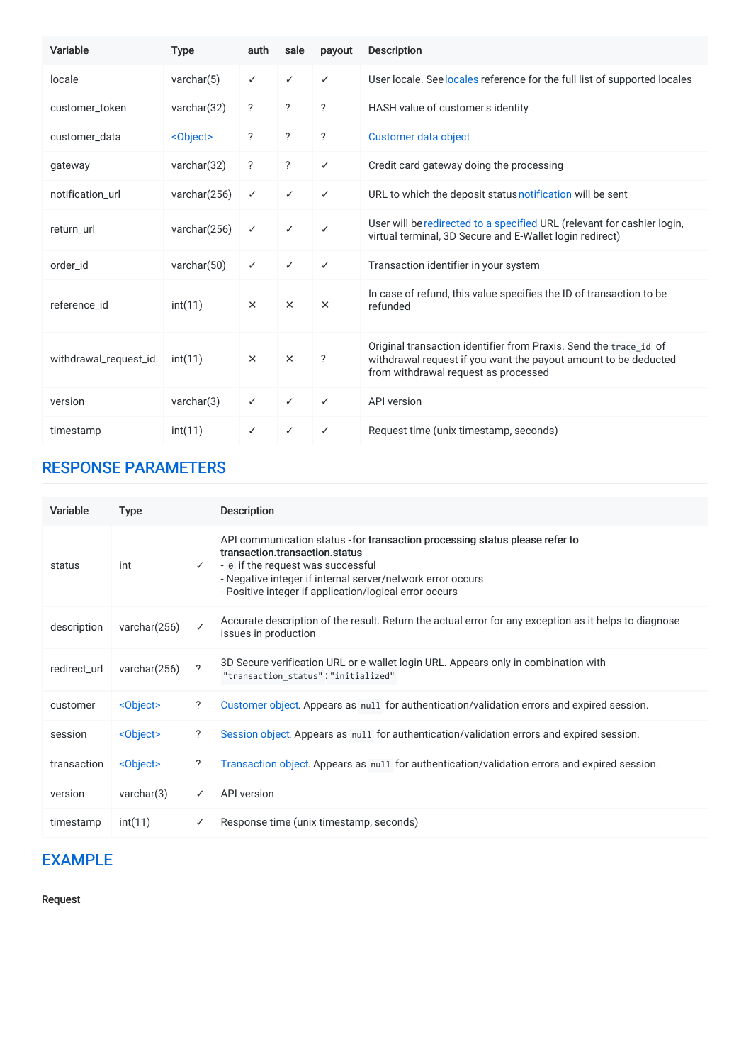| Variable | Type | auth | sale | payout | Description |
|---|---|---|---|---|---|
| locale | varchar(5) | ✓ | ✓ | ✓ | User locale. See locales reference for the full list of supported locales |
| customer_token | varchar(32) | ? | ? | ? | HASH value of customer's identity |
| customer_data | <Object> | ? | ? | ? | Customer data object |
| gateway | varchar(32) | ? | ? | ✓ | Credit card gateway doing the processing |
| notification_url | varchar(256) | ✓ | ✓ | ✓ | URL to which the deposit status notification will be sent |
| return_url | varchar(256) | ✓ | ✓ | ✓ | User will be redirected to a specified URL (relevant for cashier login, virtual terminal, 3D Secure and E-Wallet login redirect) |
| order_id | varchar(50) | ✓ | ✓ | ✓ | Transaction identifier in your system |
| reference_id | int(11) | × | × | × | In case of refund, this value specifies the ID of transaction to be refunded |
| withdrawal_request_id | int(11) | × | × | ? | Original transaction identifier from Praxis. Send the `trace_id` of withdrawal request if you want the payout amount to be deducted from withdrawal request as processed |
| version | varchar(3) | ✓ | ✓ | ✓ | API version |
| timestamp | int(11) | ✓ | ✓ | ✓ | Request time (unix timestamp, seconds) |

## RESPONSE PARAMETERS

| Variable | Type | | Description |
|---|---|---|---|
| status | int | ✓ | API communication status - **for transaction processing status please refer to transaction.transaction.status**<br>- `0` if the request was successful<br>- Negative integer if internal server/network error occurs<br>- Positive integer if application/logical error occurs |
| description | varchar(256) | ✓ | Accurate description of the result. Return the actual error for any exception as it helps to diagnose issues in production |
| redirect_url | varchar(256) | ? | 3D Secure verification URL or e-wallet login URL. Appears only in combination with `"transaction_status":"initialized"` |
| customer | <Object> | ? | Customer object. Appears as `null` for authentication/validation errors and expired session. |
| session | <Object> | ? | Session object. Appears as `null` for authentication/validation errors and expired session. |
| transaction | <Object> | ? | Transaction object. Appears as `null` for authentication/validation errors and expired session. |
| version | varchar(3) | ✓ | API version |
| timestamp | int(11) | ✓ | Response time (unix timestamp, seconds) |

## EXAMPLE

**Request**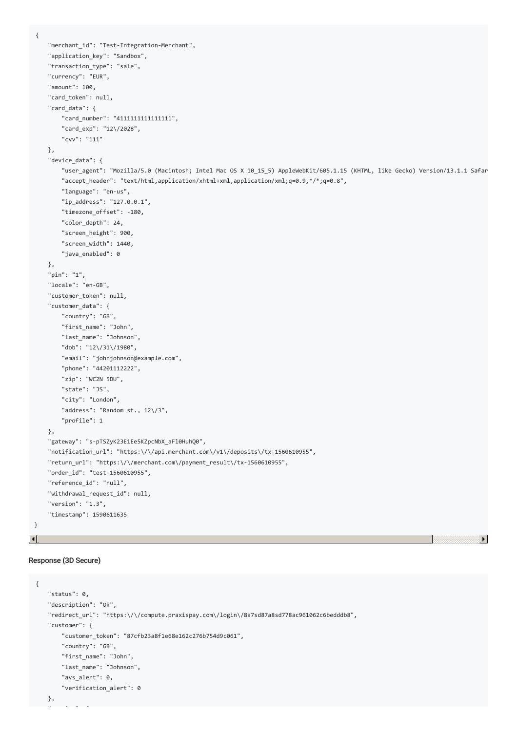```
{
    "merchant_id": "Test-Integration-Merchant",
    "application_key": "Sandbox",
    "transaction_type": "sale",
    "currency": "EUR",
    "amount": 100,
    "card_token": null,
    "card_data": {
        "card_number": "4111111111111111",
        "card_exp": "12\/2028",
        "cvv": "111"
    },
    "device_data": {
        "user_agent": "Mozilla/5.0 (Macintosh; Intel Mac OS X 10_15_5) AppleWebKit/605.1.15 (KHTML, like Gecko) Version/13.1.1 Safar
        "accept_header": "text/html,application/xhtml+xml,application/xml;q=0.9,*/*;q=0.8",
        "language": "en-us",
        "ip_address": "127.0.0.1",
        "timezone_offset": -180,
        "color_depth": 24,
        "screen_height": 900,
        "screen_width": 1440,
        "java_enabled": 0
    },
    "pin": "1",
    "locale": "en-GB",
    "customer_token": null,
    "customer_data": {
        "country": "GB",
        "first_name": "John",
        "last_name": "Johnson",
        "dob": "12\/31\/1980",
        "email": "johnjohnson@example.com",
        "phone": "44201112222",
        "zip": "WC2N 5DU",
        "state": "JS",
        "city": "London",
        "address": "Random st., 12\/3",
        "profile": 1
    },
    "gateway": "s-pTSZyK23E1Ee5KZpcNbX_aFl0HuhQ0",
    "notification_url": "https:\/\/api.merchant.com\/v1\/deposits\/tx-1560610955",
    "return_url": "https:\/\/merchant.com\/payment_result\/tx-1560610955",
    "order_id": "test-1560610955",
    "reference_id": "null",
    "withdrawal_request_id": null,
    "version": "1.3",
    "timestamp": 1590611635
}
```

Response (3D Secure)

```
{
    "status": 0,
    "description": "Ok",
    "redirect_url": "https:\/\/compute.praxispay.com\/login\/8a7sd87a8sd778ac961062c6bedddb8",
    "customer": {
        "customer_token": "87cfb23a8f1e68e162c276b754d9c061",
        "country": "GB",
        "first_name": "John",
        "last_name": "Johnson",
        "avs_alert": 0,
        "verification_alert": 0
    },
```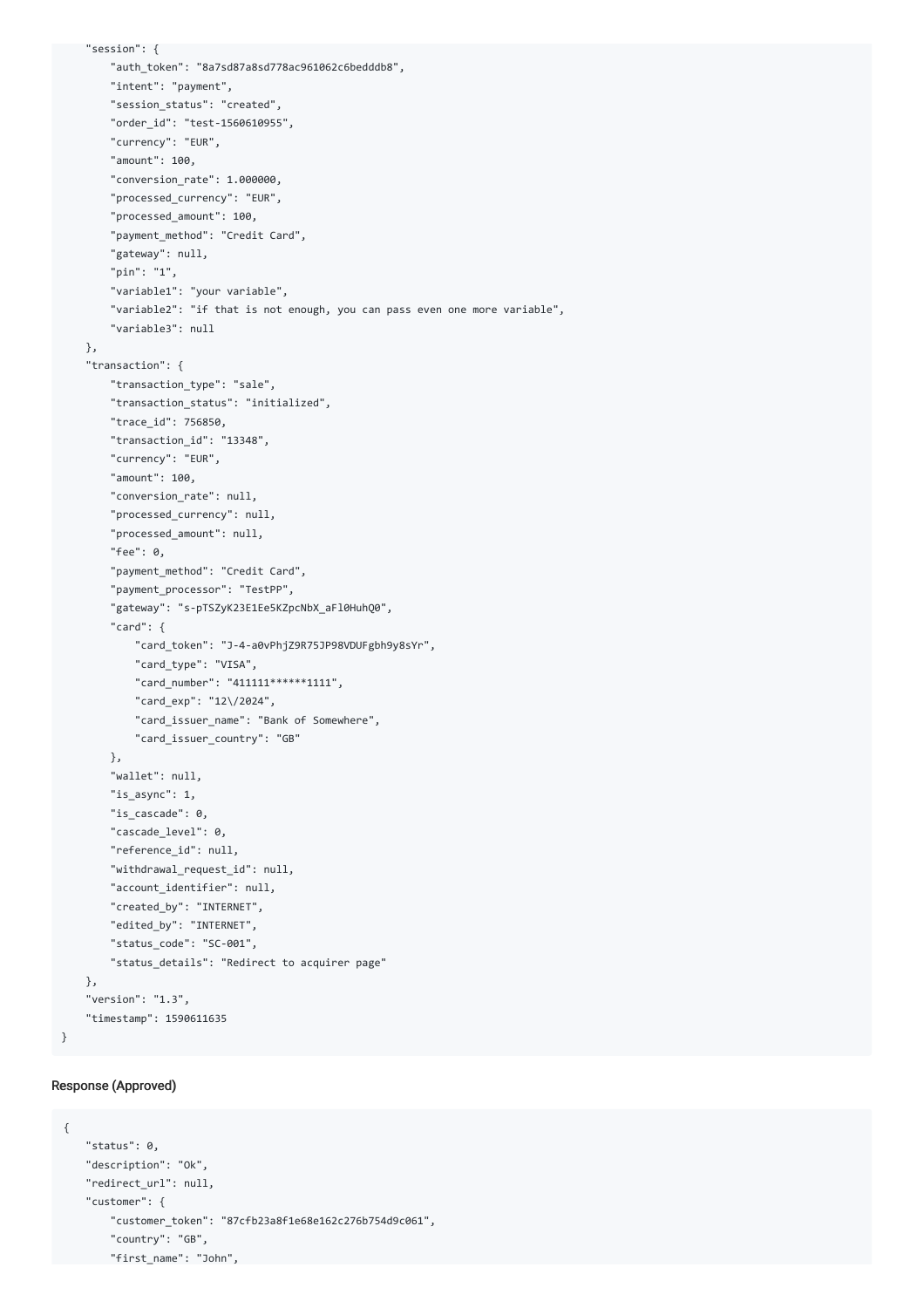```
    "session": {
        "auth_token": "8a7sd87a8sd778ac961062c6bedddb8",
        "intent": "payment",
        "session_status": "created",
        "order_id": "test-1560610955",
        "currency": "EUR",
        "amount": 100,
        "conversion_rate": 1.000000,
        "processed_currency": "EUR",
        "processed_amount": 100,
        "payment_method": "Credit Card",
        "gateway": null,
        "pin": "1",
        "variable1": "your variable",
        "variable2": "if that is not enough, you can pass even one more variable",
        "variable3": null
    },
    "transaction": {
        "transaction_type": "sale",
        "transaction_status": "initialized",
        "trace_id": 756850,
        "transaction_id": "13348",
        "currency": "EUR",
        "amount": 100,
        "conversion_rate": null,
        "processed_currency": null,
        "processed_amount": null,
        "fee": 0,
        "payment_method": "Credit Card",
        "payment_processor": "TestPP",
        "gateway": "s-pTSZyK23E1Ee5KZpcNbX_aFl0HuhQ0",
        "card": {
            "card_token": "J-4-a0vPhjZ9R75JP98VDUFgbh9y8sYr",
            "card_type": "VISA",
            "card_number": "411111******1111",
            "card_exp": "12\/2024",
            "card_issuer_name": "Bank of Somewhere",
            "card_issuer_country": "GB"
        },
        "wallet": null,
        "is_async": 1,
        "is_cascade": 0,
        "cascade_level": 0,
        "reference_id": null,
        "withdrawal_request_id": null,
        "account_identifier": null,
        "created_by": "INTERNET",
        "edited_by": "INTERNET",
        "status_code": "SC-001",
        "status_details": "Redirect to acquirer page"
    },
    "version": "1.3",
    "timestamp": 1590611635
}
```

#### Response (Approved)

```
{
    "status": 0,
    "description": "Ok",
    "redirect_url": null,
    "customer": {
        "customer_token": "87cfb23a8f1e68e162c276b754d9c061",
        "country": "GB",
        "first_name": "John",
```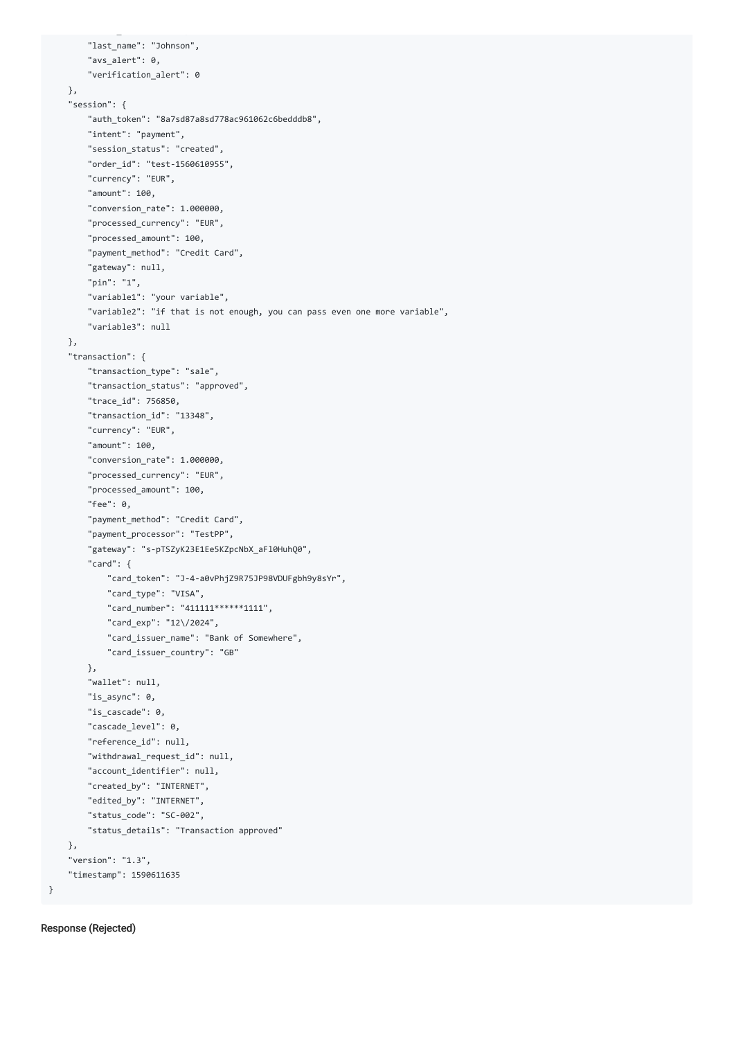```
        "last_name": "Johnson",
        "avs_alert": 0,
        "verification_alert": 0
    },
    "session": {
        "auth_token": "8a7sd87a8sd778ac961062c6bedddb8",
        "intent": "payment",
        "session_status": "created",
        "order_id": "test-1560610955",
        "currency": "EUR",
        "amount": 100,
        "conversion_rate": 1.000000,
        "processed_currency": "EUR",
        "processed_amount": 100,
        "payment_method": "Credit Card",
        "gateway": null,
        "pin": "1",
        "variable1": "your variable",
        "variable2": "if that is not enough, you can pass even one more variable",
        "variable3": null
    },
    "transaction": {
        "transaction_type": "sale",
        "transaction_status": "approved",
        "trace_id": 756850,
        "transaction_id": "13348",
        "currency": "EUR",
        "amount": 100,
        "conversion_rate": 1.000000,
        "processed_currency": "EUR",
        "processed_amount": 100,
        "fee": 0,
        "payment_method": "Credit Card",
        "payment_processor": "TestPP",
        "gateway": "s-pTSZyK23E1Ee5KZpcNbX_aFl0HuhQ0",
        "card": {
            "card_token": "J-4-a0vPhjZ9R75JP98VDUFgbh9y8sYr",
            "card_type": "VISA",
            "card_number": "411111******1111",
            "card_exp": "12\/2024",
            "card_issuer_name": "Bank of Somewhere",
            "card_issuer_country": "GB"
        },
        "wallet": null,
        "is_async": 0,
        "is_cascade": 0,
        "cascade_level": 0,
        "reference_id": null,
        "withdrawal_request_id": null,
        "account_identifier": null,
        "created_by": "INTERNET",
        "edited_by": "INTERNET",
        "status_code": "SC-002",
        "status_details": "Transaction approved"
    },
    "version": "1.3",
    "timestamp": 1590611635
}
```

**Response (Rejected)**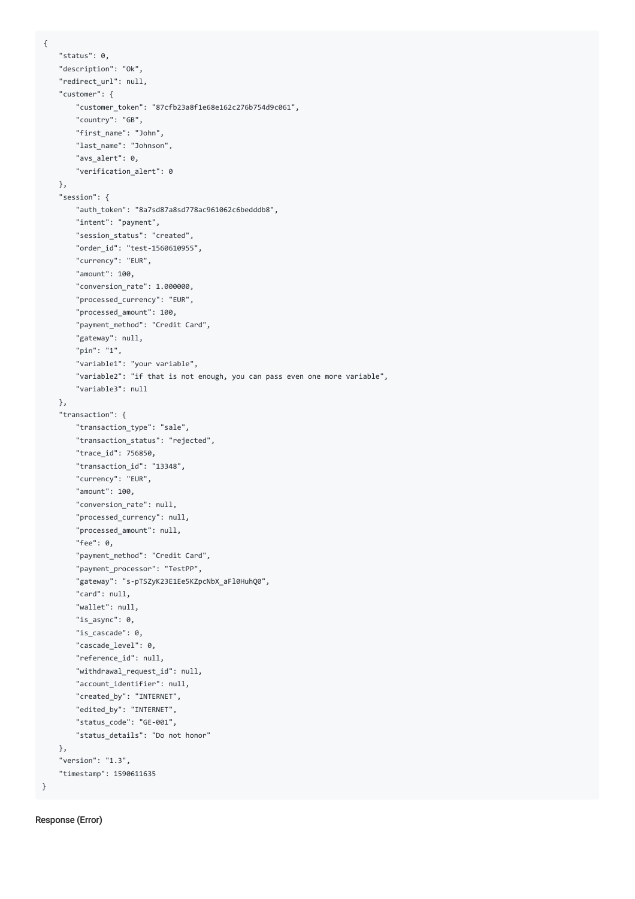```
{
    "status": 0,
    "description": "Ok",
    "redirect_url": null,
    "customer": {
        "customer_token": "87cfb23a8f1e68e162c276b754d9c061",
        "country": "GB",
        "first_name": "John",
        "last_name": "Johnson",
        "avs_alert": 0,
        "verification_alert": 0
    },
    "session": {
        "auth_token": "8a7sd87a8sd778ac961062c6bedddb8",
        "intent": "payment",
        "session_status": "created",
        "order_id": "test-1560610955",
        "currency": "EUR",
        "amount": 100,
        "conversion_rate": 1.000000,
        "processed_currency": "EUR",
        "processed_amount": 100,
        "payment_method": "Credit Card",
        "gateway": null,
        "pin": "1",
        "variable1": "your variable",
        "variable2": "if that is not enough, you can pass even one more variable",
        "variable3": null
    },
    "transaction": {
        "transaction_type": "sale",
        "transaction_status": "rejected",
        "trace_id": 756850,
        "transaction_id": "13348",
        "currency": "EUR",
        "amount": 100,
        "conversion_rate": null,
        "processed_currency": null,
        "processed_amount": null,
        "fee": 0,
        "payment_method": "Credit Card",
        "payment_processor": "TestPP",
        "gateway": "s-pTSZyK23E1Ee5KZpcNbX_aFl0HuhQ0",
        "card": null,
        "wallet": null,
        "is_async": 0,
        "is_cascade": 0,
        "cascade_level": 0,
        "reference_id": null,
        "withdrawal_request_id": null,
        "account_identifier": null,
        "created_by": "INTERNET",
        "edited_by": "INTERNET",
        "status_code": "GE-001",
        "status_details": "Do not honor"
    },
    "version": "1.3",
    "timestamp": 1590611635
}
```

**Response (Error)**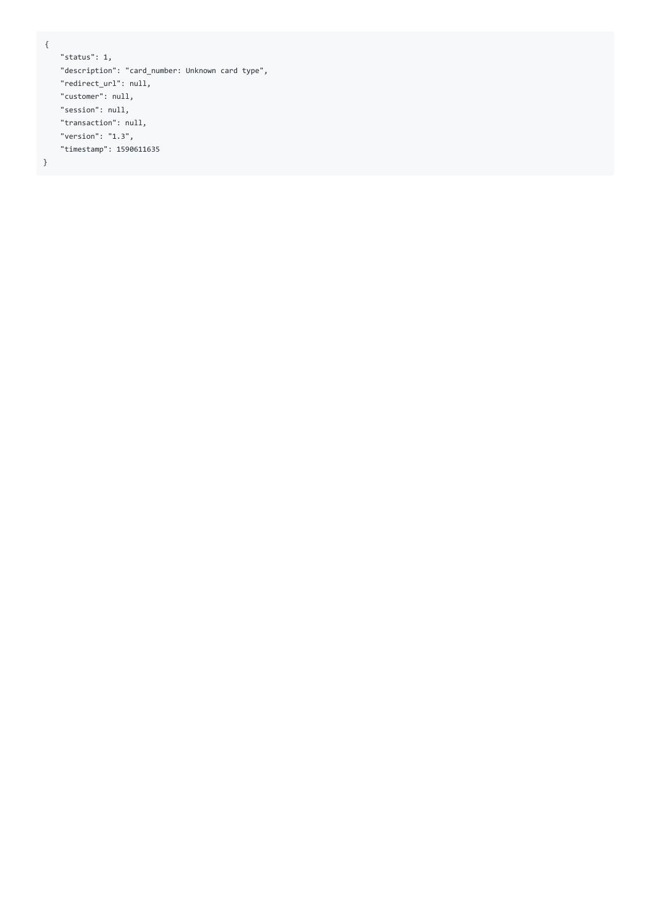```
{
    "status": 1,
    "description": "card_number: Unknown card type",
    "redirect_url": null,
    "customer": null,
    "session": null,
    "transaction": null,
    "version": "1.3",
    "timestamp": 1590611635
}
```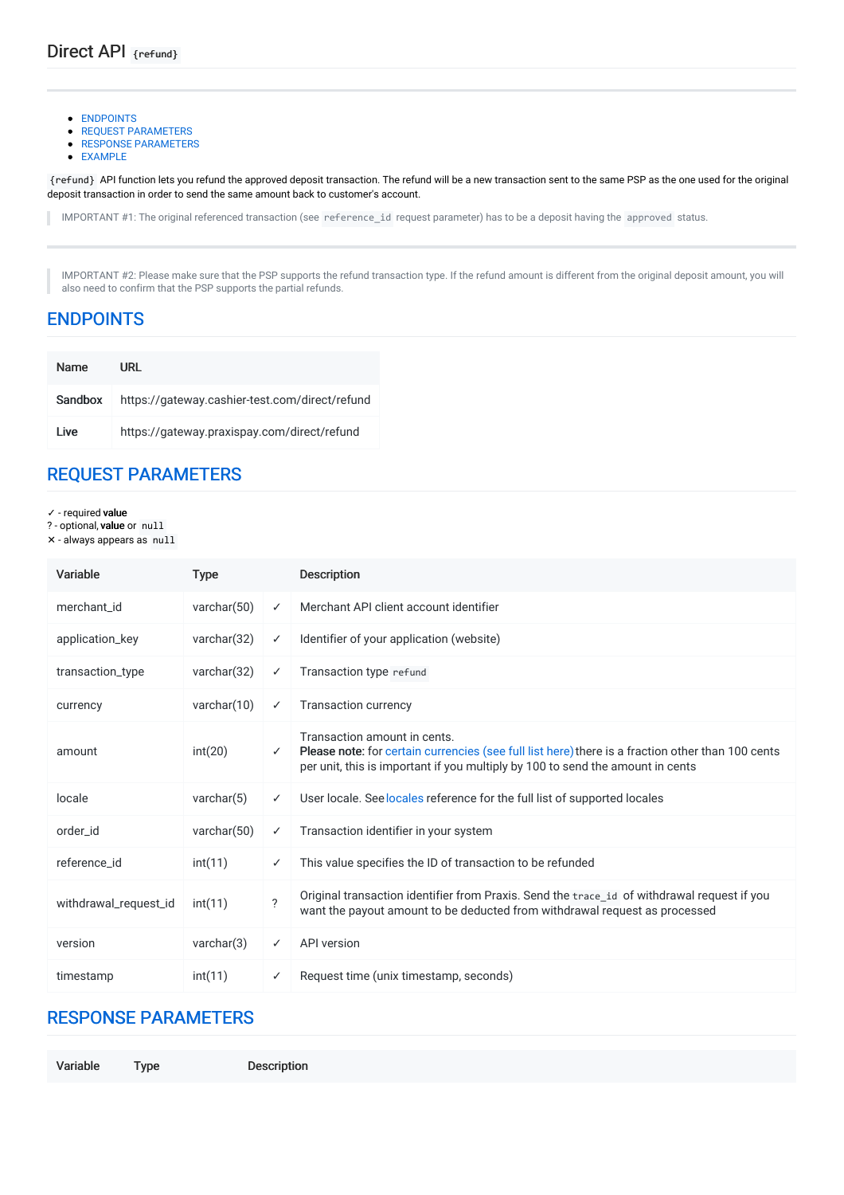# Direct API `{refund}`

- ENDPOINTS
- REQUEST PARAMETERS
- RESPONSE PARAMETERS
- EXAMPLE

`{refund}` API function lets you refund the approved deposit transaction. The refund will be a new transaction sent to the same PSP as the one used for the original deposit transaction in order to send the same amount back to customer's account.

> IMPORTANT #1: The original referenced transaction (see `reference_id` request parameter) has to be a deposit having the `approved` status.

> IMPORTANT #2: Please make sure that the PSP supports the refund transaction type. If the refund amount is different from the original deposit amount, you will also need to confirm that the PSP supports the partial refunds.

## ENDPOINTS

| Name | URL |
|---|---|
| **Sandbox** | https://gateway.cashier-test.com/direct/refund |
| **Live** | https://gateway.praxispay.com/direct/refund |

## REQUEST PARAMETERS

✓ - required **value**
? - optional, **value** or `null`
✕ - always appears as `null`

| Variable | Type | | Description |
|---|---|---|---|
| merchant_id | varchar(50) | ✓ | Merchant API client account identifier |
| application_key | varchar(32) | ✓ | Identifier of your application (website) |
| transaction_type | varchar(32) | ✓ | Transaction type `refund` |
| currency | varchar(10) | ✓ | Transaction currency |
| amount | int(20) | ✓ | Transaction amount in cents.<br>**Please note:** for certain currencies (see full list here) there is a fraction other than 100 cents per unit, this is important if you multiply by 100 to send the amount in cents |
| locale | varchar(5) | ✓ | User locale. See locales reference for the full list of supported locales |
| order_id | varchar(50) | ✓ | Transaction identifier in your system |
| reference_id | int(11) | ✓ | This value specifies the ID of transaction to be refunded |
| withdrawal_request_id | int(11) | ? | Original transaction identifier from Praxis. Send the `trace_id` of withdrawal request if you want the payout amount to be deducted from withdrawal request as processed |
| version | varchar(3) | ✓ | API version |
| timestamp | int(11) | ✓ | Request time (unix timestamp, seconds) |

## RESPONSE PARAMETERS

| Variable | Type | Description |
|---|---|---|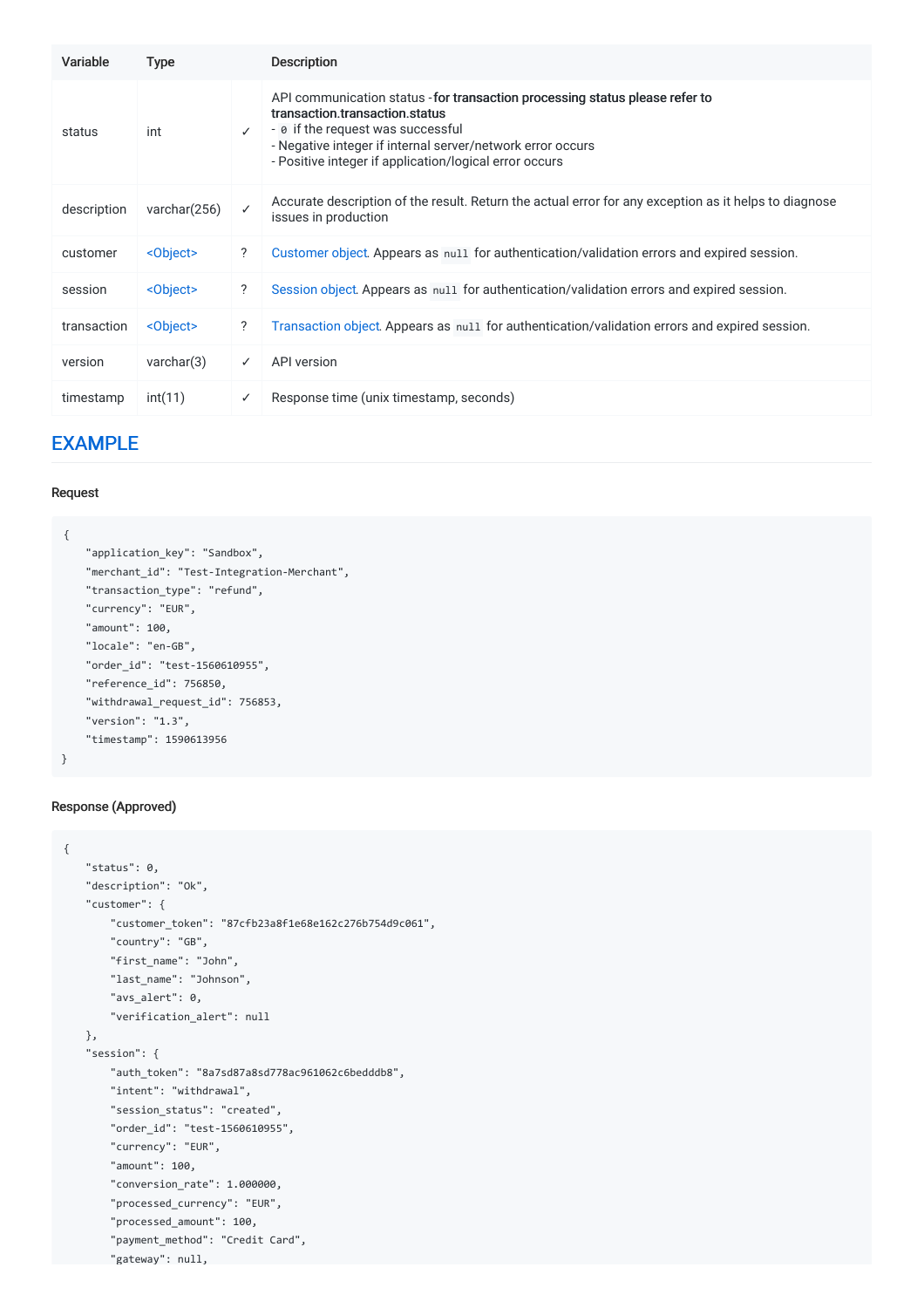| Variable | Type | | Description |
|---|---|---|---|
| status | int | ✓ | API communication status - **for transaction processing status please refer to transaction.transaction.status**<br>- `0` if the request was successful<br>- Negative integer if internal server/network error occurs<br>- Positive integer if application/logical error occurs |
| description | varchar(256) | ✓ | Accurate description of the result. Return the actual error for any exception as it helps to diagnose issues in production |
| customer | <Object> | ? | Customer object. Appears as `null` for authentication/validation errors and expired session. |
| session | <Object> | ? | Session object. Appears as `null` for authentication/validation errors and expired session. |
| transaction | <Object> | ? | Transaction object. Appears as `null` for authentication/validation errors and expired session. |
| version | varchar(3) | ✓ | API version |
| timestamp | int(11) | ✓ | Response time (unix timestamp, seconds) |

## EXAMPLE

#### Request

```
{
    "application_key": "Sandbox",
    "merchant_id": "Test-Integration-Merchant",
    "transaction_type": "refund",
    "currency": "EUR",
    "amount": 100,
    "locale": "en-GB",
    "order_id": "test-1560610955",
    "reference_id": 756850,
    "withdrawal_request_id": 756853,
    "version": "1.3",
    "timestamp": 1590613956
}
```

#### Response (Approved)

```
{
    "status": 0,
    "description": "Ok",
    "customer": {
        "customer_token": "87cfb23a8f1e68e162c276b754d9c061",
        "country": "GB",
        "first_name": "John",
        "last_name": "Johnson",
        "avs_alert": 0,
        "verification_alert": null
    },
    "session": {
        "auth_token": "8a7sd87a8sd778ac961062c6bedddb8",
        "intent": "withdrawal",
        "session_status": "created",
        "order_id": "test-1560610955",
        "currency": "EUR",
        "amount": 100,
        "conversion_rate": 1.000000,
        "processed_currency": "EUR",
        "processed_amount": 100,
        "payment_method": "Credit Card",
        "gateway": null,
```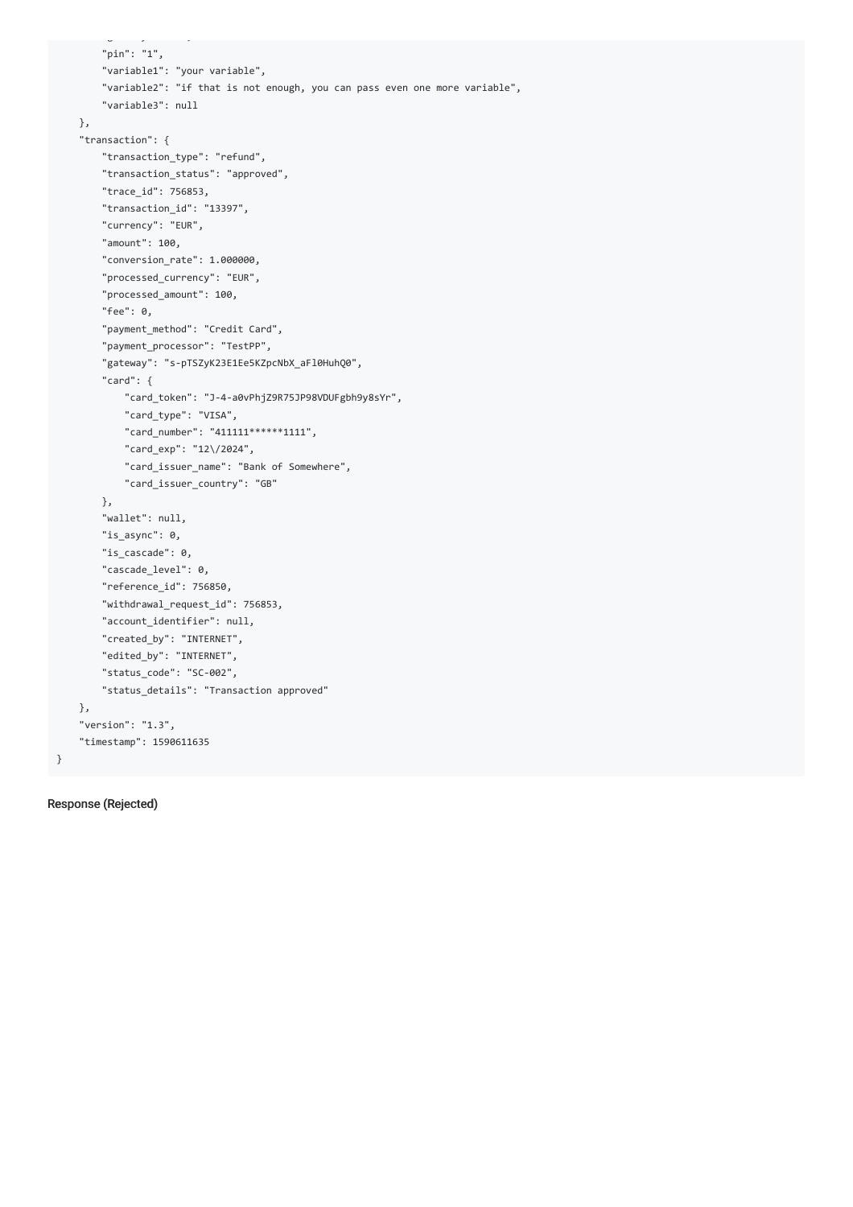```
        "pin": "1",
        "variable1": "your variable",
        "variable2": "if that is not enough, you can pass even one more variable",
        "variable3": null
    },
    "transaction": {
        "transaction_type": "refund",
        "transaction_status": "approved",
        "trace_id": 756853,
        "transaction_id": "13397",
        "currency": "EUR",
        "amount": 100,
        "conversion_rate": 1.000000,
        "processed_currency": "EUR",
        "processed_amount": 100,
        "fee": 0,
        "payment_method": "Credit Card",
        "payment_processor": "TestPP",
        "gateway": "s-pTSZyK23E1Ee5KZpcNbX_aFl0HuhQ0",
        "card": {
            "card_token": "J-4-a0vPhjZ9R75JP98VDUFgbh9y8sYr",
            "card_type": "VISA",
            "card_number": "411111******1111",
            "card_exp": "12\/2024",
            "card_issuer_name": "Bank of Somewhere",
            "card_issuer_country": "GB"
        },
        "wallet": null,
        "is_async": 0,
        "is_cascade": 0,
        "cascade_level": 0,
        "reference_id": 756850,
        "withdrawal_request_id": 756853,
        "account_identifier": null,
        "created_by": "INTERNET",
        "edited_by": "INTERNET",
        "status_code": "SC-002",
        "status_details": "Transaction approved"
    },
    "version": "1.3",
    "timestamp": 1590611635
}
```

Response (Rejected)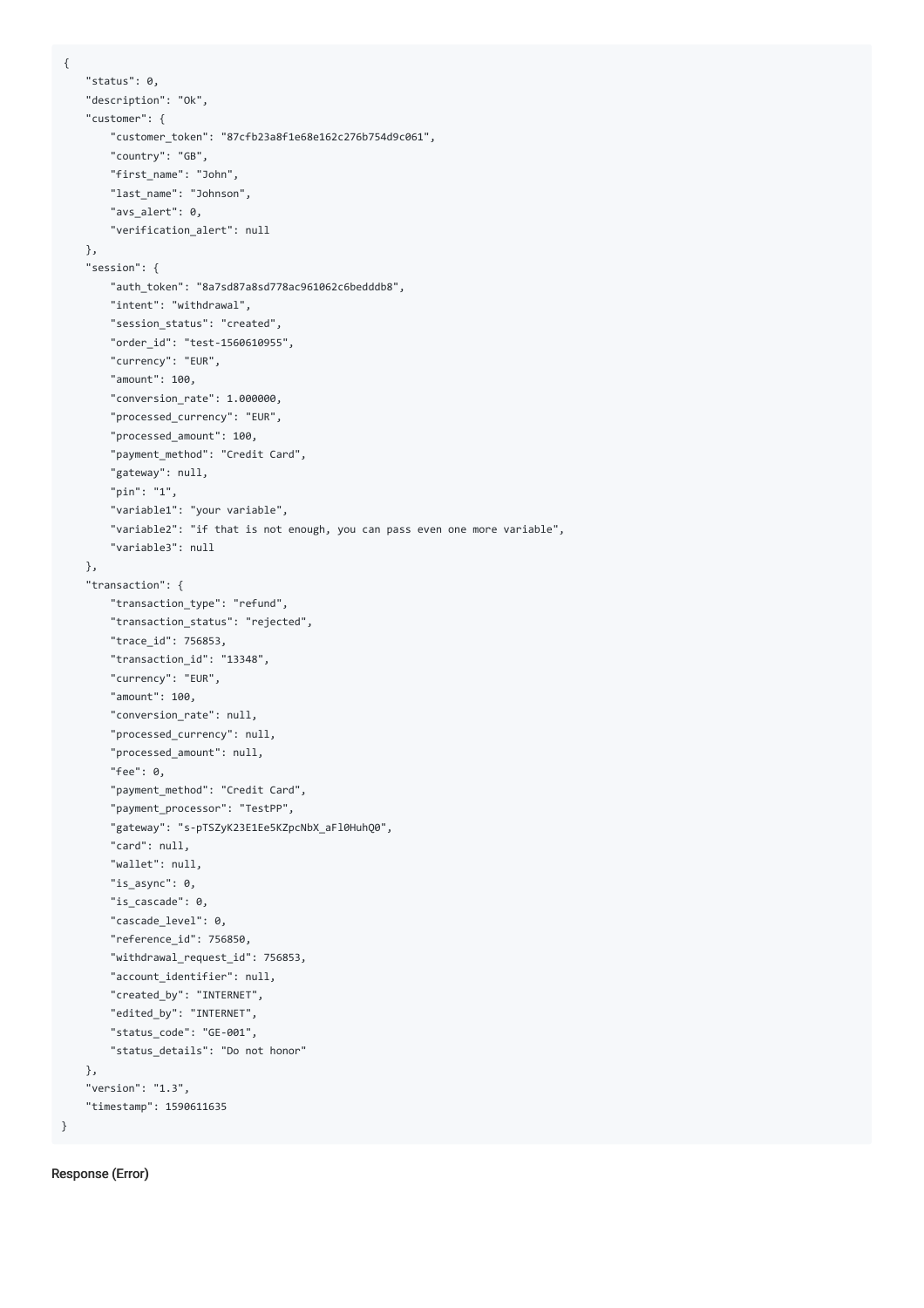```
{
    "status": 0,
    "description": "Ok",
    "customer": {
        "customer_token": "87cfb23a8f1e68e162c276b754d9c061",
        "country": "GB",
        "first_name": "John",
        "last_name": "Johnson",
        "avs_alert": 0,
        "verification_alert": null
    },
    "session": {
        "auth_token": "8a7sd87a8sd778ac961062c6bedddb8",
        "intent": "withdrawal",
        "session_status": "created",
        "order_id": "test-1560610955",
        "currency": "EUR",
        "amount": 100,
        "conversion_rate": 1.000000,
        "processed_currency": "EUR",
        "processed_amount": 100,
        "payment_method": "Credit Card",
        "gateway": null,
        "pin": "1",
        "variable1": "your variable",
        "variable2": "if that is not enough, you can pass even one more variable",
        "variable3": null
    },
    "transaction": {
        "transaction_type": "refund",
        "transaction_status": "rejected",
        "trace_id": 756853,
        "transaction_id": "13348",
        "currency": "EUR",
        "amount": 100,
        "conversion_rate": null,
        "processed_currency": null,
        "processed_amount": null,
        "fee": 0,
        "payment_method": "Credit Card",
        "payment_processor": "TestPP",
        "gateway": "s-pTSZyK23E1Ee5KZpcNbX_aFl0HuhQ0",
        "card": null,
        "wallet": null,
        "is_async": 0,
        "is_cascade": 0,
        "cascade_level": 0,
        "reference_id": 756850,
        "withdrawal_request_id": 756853,
        "account_identifier": null,
        "created_by": "INTERNET",
        "edited_by": "INTERNET",
        "status_code": "GE-001",
        "status_details": "Do not honor"
    },
    "version": "1.3",
    "timestamp": 1590611635
}
```

Response (Error)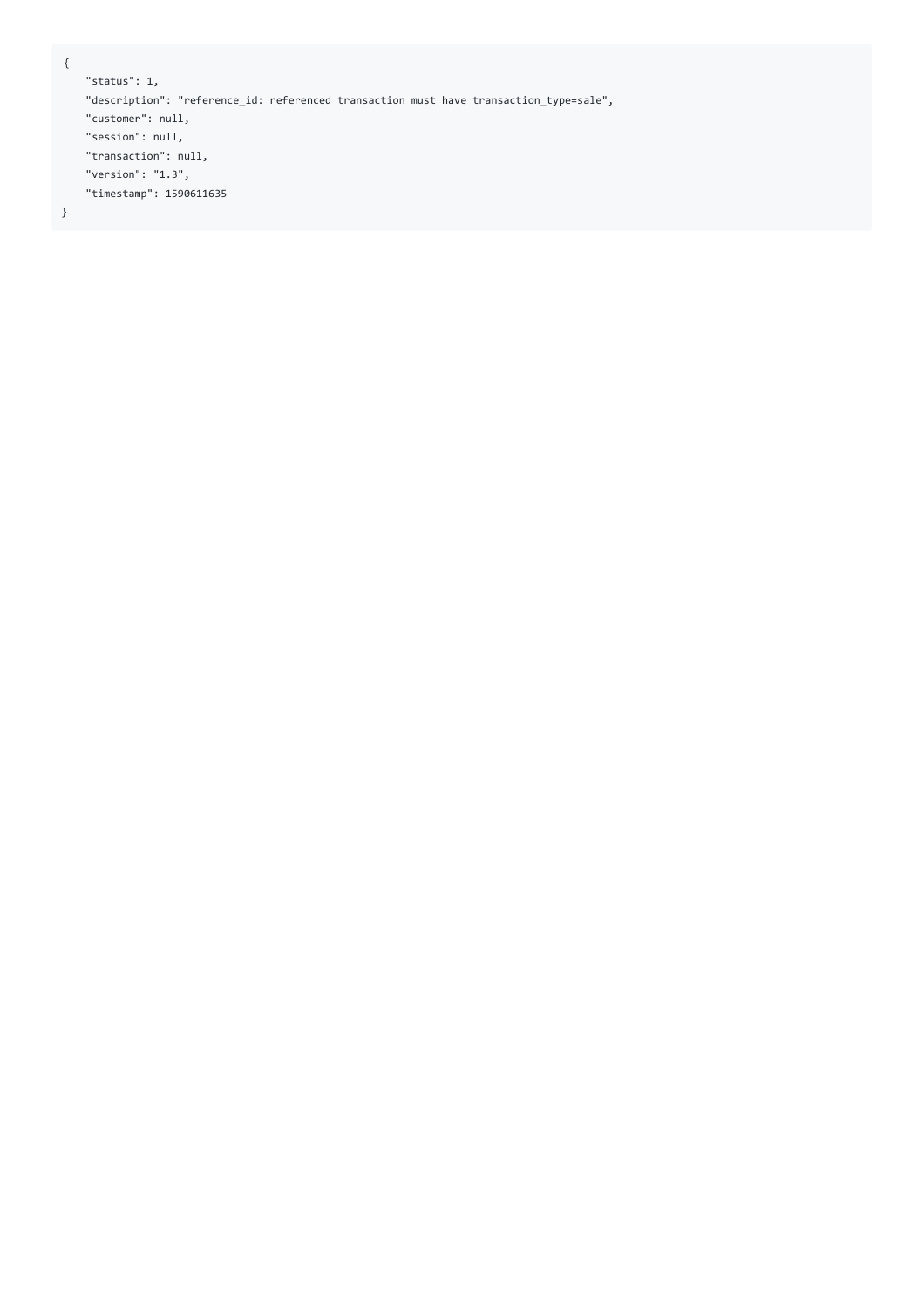```
{
    "status": 1,
    "description": "reference_id: referenced transaction must have transaction_type=sale",
    "customer": null,
    "session": null,
    "transaction": null,
    "version": "1.3",
    "timestamp": 1590611635
}
```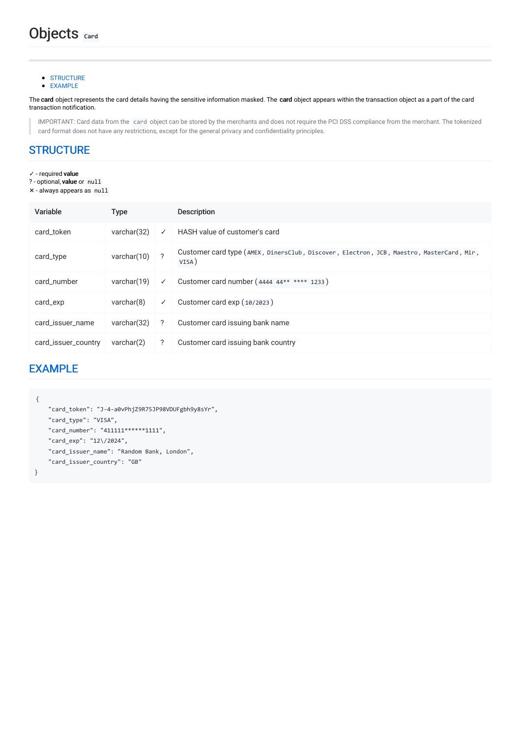# Objects `Card`

---

- STRUCTURE
- EXAMPLE

The **card** object represents the card details having the sensitive information masked. The **card** object appears within the transaction object as a part of the card transaction notification.

> IMPORTANT: Card data from the `card` object can be stored by the merchants and does not require the PCI DSS compliance from the merchant. The tokenized card format does not have any restrictions, except for the general privacy and confidentiality principles.

## STRUCTURE

✓ - required **value**
? - optional, **value** or `null`
✕ - always appears as `null`

| Variable | Type | | Description |
|---|---|---|---|
| card_token | varchar(32) | ✓ | HASH value of customer's card |
| card_type | varchar(10) | ? | Customer card type (`AMEX`, `DinersClub`, `Discover`, `Electron`, `JCB`, `Maestro`, `MasterCard`, `Mir`, `VISA`) |
| card_number | varchar(19) | ✓ | Customer card number (`4444 44** **** 1233`) |
| card_exp | varchar(8) | ✓ | Customer card exp (`10/2023`) |
| card_issuer_name | varchar(32) | ? | Customer card issuing bank name |
| card_issuer_country | varchar(2) | ? | Customer card issuing bank country |

## EXAMPLE

```
{
    "card_token": "J-4-a0vPhjZ9R75JP98VDUFgbh9y8sYr",
    "card_type": "VISA",
    "card_number": "411111******1111",
    "card_exp": "12\/2024",
    "card_issuer_name": "Random Bank, London",
    "card_issuer_country": "GB"
}
```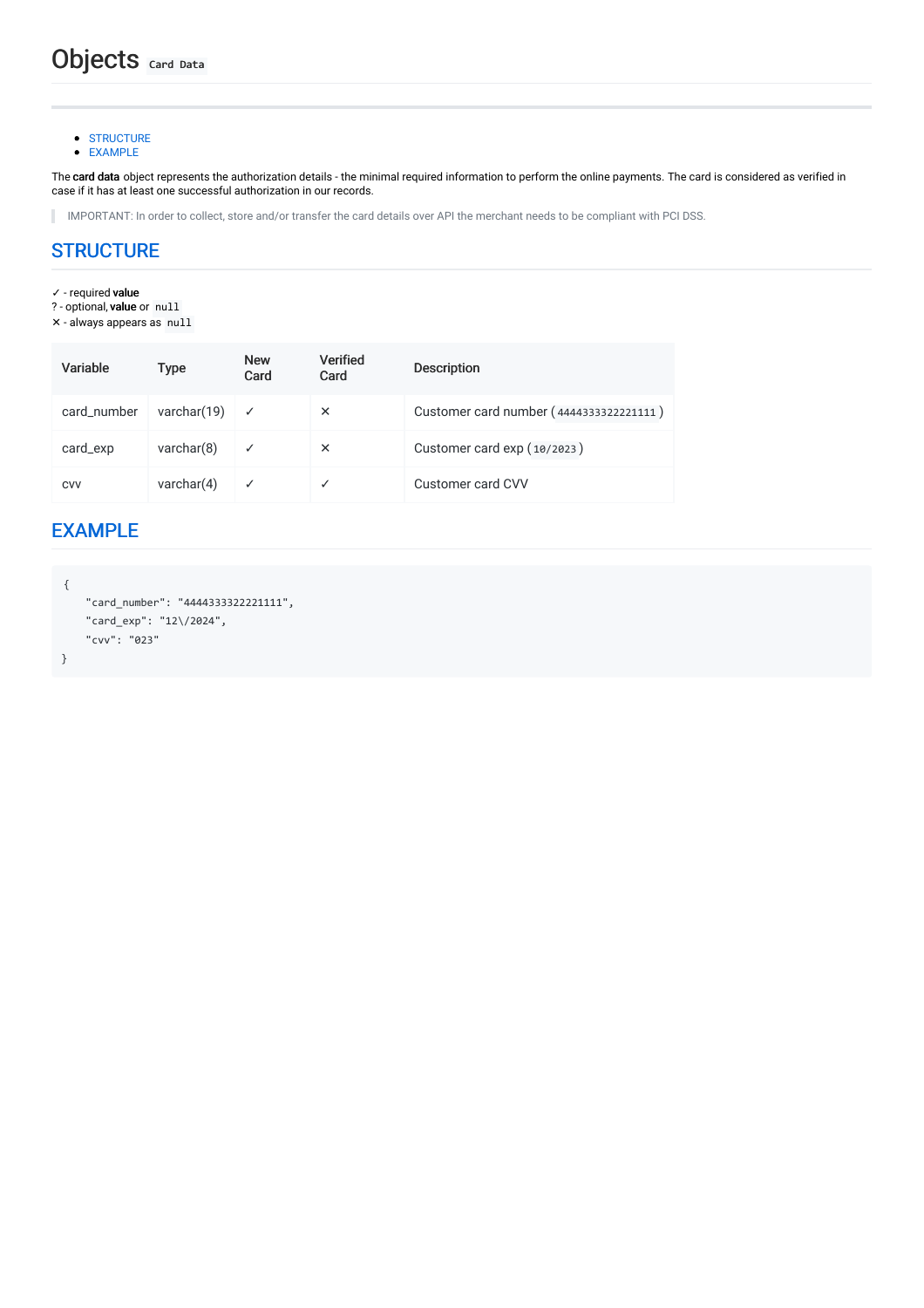# Objects `Card Data`

- STRUCTURE
- EXAMPLE

The **card data** object represents the authorization details - the minimal required information to perform the online payments. The card is considered as verified in case if it has at least one successful authorization in our records.

> IMPORTANT: In order to collect, store and/or transfer the card details over API the merchant needs to be compliant with PCI DSS.

## STRUCTURE

✓ - required **value**
? - optional, **value** or `null`
✕ - always appears as `null`

| Variable | Type | New Card | Verified Card | Description |
|---|---|---|---|---|
| card_number | varchar(19) | ✓ | ✕ | Customer card number ( `4444333322221111` ) |
| card_exp | varchar(8) | ✓ | ✕ | Customer card exp ( `10/2023` ) |
| cvv | varchar(4) | ✓ | ✓ | Customer card CVV |

## EXAMPLE

```
{
    "card_number": "4444333322221111",
    "card_exp": "12\/2024",
    "cvv": "023"
}
```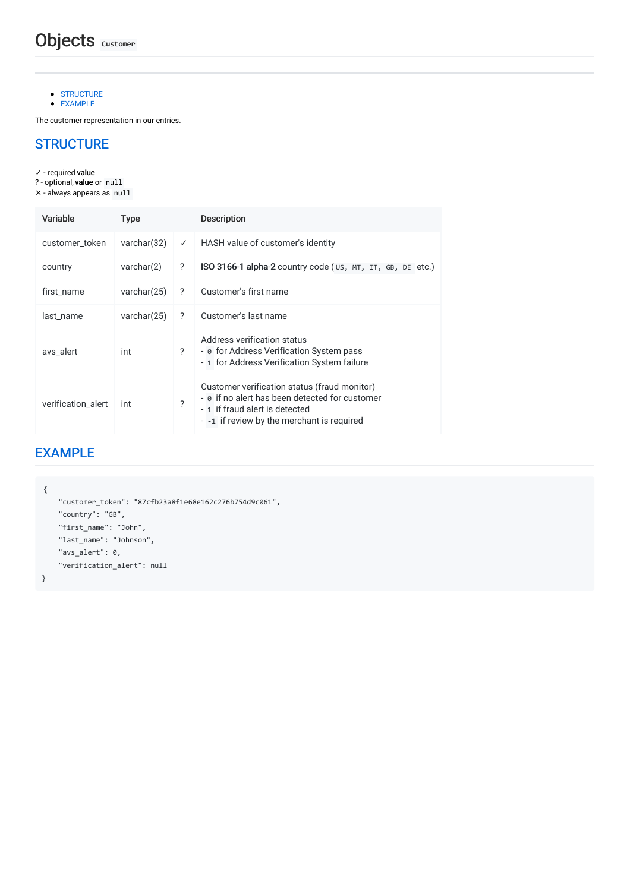# Objects `Customer`

- STRUCTURE
- EXAMPLE

The customer representation in our entries.

## STRUCTURE

✓ - required **value**
? - optional, **value** or `null`
✕ - always appears as `null`

| Variable | Type | | Description |
|---|---|---|---|
| customer_token | varchar(32) | ✓ | HASH value of customer's identity |
| country | varchar(2) | ? | **ISO 3166-1 alpha-2** country code (`US`, `MT`, `IT`, `GB`, `DE` etc.) |
| first_name | varchar(25) | ? | Customer's first name |
| last_name | varchar(25) | ? | Customer's last name |
| avs_alert | int | ? | Address verification status<br>- `0` for Address Verification System pass<br>- `1` for Address Verification System failure |
| verification_alert | int | ? | Customer verification status (fraud monitor)<br>- `0` if no alert has been detected for customer<br>- `1` if fraud alert is detected<br>- `-1` if review by the merchant is required |

## EXAMPLE

```
{
    "customer_token": "87cfb23a8f1e68e162c276b754d9c061",
    "country": "GB",
    "first_name": "John",
    "last_name": "Johnson",
    "avs_alert": 0,
    "verification_alert": null
}
```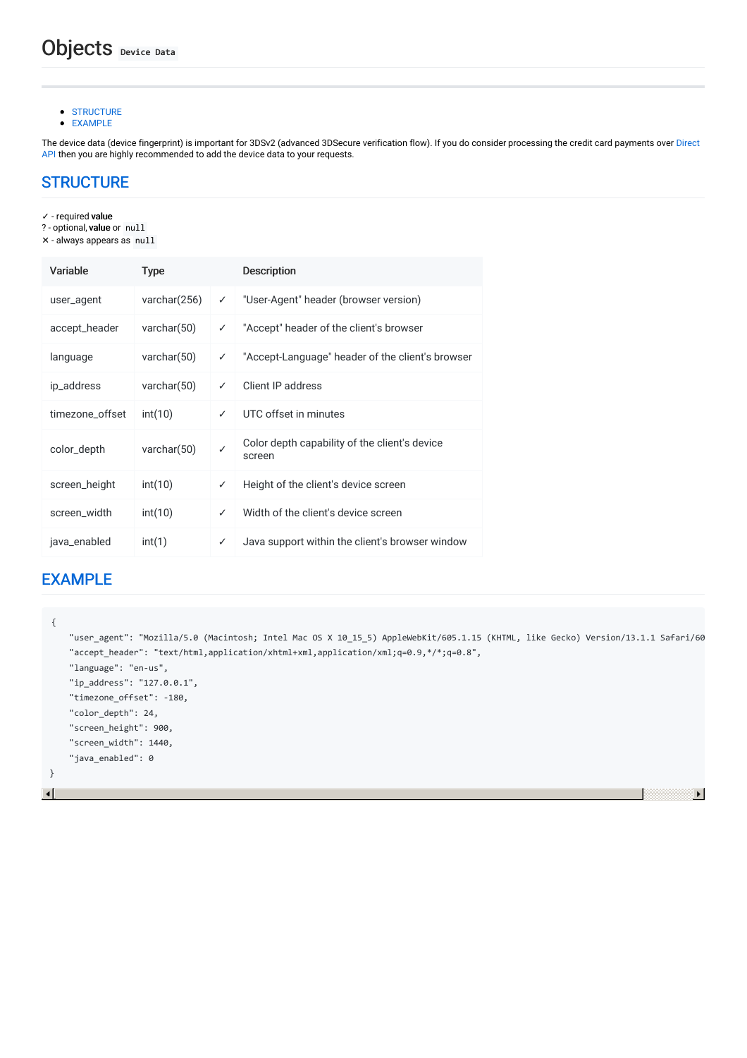# Objects `Device Data`

- STRUCTURE
- EXAMPLE

The device data (device fingerprint) is important for 3DSv2 (advanced 3DSecure verification flow). If you do consider processing the credit card payments over Direct API then you are highly recommended to add the device data to your requests.

## STRUCTURE

✓ - required **value**
? - optional, **value** or `null`
✕ - always appears as `null`

| Variable | Type | | Description |
|---|---|---|---|
| user_agent | varchar(256) | ✓ | "User-Agent" header (browser version) |
| accept_header | varchar(50) | ✓ | "Accept" header of the client's browser |
| language | varchar(50) | ✓ | "Accept-Language" header of the client's browser |
| ip_address | varchar(50) | ✓ | Client IP address |
| timezone_offset | int(10) | ✓ | UTC offset in minutes |
| color_depth | varchar(50) | ✓ | Color depth capability of the client's device screen |
| screen_height | int(10) | ✓ | Height of the client's device screen |
| screen_width | int(10) | ✓ | Width of the client's device screen |
| java_enabled | int(1) | ✓ | Java support within the client's browser window |

## EXAMPLE

```
{
    "user_agent": "Mozilla/5.0 (Macintosh; Intel Mac OS X 10_15_5) AppleWebKit/605.1.15 (KHTML, like Gecko) Version/13.1.1 Safari/60
    "accept_header": "text/html,application/xhtml+xml,application/xml;q=0.9,*/*;q=0.8",
    "language": "en-us",
    "ip_address": "127.0.0.1",
    "timezone_offset": -180,
    "color_depth": 24,
    "screen_height": 900,
    "screen_width": 1440,
    "java_enabled": 0
}
```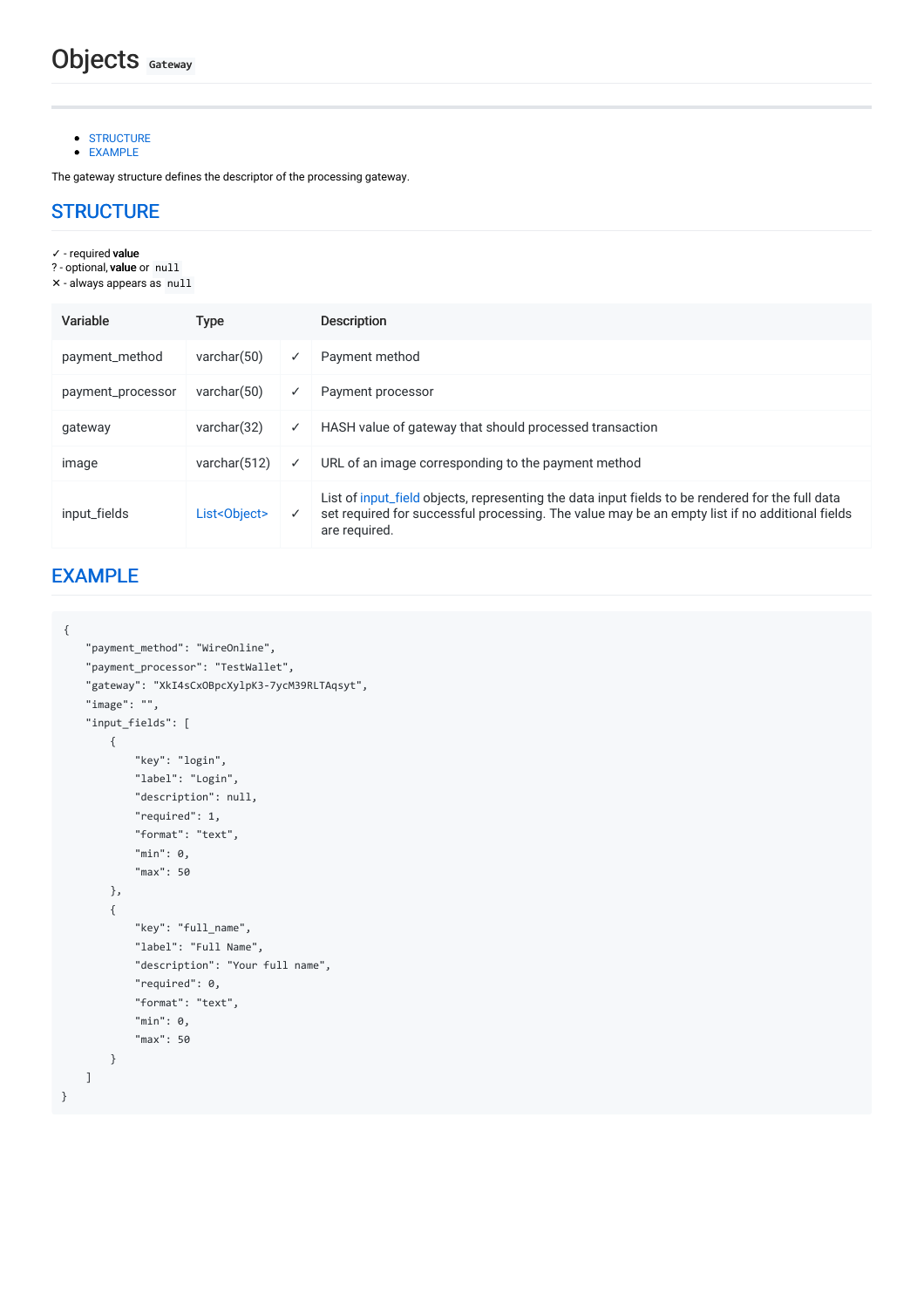# Objects `Gateway`

- STRUCTURE
- EXAMPLE

The gateway structure defines the descriptor of the processing gateway.

## STRUCTURE

✓ - required **value**
? - optional, **value** or `null`
✕ - always appears as `null`

| Variable | Type | | Description |
|---|---|---|---|
| payment_method | varchar(50) | ✓ | Payment method |
| payment_processor | varchar(50) | ✓ | Payment processor |
| gateway | varchar(32) | ✓ | HASH value of gateway that should processed transaction |
| image | varchar(512) | ✓ | URL of an image corresponding to the payment method |
| input_fields | List<Object> | ✓ | List of input_field objects, representing the data input fields to be rendered for the full data set required for successful processing. The value may be an empty list if no additional fields are required. |

## EXAMPLE

```
{
    "payment_method": "WireOnline",
    "payment_processor": "TestWallet",
    "gateway": "XkI4sCxOBpcXylpK3-7ycM39RLTAqsyt",
    "image": "",
    "input_fields": [
        {
            "key": "login",
            "label": "Login",
            "description": null,
            "required": 1,
            "format": "text",
            "min": 0,
            "max": 50
        },
        {
            "key": "full_name",
            "label": "Full Name",
            "description": "Your full name",
            "required": 0,
            "format": "text",
            "min": 0,
            "max": 50
        }
    ]
}
```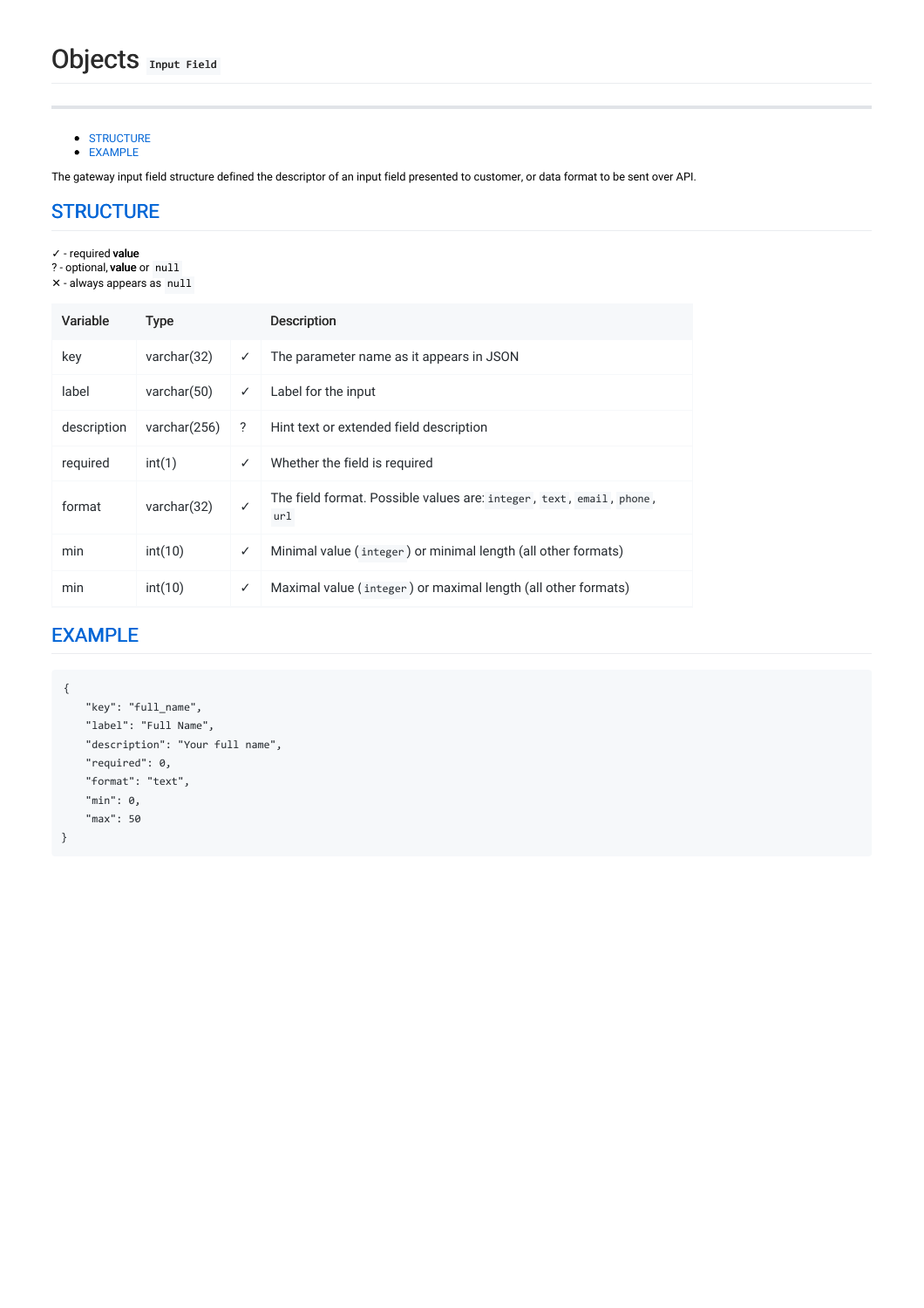# Objects `Input Field`

- STRUCTURE
- EXAMPLE

The gateway input field structure defined the descriptor of an input field presented to customer, or data format to be sent over API.

## STRUCTURE

✓ - required **value**
? - optional, **value** or `null`
✕ - always appears as `null`

| Variable | Type | | Description |
|---|---|---|---|
| key | varchar(32) | ✓ | The parameter name as it appears in JSON |
| label | varchar(50) | ✓ | Label for the input |
| description | varchar(256) | ? | Hint text or extended field description |
| required | int(1) | ✓ | Whether the field is required |
| format | varchar(32) | ✓ | The field format. Possible values are: `integer`, `text`, `email`, `phone`, `url` |
| min | int(10) | ✓ | Minimal value (`integer`) or minimal length (all other formats) |
| min | int(10) | ✓ | Maximal value (`integer`) or maximal length (all other formats) |

## EXAMPLE

```
{
    "key": "full_name",
    "label": "Full Name",
    "description": "Your full name",
    "required": 0,
    "format": "text",
    "min": 0,
    "max": 50
}
```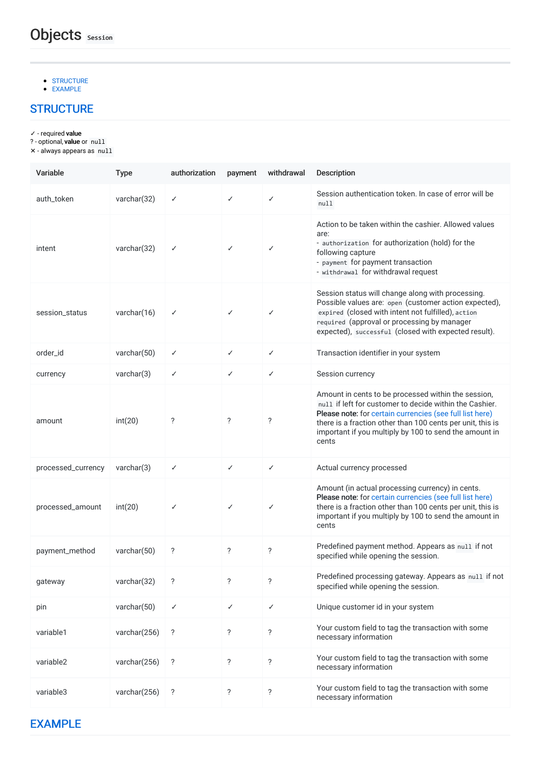# Objects `Session`

- STRUCTURE
- EXAMPLE

## STRUCTURE

✓ - required **value**
? - optional, **value** or `null`
✕ - always appears as `null`

| Variable | Type | authorization | payment | withdrawal | Description |
|---|---|---|---|---|---|
| auth_token | varchar(32) | ✓ | ✓ | ✓ | Session authentication token. In case of error will be `null` |
| intent | varchar(32) | ✓ | ✓ | ✓ | Action to be taken within the cashier. Allowed values are:<br>- `authorization` for authorization (hold) for the following capture<br>- `payment` for payment transaction<br>- `withdrawal` for withdrawal request |
| session_status | varchar(16) | ✓ | ✓ | ✓ | Session status will change along with processing. Possible values are: `open` (customer action expected), `expired` (closed with intent not fulfilled), `action required` (approval or processing by manager expected), `successful` (closed with expected result). |
| order_id | varchar(50) | ✓ | ✓ | ✓ | Transaction identifier in your system |
| currency | varchar(3) | ✓ | ✓ | ✓ | Session currency |
| amount | int(20) | ? | ? | ? | Amount in cents to be processed within the session, `null` if left for customer to decide within the Cashier. **Please note:** for certain currencies (see full list here) there is a fraction other than 100 cents per unit, this is important if you multiply by 100 to send the amount in cents |
| processed_currency | varchar(3) | ✓ | ✓ | ✓ | Actual currency processed |
| processed_amount | int(20) | ✓ | ✓ | ✓ | Amount (in actual processing currency) in cents. **Please note:** for certain currencies (see full list here) there is a fraction other than 100 cents per unit, this is important if you multiply by 100 to send the amount in cents |
| payment_method | varchar(50) | ? | ? | ? | Predefined payment method. Appears as `null` if not specified while opening the session. |
| gateway | varchar(32) | ? | ? | ? | Predefined processing gateway. Appears as `null` if not specified while opening the session. |
| pin | varchar(50) | ✓ | ✓ | ✓ | Unique customer id in your system |
| variable1 | varchar(256) | ? | ? | ? | Your custom field to tag the transaction with some necessary information |
| variable2 | varchar(256) | ? | ? | ? | Your custom field to tag the transaction with some necessary information |
| variable3 | varchar(256) | ? | ? | ? | Your custom field to tag the transaction with some necessary information |

## EXAMPLE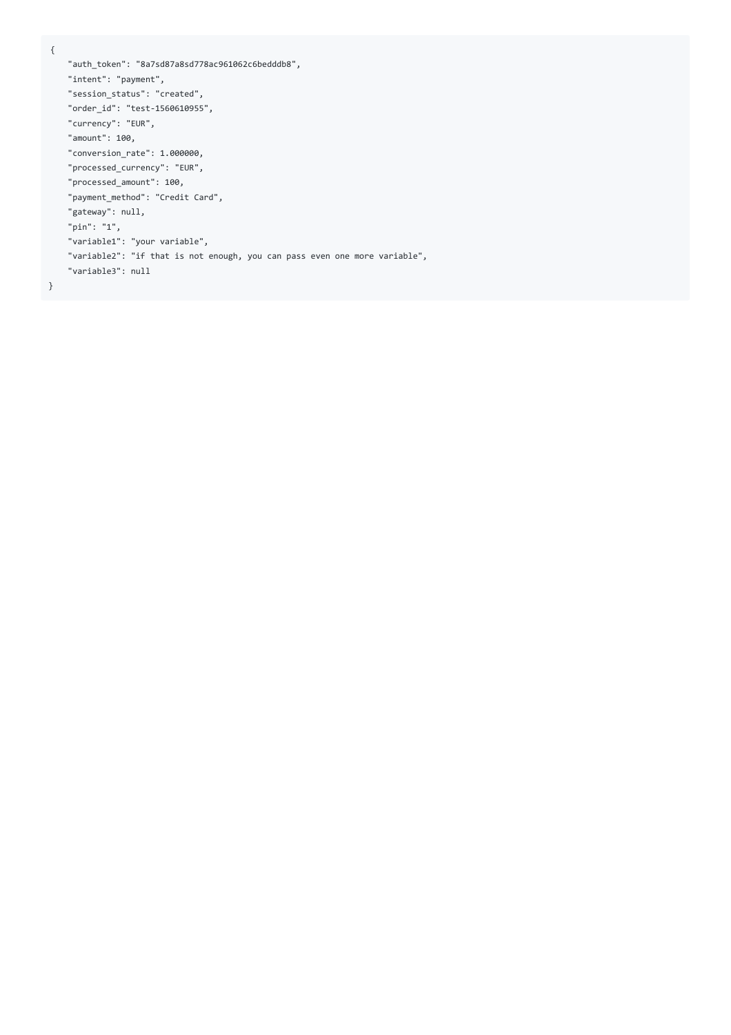```
{
    "auth_token": "8a7sd87a8sd778ac961062c6bedddb8",
    "intent": "payment",
    "session_status": "created",
    "order_id": "test-1560610955",
    "currency": "EUR",
    "amount": 100,
    "conversion_rate": 1.000000,
    "processed_currency": "EUR",
    "processed_amount": 100,
    "payment_method": "Credit Card",
    "gateway": null,
    "pin": "1",
    "variable1": "your variable",
    "variable2": "if that is not enough, you can pass even one more variable",
    "variable3": null
}
```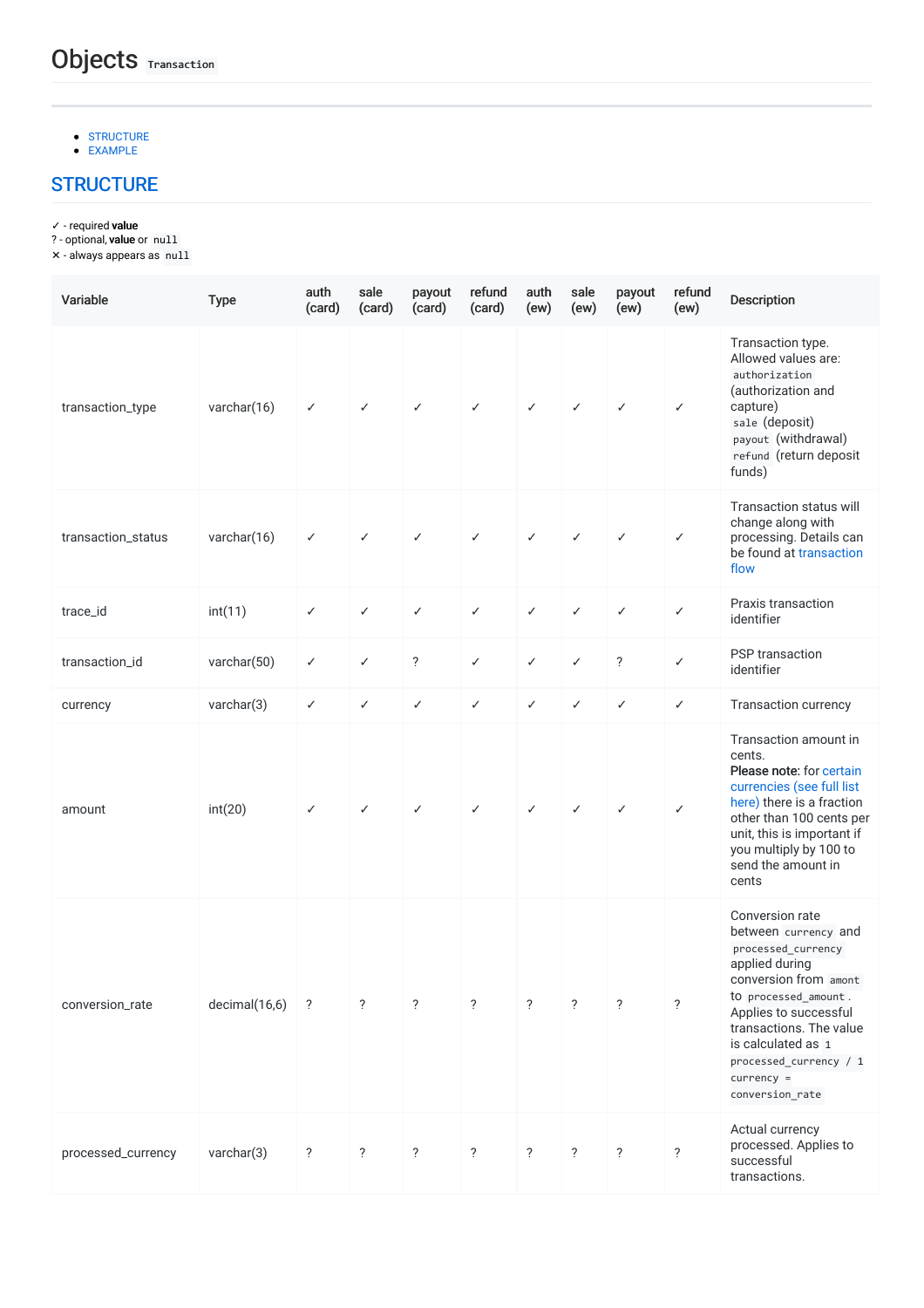# Objects `Transaction`

- STRUCTURE
- EXAMPLE

## STRUCTURE

✓ - required **value**
? - optional, **value** or `null`
✕ - always appears as `null`

| Variable | Type | auth (card) | sale (card) | payout (card) | refund (card) | auth (ew) | sale (ew) | payout (ew) | refund (ew) | Description |
|---|---|---|---|---|---|---|---|---|---|---|
| transaction_type | varchar(16) | ✓ | ✓ | ✓ | ✓ | ✓ | ✓ | ✓ | ✓ | Transaction type. Allowed values are: `authorization` (authorization and capture) `sale` (deposit) `payout` (withdrawal) `refund` (return deposit funds) |
| transaction_status | varchar(16) | ✓ | ✓ | ✓ | ✓ | ✓ | ✓ | ✓ | ✓ | Transaction status will change along with processing. Details can be found at transaction flow |
| trace_id | int(11) | ✓ | ✓ | ✓ | ✓ | ✓ | ✓ | ✓ | ✓ | Praxis transaction identifier |
| transaction_id | varchar(50) | ✓ | ✓ | ? | ✓ | ✓ | ✓ | ? | ✓ | PSP transaction identifier |
| currency | varchar(3) | ✓ | ✓ | ✓ | ✓ | ✓ | ✓ | ✓ | ✓ | Transaction currency |
| amount | int(20) | ✓ | ✓ | ✓ | ✓ | ✓ | ✓ | ✓ | ✓ | Transaction amount in cents. **Please note:** for certain currencies (see full list here) there is a fraction other than 100 cents per unit, this is important if you multiply by 100 to send the amount in cents |
| conversion_rate | decimal(16,6) | ? | ? | ? | ? | ? | ? | ? | ? | Conversion rate between `currency` and `processed_currency` applied during conversion from `amont` to `processed_amount`. Applies to successful transactions. The value is calculated as `1 processed_currency / 1 currency = conversion_rate` |
| processed_currency | varchar(3) | ? | ? | ? | ? | ? | ? | ? | ? | Actual currency processed. Applies to successful transactions. |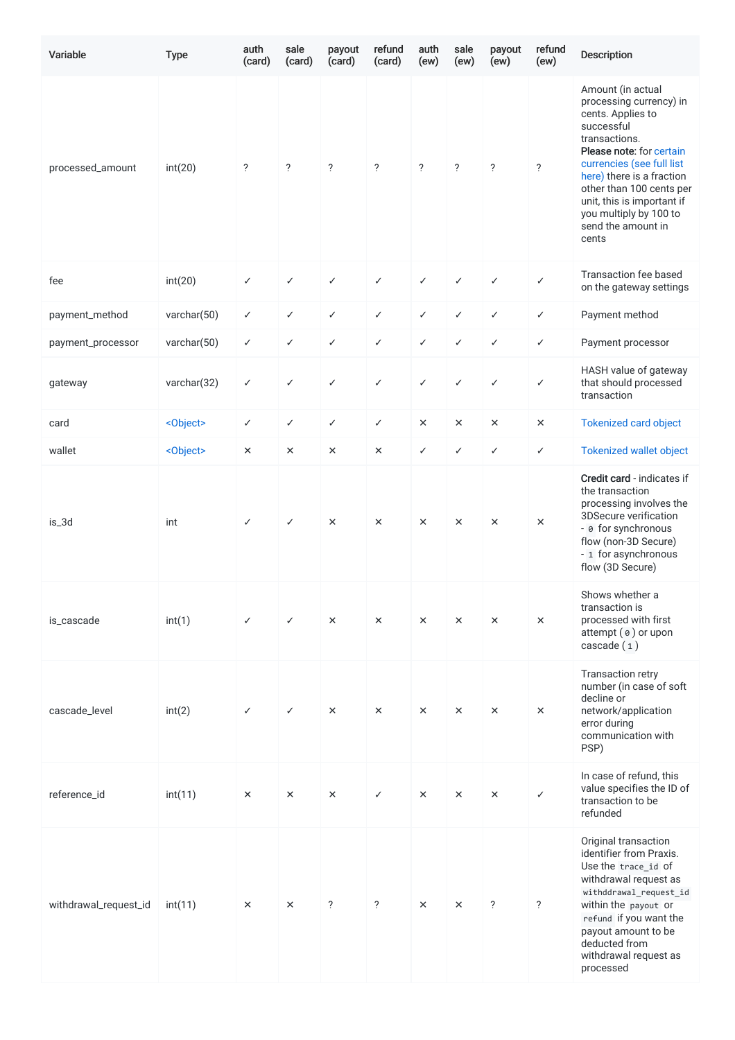| Variable | Type | auth (card) | sale (card) | payout (card) | refund (card) | auth (ew) | sale (ew) | payout (ew) | refund (ew) | Description |
|---|---|---|---|---|---|---|---|---|---|---|
| processed_amount | int(20) | ? | ? | ? | ? | ? | ? | ? | ? | Amount (in actual processing currency) in cents. Applies to successful transactions. **Please note:** for certain currencies (see full list here) there is a fraction other than 100 cents per unit, this is important if you multiply by 100 to send the amount in cents |
| fee | int(20) | ✓ | ✓ | ✓ | ✓ | ✓ | ✓ | ✓ | ✓ | Transaction fee based on the gateway settings |
| payment_method | varchar(50) | ✓ | ✓ | ✓ | ✓ | ✓ | ✓ | ✓ | ✓ | Payment method |
| payment_processor | varchar(50) | ✓ | ✓ | ✓ | ✓ | ✓ | ✓ | ✓ | ✓ | Payment processor |
| gateway | varchar(32) | ✓ | ✓ | ✓ | ✓ | ✓ | ✓ | ✓ | ✓ | HASH value of gateway that should processed transaction |
| card | <Object> | ✓ | ✓ | ✓ | ✓ | × | × | × | × | Tokenized card object |
| wallet | <Object> | × | × | × | × | ✓ | ✓ | ✓ | ✓ | Tokenized wallet object |
| is_3d | int | ✓ | ✓ | × | × | × | × | × | × | **Credit card** - indicates if the transaction processing involves the 3DSecure verification<br>- `0` for synchronous flow (non-3D Secure)<br>- `1` for asynchronous flow (3D Secure) |
| is_cascade | int(1) | ✓ | ✓ | × | × | × | × | × | × | Shows whether a transaction is processed with first attempt (`0`) or upon cascade (`1`) |
| cascade_level | int(2) | ✓ | ✓ | × | × | × | × | × | × | Transaction retry number (in case of soft decline or network/application error during communication with PSP) |
| reference_id | int(11) | × | × | × | ✓ | × | × | × | ✓ | In case of refund, this value specifies the ID of transaction to be refunded |
| withdrawal_request_id | int(11) | × | × | ? | ? | × | × | ? | ? | Original transaction identifier from Praxis. Use the `trace_id` of withdrawal request as `withddrawal_request_id` within the `payout` or `refund` if you want the payout amount to be deducted from withdrawal request as processed |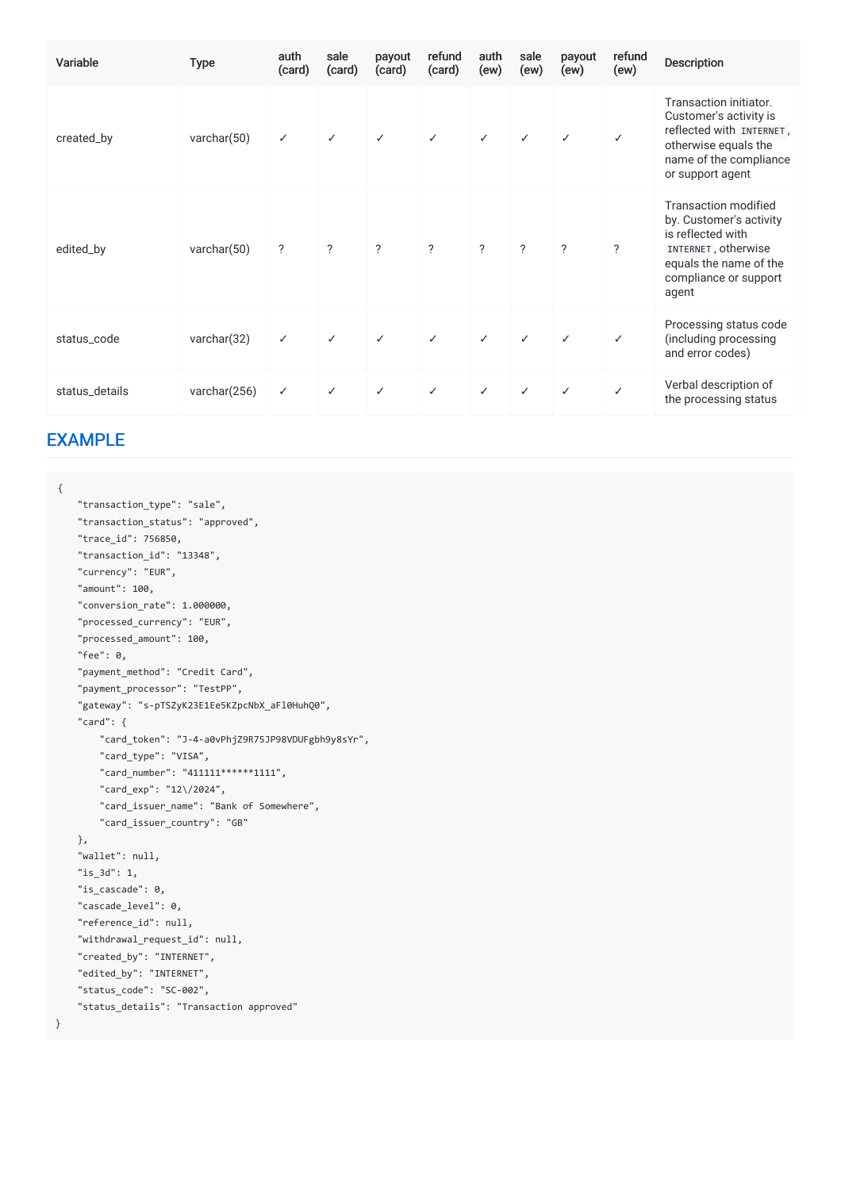| Variable | Type | auth (card) | sale (card) | payout (card) | refund (card) | auth (ew) | sale (ew) | payout (ew) | refund (ew) | Description |
| --- | --- | --- | --- | --- | --- | --- | --- | --- | --- | --- |
| created_by | varchar(50) | ✓ | ✓ | ✓ | ✓ | ✓ | ✓ | ✓ | ✓ | Transaction initiator. Customer's activity is reflected with `INTERNET`, otherwise equals the name of the compliance or support agent |
| edited_by | varchar(50) | ? | ? | ? | ? | ? | ? | ? | ? | Transaction modified by. Customer's activity is reflected with `INTERNET`, otherwise equals the name of the compliance or support agent |
| status_code | varchar(32) | ✓ | ✓ | ✓ | ✓ | ✓ | ✓ | ✓ | ✓ | Processing status code (including processing and error codes) |
| status_details | varchar(256) | ✓ | ✓ | ✓ | ✓ | ✓ | ✓ | ✓ | ✓ | Verbal description of the processing status |

## EXAMPLE

```
{
    "transaction_type": "sale",
    "transaction_status": "approved",
    "trace_id": 756850,
    "transaction_id": "13348",
    "currency": "EUR",
    "amount": 100,
    "conversion_rate": 1.000000,
    "processed_currency": "EUR",
    "processed_amount": 100,
    "fee": 0,
    "payment_method": "Credit Card",
    "payment_processor": "TestPP",
    "gateway": "s-pTSZyK23E1Ee5KZpcNbX_aFl0HuhQ0",
    "card": {
        "card_token": "J-4-a0vPhjZ9R75JP98VDUFgbh9y8sYr",
        "card_type": "VISA",
        "card_number": "411111******1111",
        "card_exp": "12\/2024",
        "card_issuer_name": "Bank of Somewhere",
        "card_issuer_country": "GB"
    },
    "wallet": null,
    "is_3d": 1,
    "is_cascade": 0,
    "cascade_level": 0,
    "reference_id": null,
    "withdrawal_request_id": null,
    "created_by": "INTERNET",
    "edited_by": "INTERNET",
    "status_code": "SC-002",
    "status_details": "Transaction approved"
}
```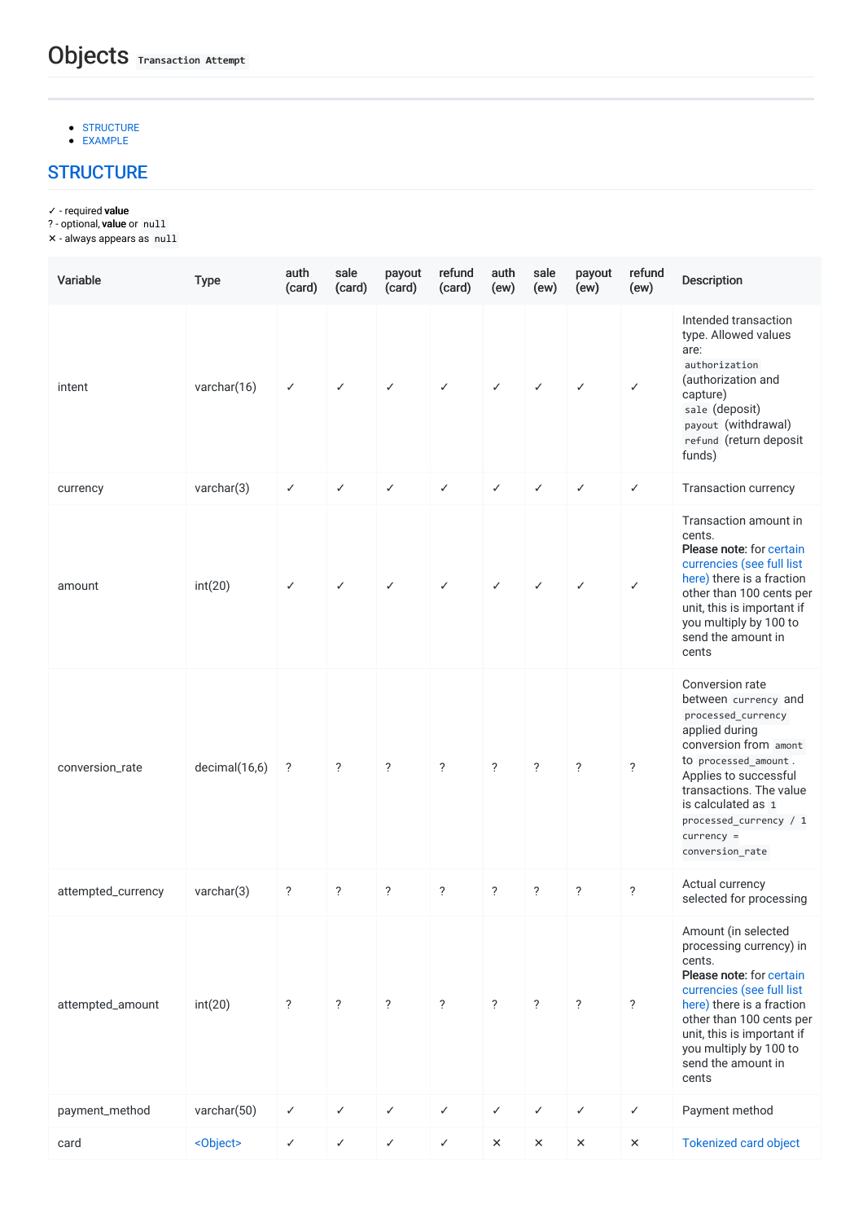# Objects `Transaction Attempt`

- STRUCTURE
- EXAMPLE

## STRUCTURE

✓ - required **value**
? - optional, **value** or `null`
✕ - always appears as `null`

| Variable | Type | auth (card) | sale (card) | payout (card) | refund (card) | auth (ew) | sale (ew) | payout (ew) | refund (ew) | Description |
|---|---|---|---|---|---|---|---|---|---|---|
| intent | varchar(16) | ✓ | ✓ | ✓ | ✓ | ✓ | ✓ | ✓ | ✓ | Intended transaction type. Allowed values are: `authorization` (authorization and capture) `sale` (deposit) `payout` (withdrawal) `refund` (return deposit funds) |
| currency | varchar(3) | ✓ | ✓ | ✓ | ✓ | ✓ | ✓ | ✓ | ✓ | Transaction currency |
| amount | int(20) | ✓ | ✓ | ✓ | ✓ | ✓ | ✓ | ✓ | ✓ | Transaction amount in cents. **Please note:** for certain currencies (see full list here) there is a fraction other than 100 cents per unit, this is important if you multiply by 100 to send the amount in cents |
| conversion_rate | decimal(16,6) | ? | ? | ? | ? | ? | ? | ? | ? | Conversion rate between `currency` and `processed_currency` applied during conversion from `amont` to `processed_amount`. Applies to successful transactions. The value is calculated as `1 processed_currency / 1 currency = conversion_rate` |
| attempted_currency | varchar(3) | ? | ? | ? | ? | ? | ? | ? | ? | Actual currency selected for processing |
| attempted_amount | int(20) | ? | ? | ? | ? | ? | ? | ? | ? | Amount (in selected processing currency) in cents. **Please note:** for certain currencies (see full list here) there is a fraction other than 100 cents per unit, this is important if you multiply by 100 to send the amount in cents |
| payment_method | varchar(50) | ✓ | ✓ | ✓ | ✓ | ✓ | ✓ | ✓ | ✓ | Payment method |
| card | <Object> | ✓ | ✓ | ✓ | ✓ | ✕ | ✕ | ✕ | ✕ | Tokenized card object |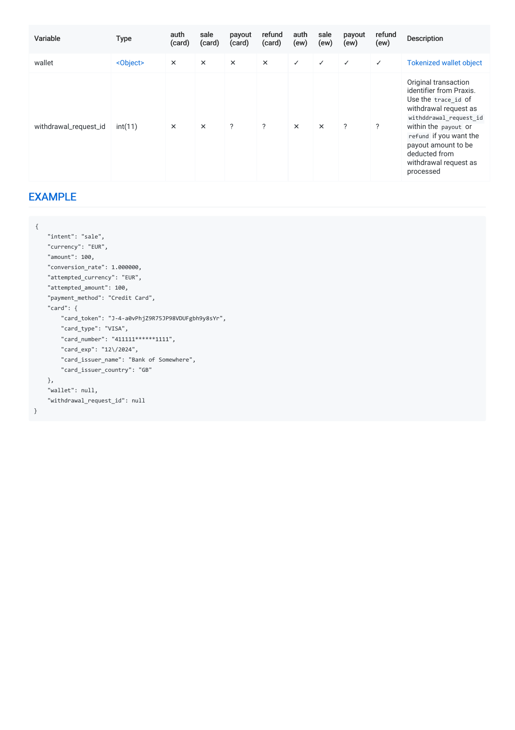| Variable | Type | auth (card) | sale (card) | payout (card) | refund (card) | auth (ew) | sale (ew) | payout (ew) | refund (ew) | Description |
|---|---|---|---|---|---|---|---|---|---|---|
| wallet | <Object> | × | × | × | × | ✓ | ✓ | ✓ | ✓ | Tokenized wallet object |
| withdrawal_request_id | int(11) | × | × | ? | ? | × | × | ? | ? | Original transaction identifier from Praxis. Use the `trace_id` of withdrawal request as `withddrawal_request_id` within the `payout` or `refund` if you want the payout amount to be deducted from withdrawal request as processed |

## EXAMPLE

```
{
    "intent": "sale",
    "currency": "EUR",
    "amount": 100,
    "conversion_rate": 1.000000,
    "attempted_currency": "EUR",
    "attempted_amount": 100,
    "payment_method": "Credit Card",
    "card": {
        "card_token": "J-4-a0vPhjZ9R75JP98VDUFgbh9y8sYr",
        "card_type": "VISA",
        "card_number": "411111******1111",
        "card_exp": "12\/2024",
        "card_issuer_name": "Bank of Somewhere",
        "card_issuer_country": "GB"
    },
    "wallet": null,
    "withdrawal_request_id": null
}
```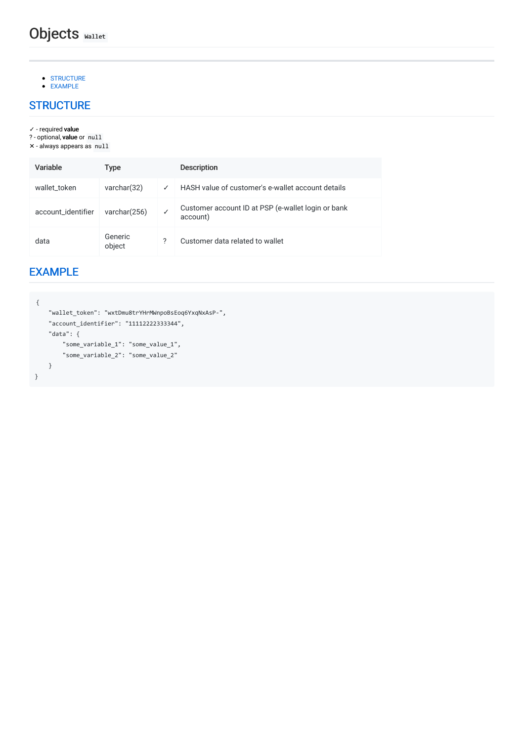# Objects `Wallet`

- STRUCTURE
- EXAMPLE

## STRUCTURE

✓ - required **value**
? - optional, **value** or `null`
✕ - always appears as `null`

| Variable | Type | | Description |
|---|---|---|---|
| wallet_token | varchar(32) | ✓ | HASH value of customer's e-wallet account details |
| account_identifier | varchar(256) | ✓ | Customer account ID at PSP (e-wallet login or bank account) |
| data | Generic object | ? | Customer data related to wallet |

## EXAMPLE

```
{
    "wallet_token": "wxtDmu8trYHrMWnpoBsEoq6YxqNxAsP-",
    "account_identifier": "11112222333344",
    "data": {
        "some_variable_1": "some_value_1",
        "some_variable_2": "some_value_2"
    }
}
```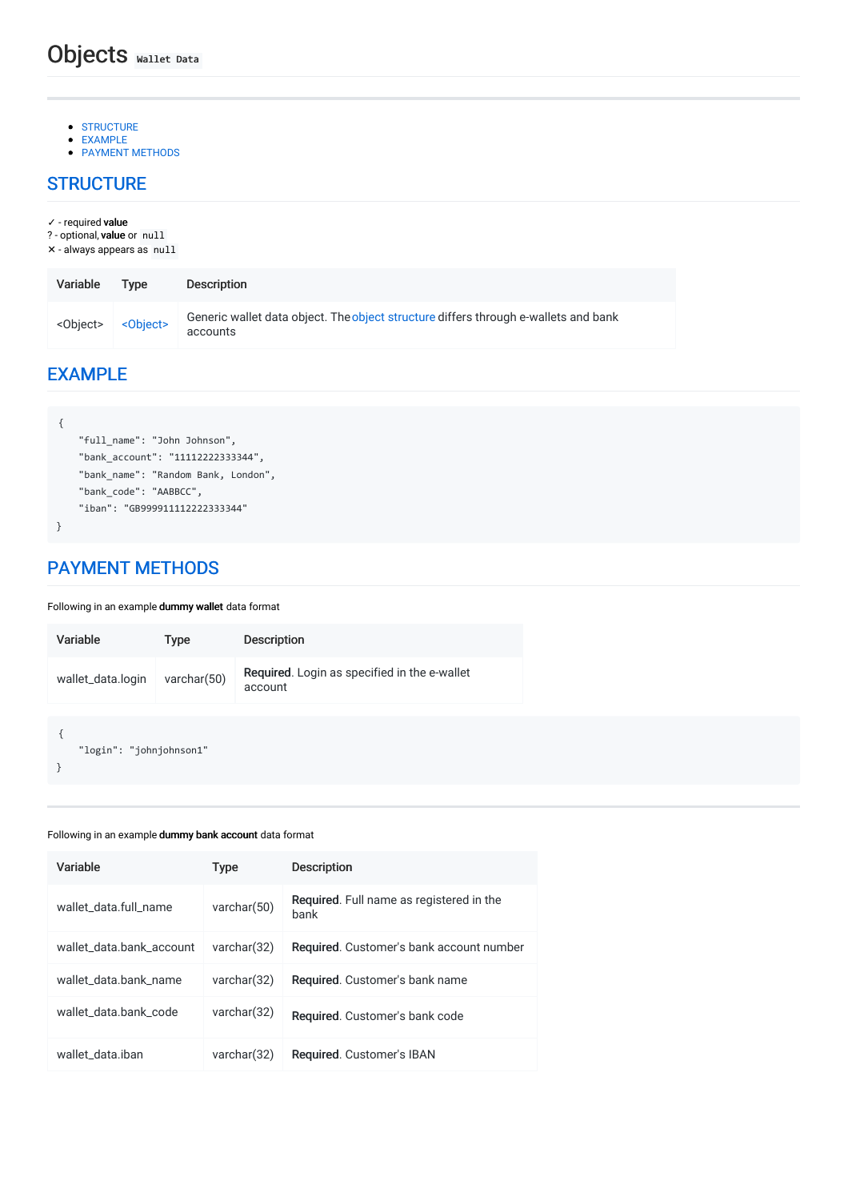# Objects `Wallet Data`

---

- STRUCTURE
- EXAMPLE
- PAYMENT METHODS

## STRUCTURE

✓ - required **value**
? - optional, **value** or `null`
✕ - always appears as `null`

| Variable | Type | Description |
| --- | --- | --- |
| <Object> | <Object> | Generic wallet data object. The object structure differs through e-wallets and bank accounts |

## EXAMPLE

```
{
    "full_name": "John Johnson",
    "bank_account": "11112222333344",
    "bank_name": "Random Bank, London",
    "bank_code": "AABBCC",
    "iban": "GB999911112222333344"
}
```

## PAYMENT METHODS

Following in an example **dummy wallet** data format

| Variable | Type | Description |
| --- | --- | --- |
| wallet_data.login | varchar(50) | **Required**. Login as specified in the e-wallet account |

```
{
    "login": "johnjohnson1"
}
```

---

Following in an example **dummy bank account** data format

| Variable | Type | Description |
| --- | --- | --- |
| wallet_data.full_name | varchar(50) | **Required**. Full name as registered in the bank |
| wallet_data.bank_account | varchar(32) | **Required**. Customer's bank account number |
| wallet_data.bank_name | varchar(32) | **Required**. Customer's bank name |
| wallet_data.bank_code | varchar(32) | **Required**. Customer's bank code |
| wallet_data.iban | varchar(32) | **Required**. Customer's IBAN |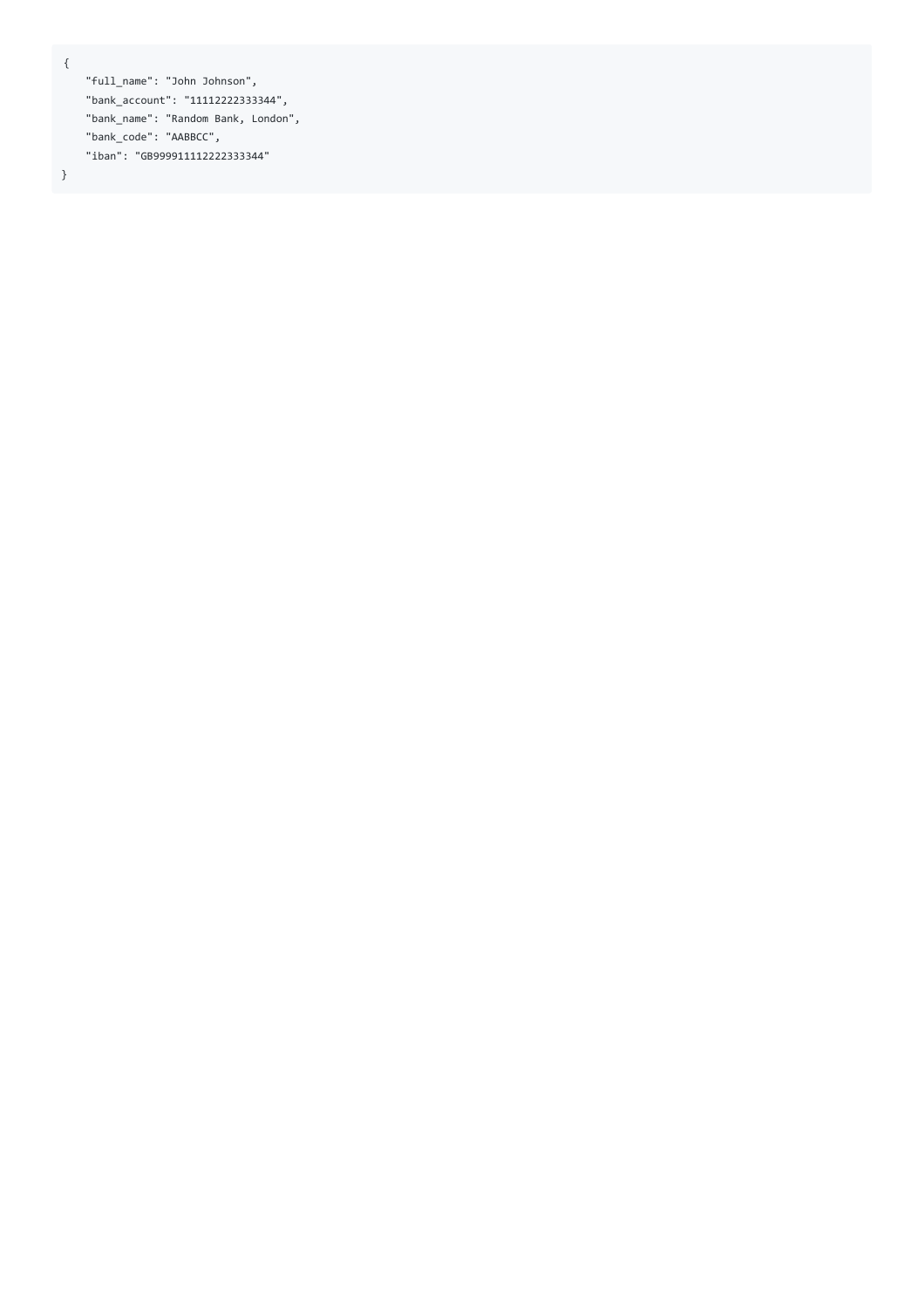```
{
    "full_name": "John Johnson",
    "bank_account": "11112222333344",
    "bank_name": "Random Bank, London",
    "bank_code": "AABBCC",
    "iban": "GB999911112222333344"
}
```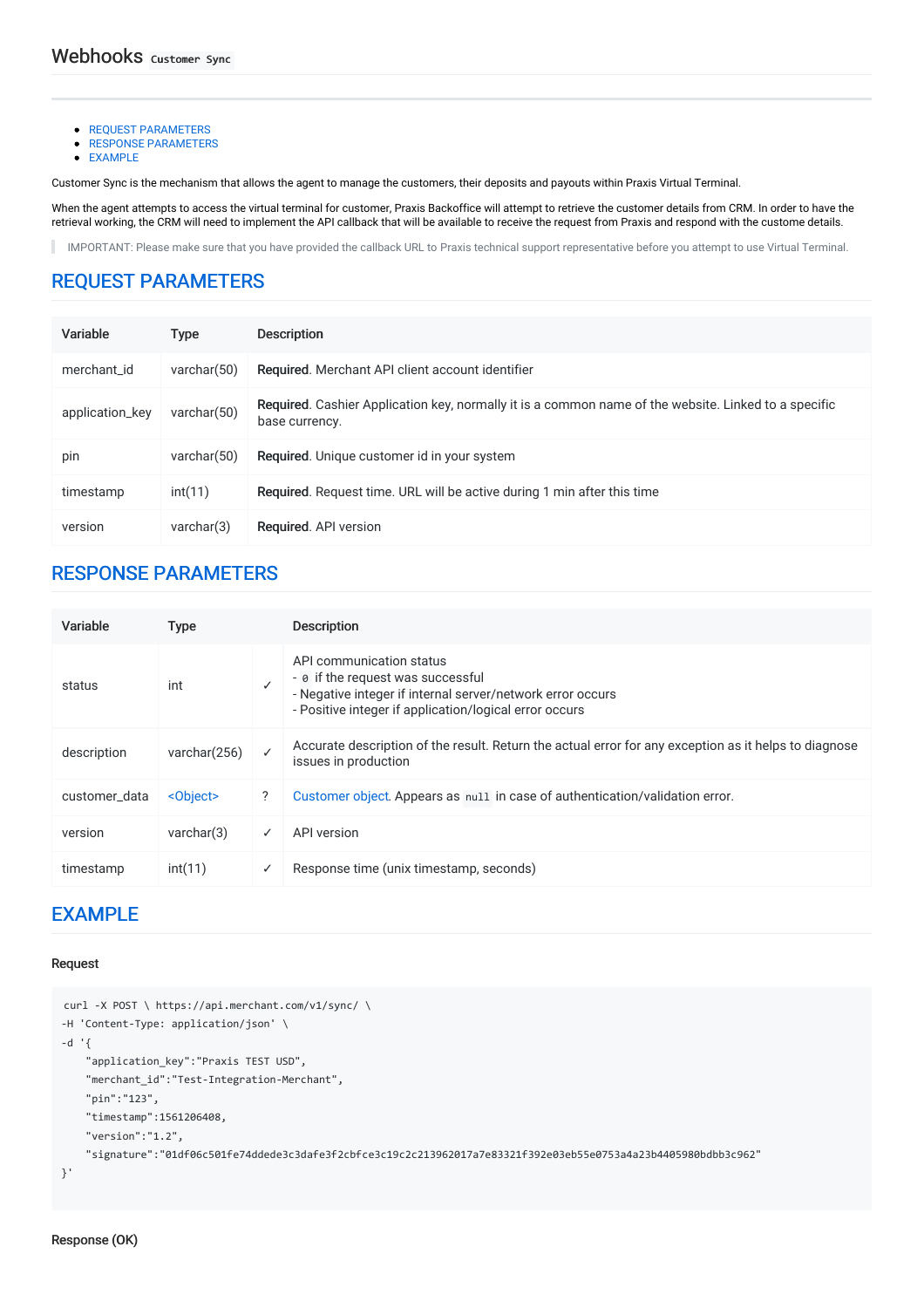# Webhooks `Customer Sync`

- REQUEST PARAMETERS
- RESPONSE PARAMETERS
- EXAMPLE

Customer Sync is the mechanism that allows the agent to manage the customers, their deposits and payouts within Praxis Virtual Terminal.

When the agent attempts to access the virtual terminal for customer, Praxis Backoffice will attempt to retrieve the customer details from CRM. In order to have the retrieval working, the CRM will need to implement the API callback that will be available to receive the request from Praxis and respond with the custome details.

> IMPORTANT: Please make sure that you have provided the callback URL to Praxis technical support representative before you attempt to use Virtual Terminal.

## REQUEST PARAMETERS

| Variable | Type | Description |
|---|---|---|
| merchant_id | varchar(50) | **Required**. Merchant API client account identifier |
| application_key | varchar(50) | **Required**. Cashier Application key, normally it is a common name of the website. Linked to a specific base currency. |
| pin | varchar(50) | **Required**. Unique customer id in your system |
| timestamp | int(11) | **Required**. Request time. URL will be active during 1 min after this time |
| version | varchar(3) | **Required**. API version |

## RESPONSE PARAMETERS

| Variable | Type | | Description |
|---|---|---|---|
| status | int | ✓ | API communication status<br>- `0` if the request was successful<br>- Negative integer if internal server/network error occurs<br>- Positive integer if application/logical error occurs |
| description | varchar(256) | ✓ | Accurate description of the result. Return the actual error for any exception as it helps to diagnose issues in production |
| customer_data | <Object> | ? | Customer object. Appears as `null` in case of authentication/validation error. |
| version | varchar(3) | ✓ | API version |
| timestamp | int(11) | ✓ | Response time (unix timestamp, seconds) |

## EXAMPLE

**Request**

```
curl -X POST \ https://api.merchant.com/v1/sync/ \
-H 'Content-Type: application/json' \
-d '{
    "application_key":"Praxis TEST USD",
    "merchant_id":"Test-Integration-Merchant",
    "pin":"123",
    "timestamp":1561206408,
    "version":"1.2",
    "signature":"01df06c501fe74ddede3c3dafe3f2cbfce3c19c2c213962017a7e83321f392e03eb55e0753a4a23b4405980bdbb3c962"
}'
```

**Response (OK)**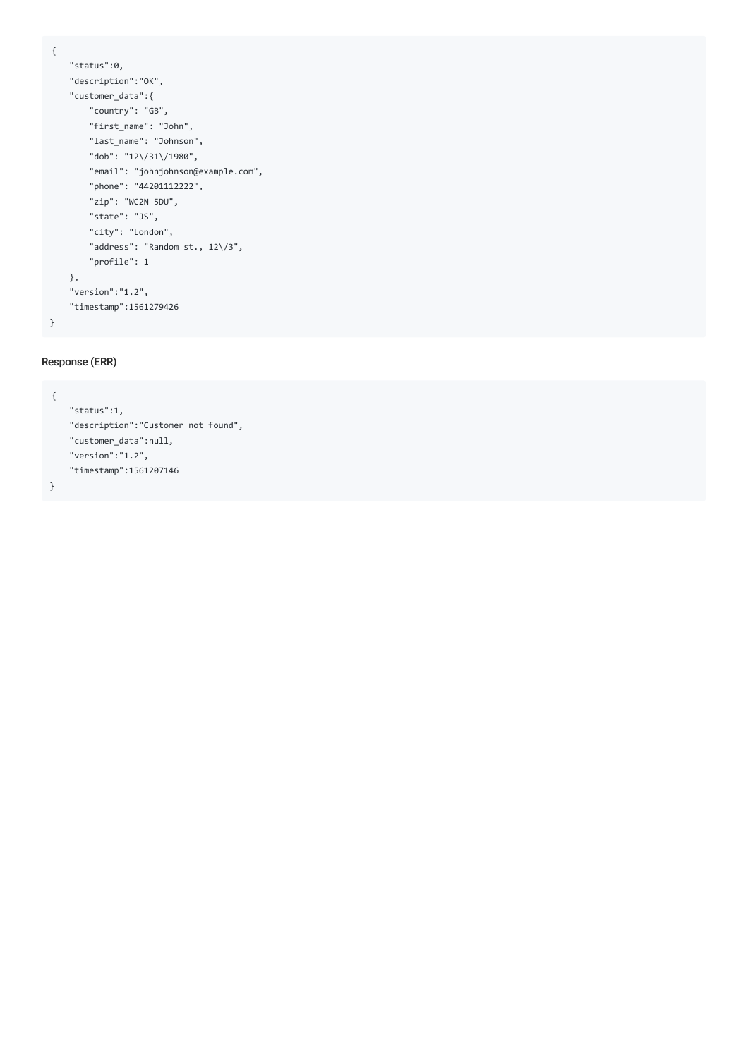```
{
    "status":0,
    "description":"OK",
    "customer_data":{
        "country": "GB",
        "first_name": "John",
        "last_name": "Johnson",
        "dob": "12\/31\/1980",
        "email": "johnjohnson@example.com",
        "phone": "44201112222",
        "zip": "WC2N 5DU",
        "state": "JS",
        "city": "London",
        "address": "Random st., 12\/3",
        "profile": 1
    },
    "version":"1.2",
    "timestamp":1561279426
}
```

#### Response (ERR)

```
{
    "status":1,
    "description":"Customer not found",
    "customer_data":null,
    "version":"1.2",
    "timestamp":1561207146
}
```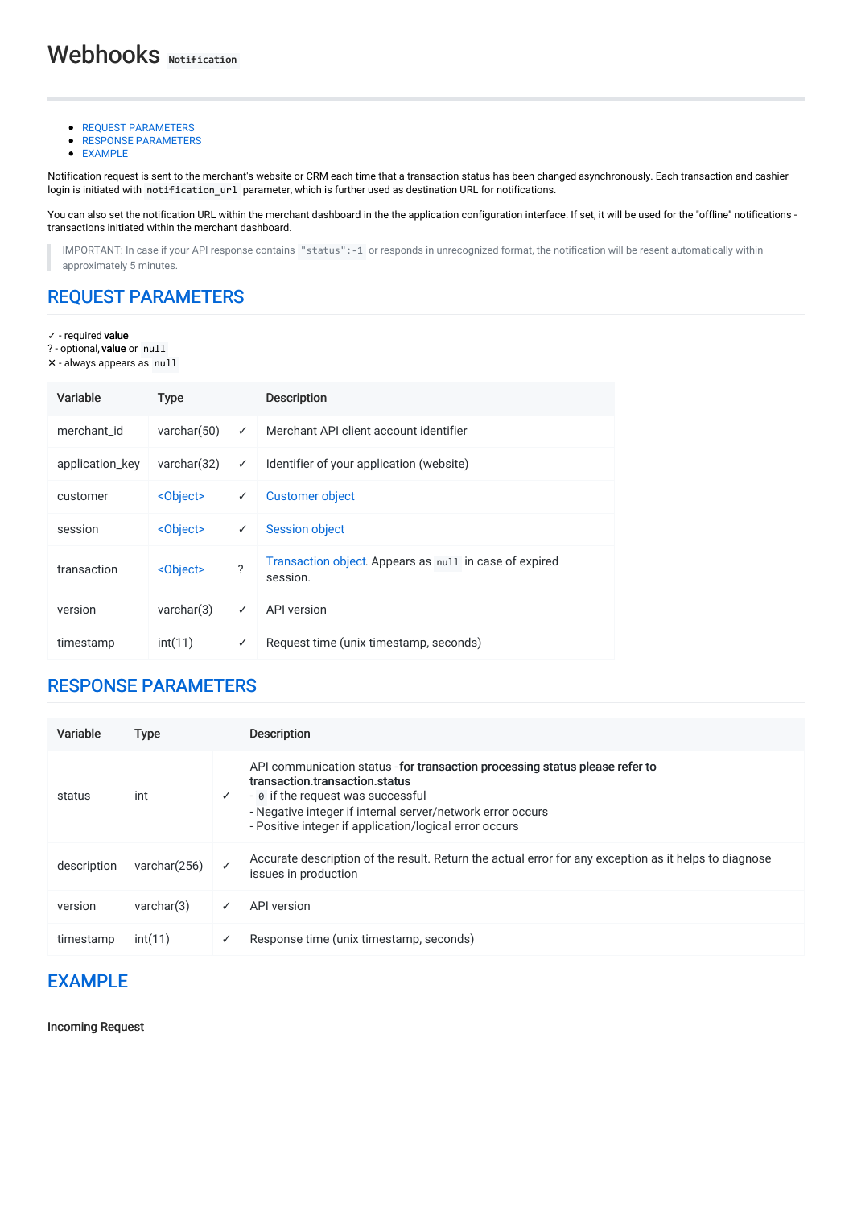# Webhooks `Notification`

- REQUEST PARAMETERS
- RESPONSE PARAMETERS
- EXAMPLE

Notification request is sent to the merchant's website or CRM each time that a transaction status has been changed asynchronously. Each transaction and cashier login is initiated with `notification_url` parameter, which is further used as destination URL for notifications.

You can also set the notification URL within the merchant dashboard in the the application configuration interface. If set, it will be used for the "offline" notifications - transactions initiated within the merchant dashboard.

> IMPORTANT: In case if your API response contains `"status":-1` or responds in unrecognized format, the notification will be resent automatically within approximately 5 minutes.

## REQUEST PARAMETERS

✓ - required **value**
? - optional, **value** or `null`
✕ - always appears as `null`

| Variable | Type | | Description |
|---|---|---|---|
| merchant_id | varchar(50) | ✓ | Merchant API client account identifier |
| application_key | varchar(32) | ✓ | Identifier of your application (website) |
| customer | <Object> | ✓ | Customer object |
| session | <Object> | ✓ | Session object |
| transaction | <Object> | ? | Transaction object. Appears as `null` in case of expired session. |
| version | varchar(3) | ✓ | API version |
| timestamp | int(11) | ✓ | Request time (unix timestamp, seconds) |

## RESPONSE PARAMETERS

| Variable | Type | | Description |
|---|---|---|---|
| status | int | ✓ | API communication status - **for transaction processing status please refer to transaction.transaction.status**<br>- `0` if the request was successful<br>- Negative integer if internal server/network error occurs<br>- Positive integer if application/logical error occurs |
| description | varchar(256) | ✓ | Accurate description of the result. Return the actual error for any exception as it helps to diagnose issues in production |
| version | varchar(3) | ✓ | API version |
| timestamp | int(11) | ✓ | Response time (unix timestamp, seconds) |

## EXAMPLE

**Incoming Request**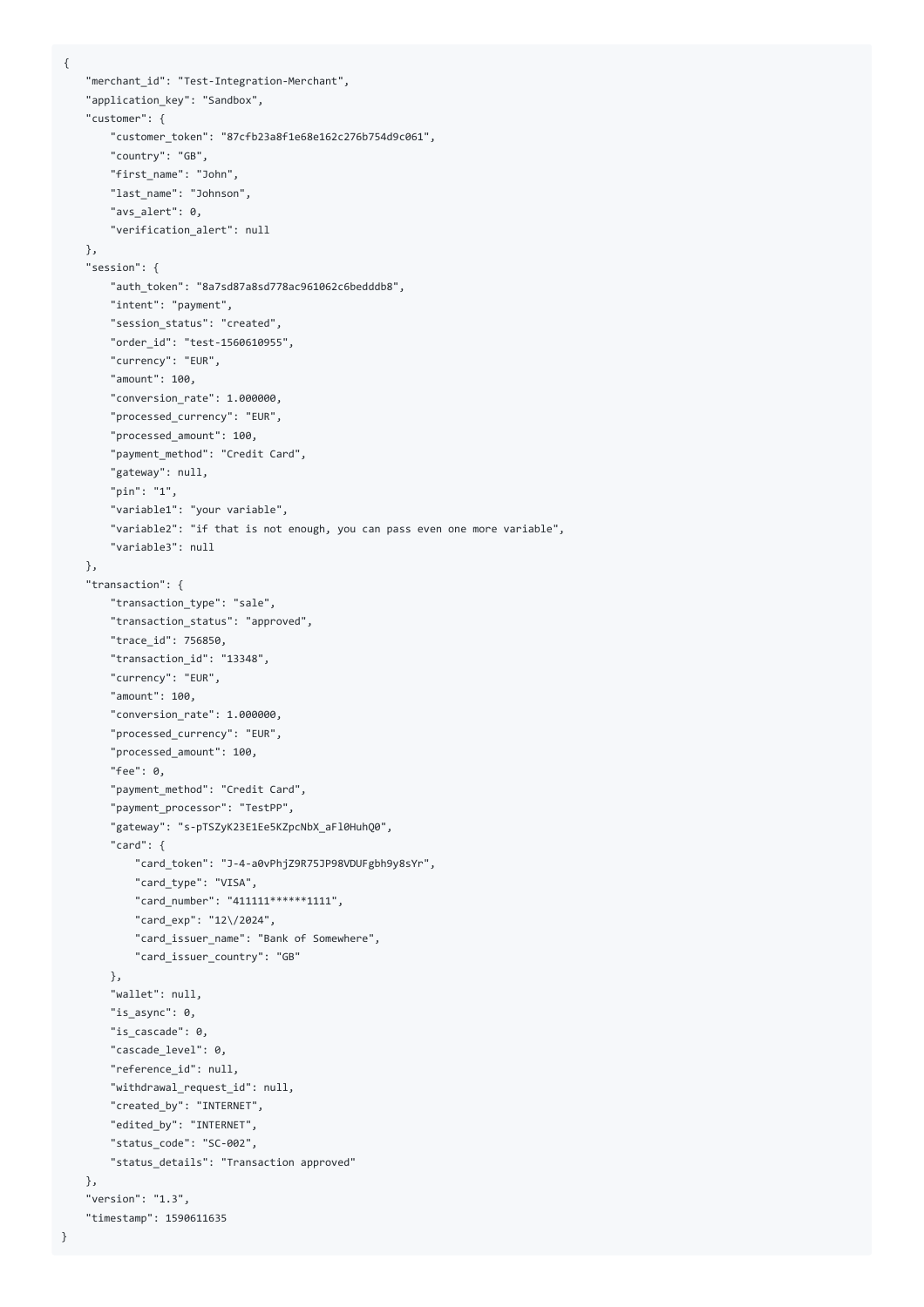```
{
    "merchant_id": "Test-Integration-Merchant",
    "application_key": "Sandbox",
    "customer": {
        "customer_token": "87cfb23a8f1e68e162c276b754d9c061",
        "country": "GB",
        "first_name": "John",
        "last_name": "Johnson",
        "avs_alert": 0,
        "verification_alert": null
    },
    "session": {
        "auth_token": "8a7sd87a8sd778ac961062c6bedddb8",
        "intent": "payment",
        "session_status": "created",
        "order_id": "test-1560610955",
        "currency": "EUR",
        "amount": 100,
        "conversion_rate": 1.000000,
        "processed_currency": "EUR",
        "processed_amount": 100,
        "payment_method": "Credit Card",
        "gateway": null,
        "pin": "1",
        "variable1": "your variable",
        "variable2": "if that is not enough, you can pass even one more variable",
        "variable3": null
    },
    "transaction": {
        "transaction_type": "sale",
        "transaction_status": "approved",
        "trace_id": 756850,
        "transaction_id": "13348",
        "currency": "EUR",
        "amount": 100,
        "conversion_rate": 1.000000,
        "processed_currency": "EUR",
        "processed_amount": 100,
        "fee": 0,
        "payment_method": "Credit Card",
        "payment_processor": "TestPP",
        "gateway": "s-pTSZyK23E1Ee5KZpcNbX_aFl0HuhQ0",
        "card": {
            "card_token": "J-4-a0vPhjZ9R75JP98VDUFgbh9y8sYr",
            "card_type": "VISA",
            "card_number": "411111******1111",
            "card_exp": "12\/2024",
            "card_issuer_name": "Bank of Somewhere",
            "card_issuer_country": "GB"
        },
        "wallet": null,
        "is_async": 0,
        "is_cascade": 0,
        "cascade_level": 0,
        "reference_id": null,
        "withdrawal_request_id": null,
        "created_by": "INTERNET",
        "edited_by": "INTERNET",
        "status_code": "SC-002",
        "status_details": "Transaction approved"
    },
    "version": "1.3",
    "timestamp": 1590611635
}
```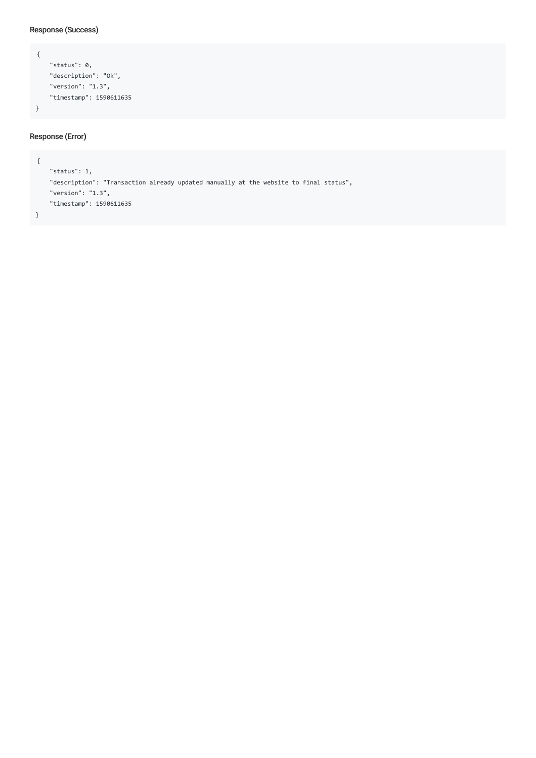#### Response (Success)

```
{
    "status": 0,
    "description": "Ok",
    "version": "1.3",
    "timestamp": 1590611635
}
```

#### Response (Error)

```
{
    "status": 1,
    "description": "Transaction already updated manually at the website to final status",
    "version": "1.3",
    "timestamp": 1590611635
}
```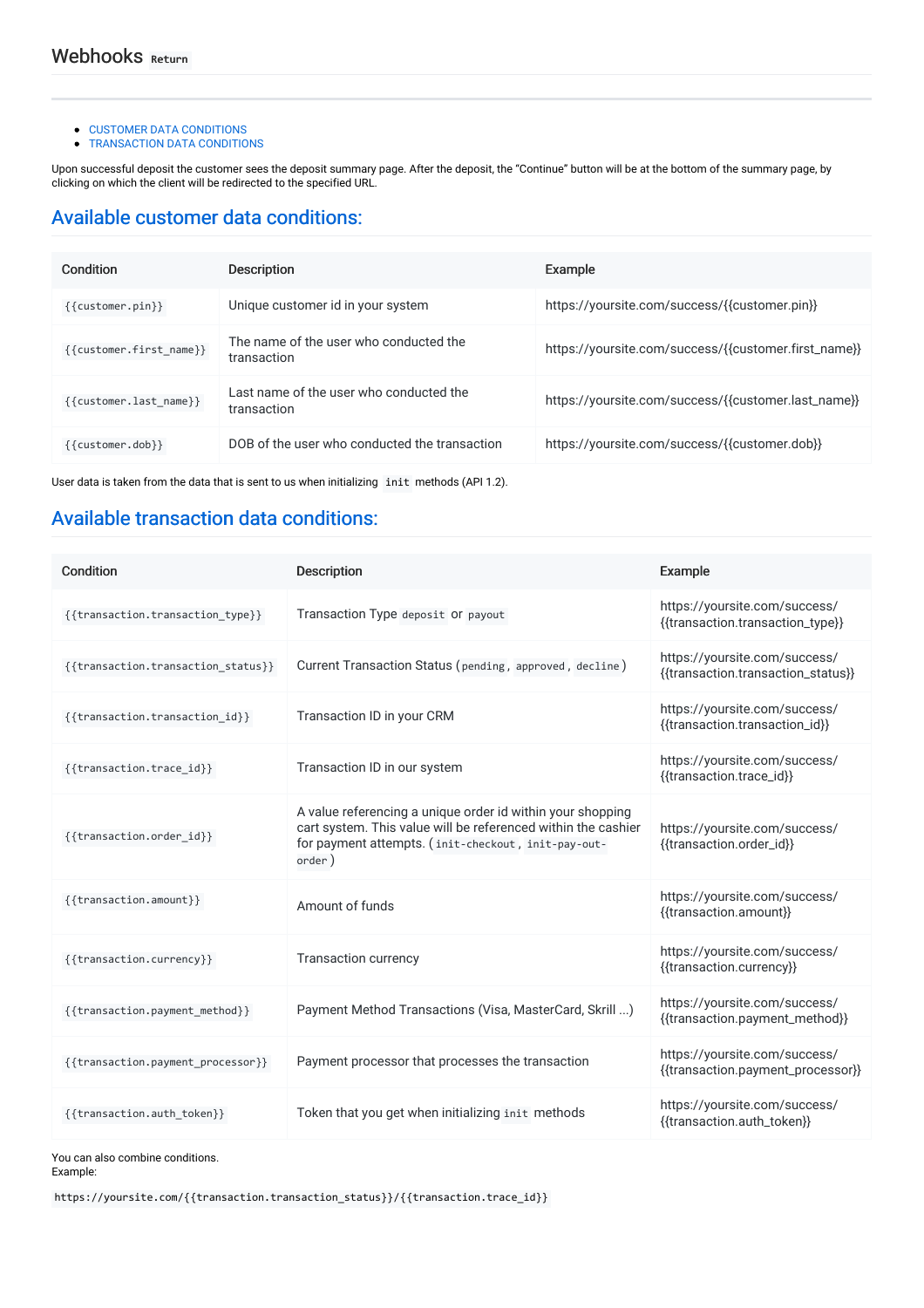# Webhooks `Return`

- CUSTOMER DATA CONDITIONS
- TRANSACTION DATA CONDITIONS

Upon successful deposit the customer sees the deposit summary page. After the deposit, the "Continue" button will be at the bottom of the summary page, by clicking on which the client will be redirected to the specified URL.

## Available customer data conditions:

| Condition | Description | Example |
|---|---|---|
| `{{customer.pin}}` | Unique customer id in your system | https://yoursite.com/success/{{customer.pin}} |
| `{{customer.first_name}}` | The name of the user who conducted the transaction | https://yoursite.com/success/{{customer.first_name}} |
| `{{customer.last_name}}` | Last name of the user who conducted the transaction | https://yoursite.com/success/{{customer.last_name}} |
| `{{customer.dob}}` | DOB of the user who conducted the transaction | https://yoursite.com/success/{{customer.dob}} |

User data is taken from the data that is sent to us when initializing `init` methods (API 1.2).

## Available transaction data conditions:

| Condition | Description | Example |
|---|---|---|
| `{{transaction.transaction_type}}` | Transaction Type `deposit` or `payout` | https://yoursite.com/success/{{transaction.transaction_type}} |
| `{{transaction.transaction_status}}` | Current Transaction Status (`pending`, `approved`, `decline`) | https://yoursite.com/success/{{transaction.transaction_status}} |
| `{{transaction.transaction_id}}` | Transaction ID in your CRM | https://yoursite.com/success/{{transaction.transaction_id}} |
| `{{transaction.trace_id}}` | Transaction ID in our system | https://yoursite.com/success/{{transaction.trace_id}} |
| `{{transaction.order_id}}` | A value referencing a unique order id within your shopping cart system. This value will be referenced within the cashier for payment attempts. (`init-checkout`, `init-pay-out-order`) | https://yoursite.com/success/{{transaction.order_id}} |
| `{{transaction.amount}}` | Amount of funds | https://yoursite.com/success/{{transaction.amount}} |
| `{{transaction.currency}}` | Transaction currency | https://yoursite.com/success/{{transaction.currency}} |
| `{{transaction.payment_method}}` | Payment Method Transactions (Visa, MasterCard, Skrill ...) | https://yoursite.com/success/{{transaction.payment_method}} |
| `{{transaction.payment_processor}}` | Payment processor that processes the transaction | https://yoursite.com/success/{{transaction.payment_processor}} |
| `{{transaction.auth_token}}` | Token that you get when initializing `init` methods | https://yoursite.com/success/{{transaction.auth_token}} |

You can also combine conditions.
Example:

```
https://yoursite.com/{{transaction.transaction_status}}/{{transaction.trace_id}}
```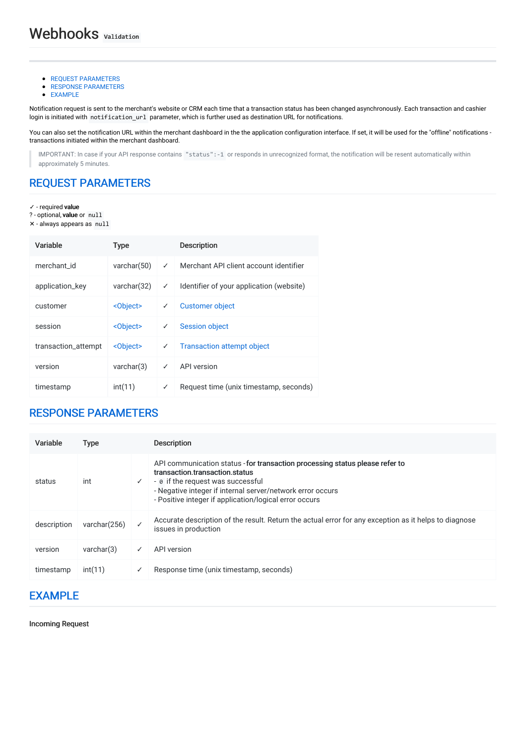# Webhooks `Validation`

- REQUEST PARAMETERS
- RESPONSE PARAMETERS
- EXAMPLE

Notification request is sent to the merchant's website or CRM each time that a transaction status has been changed asynchronously. Each transaction and cashier login is initiated with `notification_url` parameter, which is further used as destination URL for notifications.

You can also set the notification URL within the merchant dashboard in the the application configuration interface. If set, it will be used for the "offline" notifications - transactions initiated within the merchant dashboard.

> IMPORTANT: In case if your API response contains `"status":-1` or responds in unrecognized format, the notification will be resent automatically within approximately 5 minutes.

## REQUEST PARAMETERS

✓ - required **value**
? - optional, **value** or `null`
✕ - always appears as `null`

| Variable | Type | | Description |
|---|---|---|---|
| merchant_id | varchar(50) | ✓ | Merchant API client account identifier |
| application_key | varchar(32) | ✓ | Identifier of your application (website) |
| customer | <Object> | ✓ | Customer object |
| session | <Object> | ✓ | Session object |
| transaction_attempt | <Object> | ✓ | Transaction attempt object |
| version | varchar(3) | ✓ | API version |
| timestamp | int(11) | ✓ | Request time (unix timestamp, seconds) |

## RESPONSE PARAMETERS

| Variable | Type | | Description |
|---|---|---|---|
| status | int | ✓ | API communication status - **for transaction processing status please refer to transaction.transaction.status**<br>- `0` if the request was successful<br>- Negative integer if internal server/network error occurs<br>- Positive integer if application/logical error occurs |
| description | varchar(256) | ✓ | Accurate description of the result. Return the actual error for any exception as it helps to diagnose issues in production |
| version | varchar(3) | ✓ | API version |
| timestamp | int(11) | ✓ | Response time (unix timestamp, seconds) |

## EXAMPLE

**Incoming Request**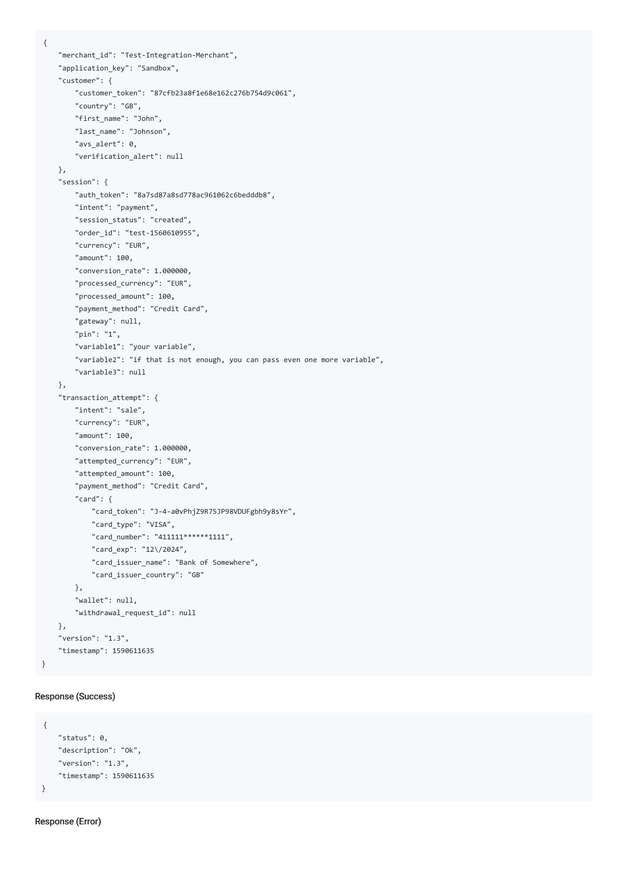```
{
    "merchant_id": "Test-Integration-Merchant",
    "application_key": "Sandbox",
    "customer": {
        "customer_token": "87cfb23a8f1e68e162c276b754d9c061",
        "country": "GB",
        "first_name": "John",
        "last_name": "Johnson",
        "avs_alert": 0,
        "verification_alert": null
    },
    "session": {
        "auth_token": "8a7sd87a8sd778ac961062c6bedddb8",
        "intent": "payment",
        "session_status": "created",
        "order_id": "test-1560610955",
        "currency": "EUR",
        "amount": 100,
        "conversion_rate": 1.000000,
        "processed_currency": "EUR",
        "processed_amount": 100,
        "payment_method": "Credit Card",
        "gateway": null,
        "pin": "1",
        "variable1": "your variable",
        "variable2": "if that is not enough, you can pass even one more variable",
        "variable3": null
    },
    "transaction_attempt": {
        "intent": "sale",
        "currency": "EUR",
        "amount": 100,
        "conversion_rate": 1.000000,
        "attempted_currency": "EUR",
        "attempted_amount": 100,
        "payment_method": "Credit Card",
        "card": {
            "card_token": "J-4-a0vPhjZ9R75JP98VDUFgbh9y8sYr",
            "card_type": "VISA",
            "card_number": "411111******1111",
            "card_exp": "12\/2024",
            "card_issuer_name": "Bank of Somewhere",
            "card_issuer_country": "GB"
        },
        "wallet": null,
        "withdrawal_request_id": null
    },
    "version": "1.3",
    "timestamp": 1590611635
}
```

#### Response (Success)

```
{
    "status": 0,
    "description": "Ok",
    "version": "1.3",
    "timestamp": 1590611635
}
```

#### Response (Error)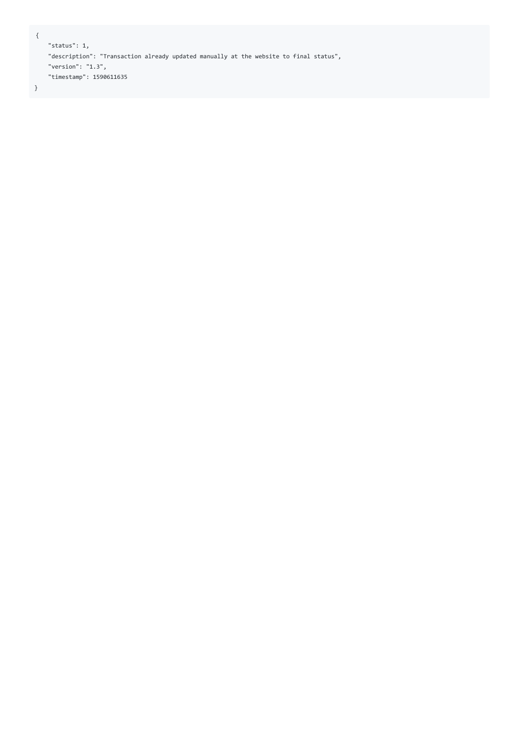```
{
    "status": 1,
    "description": "Transaction already updated manually at the website to final status",
    "version": "1.3",
    "timestamp": 1590611635
}
```